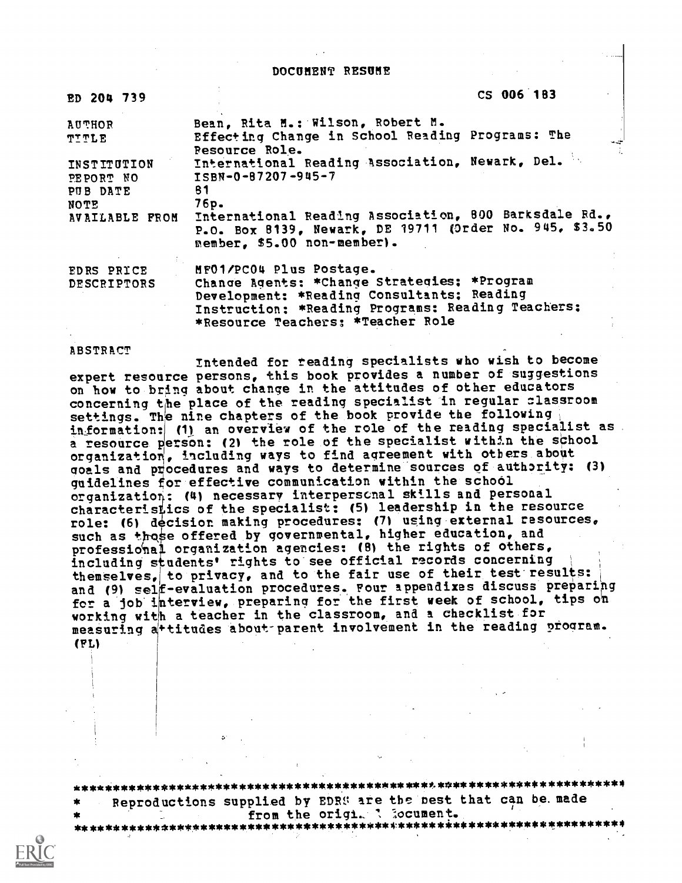# DOCUMENT RESUME

| ED 204 739 | CS 006 183 |
|---|---|
| AUTHOR | Bean, Rita M.; Wilson, Robert M. |
| TITLE | Effecting Change in School Reading Programs: The Resource Role. |
| INSTITUTION | International Reading Association, Newark, Del. |
| REPORT NO | ISBN-0-87207-945-7 |
| PUB DATE | 81 |
| NOTE | 76p. |
| AVAILABLE FROM | International Reading Association, 800 Barksdale Rd., P.O. Box 8139, Newark, DE 19711 (Order No. 945, $3.50 member, $5.00 non-member). |
| EDRS PRICE | MF01/PC04 Plus Postage. |
| DESCRIPTORS | Change Agents; *Change Strategies; *Program Development; *Reading Consultants; Reading Instruction; *Reading Programs; Reading Teachers; *Resource Teachers; *Teacher Role |

ABSTRACT

Intended for reading specialists who wish to become expert resource persons, this book provides a number of suggestions on how to bring about change in the attitudes of other educators concerning the place of the reading specialist in regular classroom settings. The nine chapters of the book provide the following information: (1) an overview of the role of the reading specialist as a resource person; (2) the role of the specialist within the school organization, including ways to find agreement with others about goals and procedures and ways to determine sources of authority; (3) guidelines for effective communication within the school organization; (4) necessary interpersonal skills and personal characteristics of the specialist; (5) leadership in the resource role; (6) decision making procedures; (7) using external resources, such as those offered by governmental, higher education, and professional organization agencies; (8) the rights of others, including students' rights to see official records concerning themselves, to privacy, and to the fair use of their test results; and (9) self-evaluation procedures. Four appendixes discuss preparing for a job interview, preparing for the first week of school, tips on working with a teacher in the classroom, and a checklist for measuring attitudes about parent involvement in the reading program. (FL)

***********************************************************************
* Reproductions supplied by EDRS are the best that can be made
* from the original document.
***********************************************************************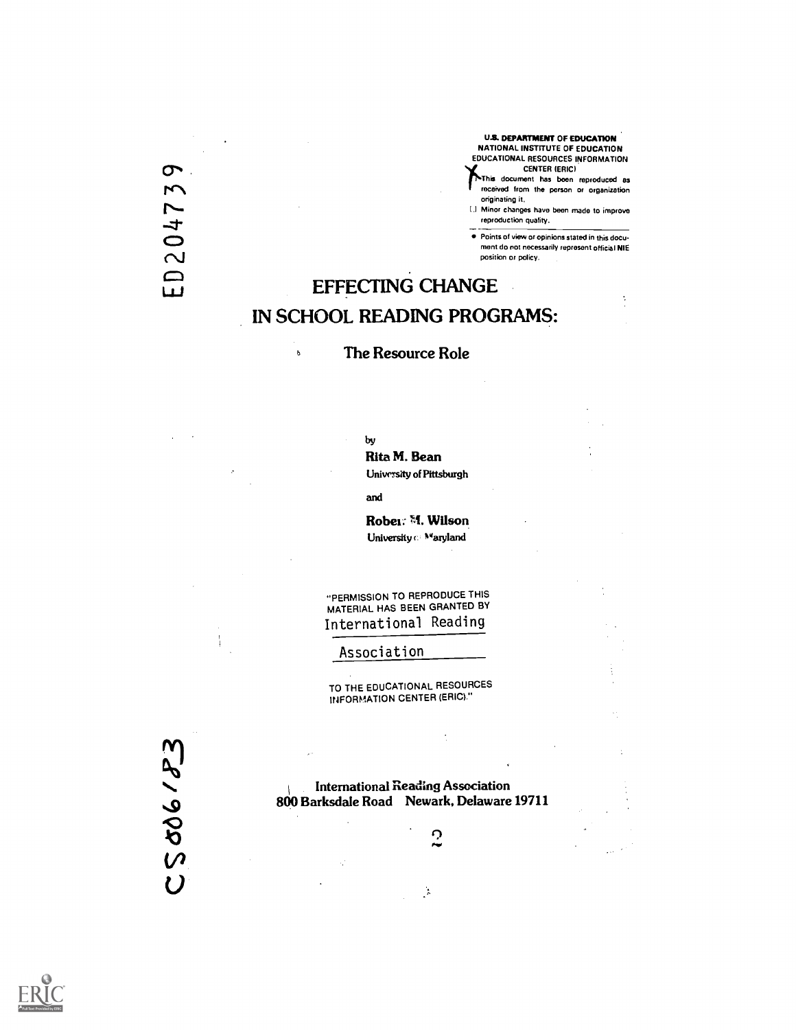ED204739

U.S. DEPARTMENT OF EDUCATION
NATIONAL INSTITUTE OF EDUCATION
EDUCATIONAL RESOURCES INFORMATION
CENTER (ERIC)

- [X] This document has been reproduced as received from the person or organization originating it.
- [ ] Minor changes have been made to improve reproduction quality.

- Points of view or opinions stated in this document do not necessarily represent official NIE position or policy.

# EFFECTING CHANGE IN SCHOOL READING PROGRAMS:

## The Resource Role

by

**Rita M. Bean**
University of Pittsburgh

and

**Robert M. Wilson**
University of Maryland

"PERMISSION TO REPRODUCE THIS MATERIAL HAS BEEN GRANTED BY International Reading Association TO THE EDUCATIONAL RESOURCES INFORMATION CENTER (ERIC)."

International Reading Association
800 Barksdale Road Newark, Delaware 19711

CS006183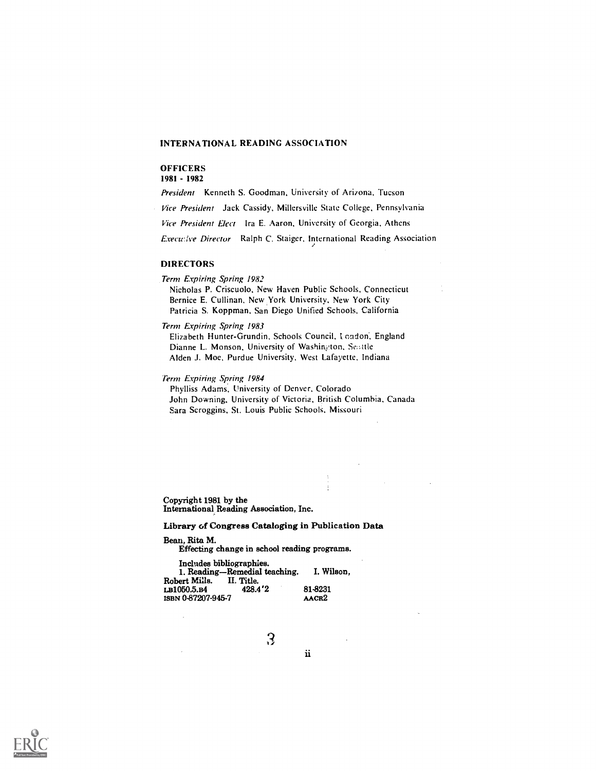## INTERNATIONAL READING ASSOCIATION

### OFFICERS
**1981 - 1982**

*President* Kenneth S. Goodman, University of Arizona, Tucson

*Vice President* Jack Cassidy, Millersville State College, Pennsylvania

*Vice President Elect* Ira E. Aaron, University of Georgia, Athens

*Executive Director* Ralph C. Staiger, International Reading Association

### DIRECTORS

*Term Expiring Spring 1982*
Nicholas P. Criscuolo, New Haven Public Schools, Connecticut
Bernice E. Cullinan, New York University, New York City
Patricia S. Koppman, San Diego Unified Schools, California

*Term Expiring Spring 1983*
Elizabeth Hunter-Grundin, Schools Council, London, England
Dianne L. Monson, University of Washington, Seattle
Alden J. Moe, Purdue University, West Lafayette, Indiana

*Term Expiring Spring 1984*
Phylliss Adams, University of Denver, Colorado
John Downing, University of Victoria, British Columbia, Canada
Sara Scroggins, St. Louis Public Schools, Missouri

Copyright 1981 by the
International Reading Association, Inc.

**Library of Congress Cataloging in Publication Data**

Bean, Rita M.
Effecting change in school reading programs.

Includes bibliographies.
1. Reading—Remedial teaching. I. Wilson, Robert Mills. II. Title.
LB1050.5.B4 428.4'2 81-8231
ISBN 0-87207-945-7 AACR2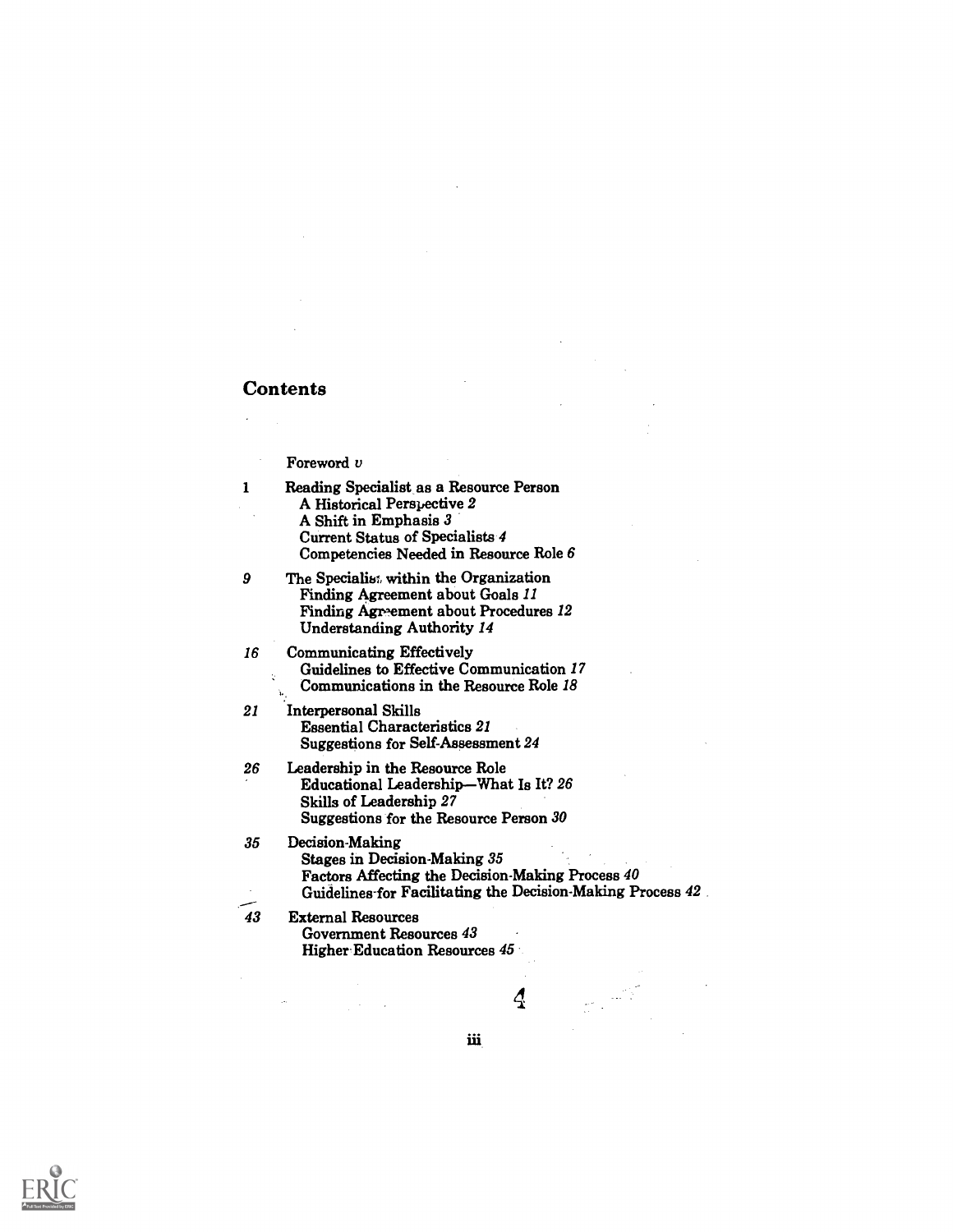## Contents

Foreword *v*

1 Reading Specialist as a Resource Person
   A Historical Perspective *2*
   A Shift in Emphasis *3*
   Current Status of Specialists *4*
   Competencies Needed in Resource Role *6*

9 The Specialist within the Organization
   Finding Agreement about Goals *11*
   Finding Agreement about Procedures *12*
   Understanding Authority *14*

16 Communicating Effectively
   Guidelines to Effective Communication *17*
   Communications in the Resource Role *18*

21 Interpersonal Skills
   Essential Characteristics *21*
   Suggestions for Self-Assessment *24*

26 Leadership in the Resource Role
   Educational Leadership—What Is It? *26*
   Skills of Leadership *27*
   Suggestions for the Resource Person *30*

35 Decision-Making
   Stages in Decision-Making *35*
   Factors Affecting the Decision-Making Process *40*
   Guidelines for Facilitating the Decision-Making Process *42*

43 External Resources
   Government Resources *43*
   Higher Education Resources *45*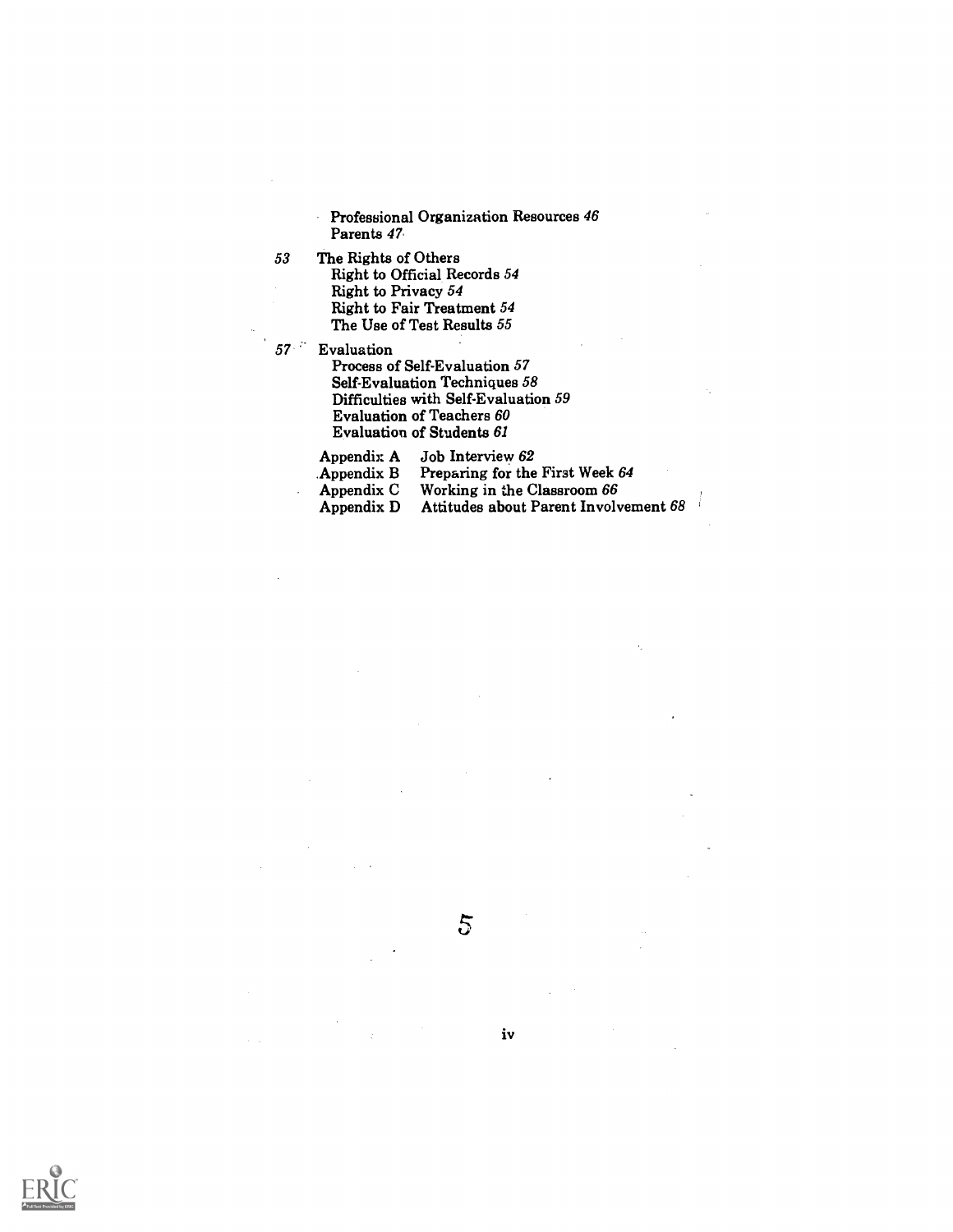Professional Organization Resources *46*
Parents *47*

53 The Rights of Others
Right to Official Records *54*
Right to Privacy *54*
Right to Fair Treatment *54*
The Use of Test Results *55*

57 Evaluation
Process of Self-Evaluation *57*
Self-Evaluation Techniques *58*
Difficulties with Self-Evaluation *59*
Evaluation of Teachers *60*
Evaluation of Students *61*

Appendix A Job Interview *62*
Appendix B Preparing for the First Week *64*
Appendix C Working in the Classroom *66*
Appendix D Attitudes about Parent Involvement *68*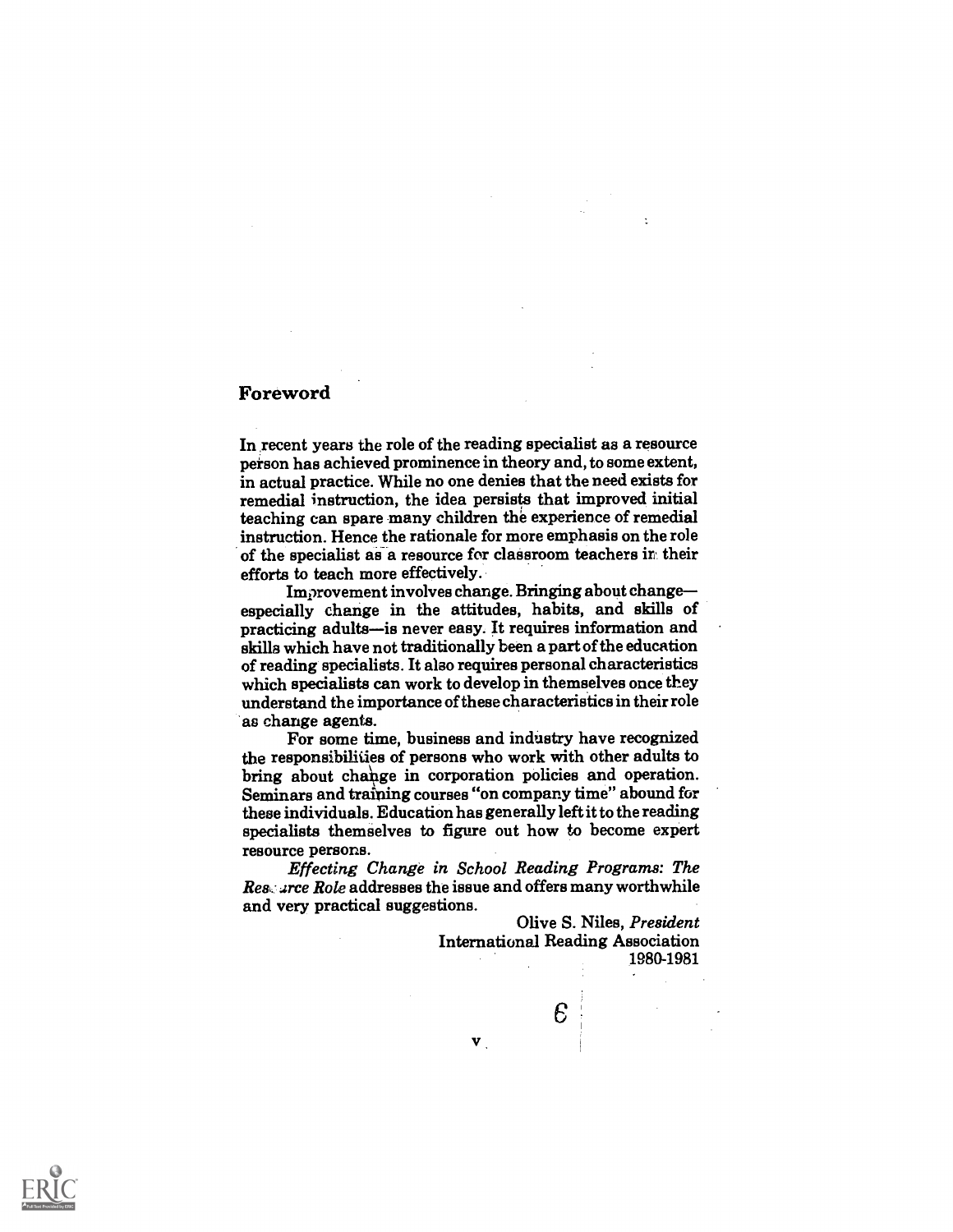## Foreword

In recent years the role of the reading specialist as a resource person has achieved prominence in theory and, to some extent, in actual practice. While no one denies that the need exists for remedial instruction, the idea persists that improved initial teaching can spare many children the experience of remedial instruction. Hence the rationale for more emphasis on the role of the specialist as a resource for classroom teachers in their efforts to teach more effectively.

Improvement involves change. Bringing about change—especially change in the attitudes, habits, and skills of practicing adults—is never easy. It requires information and skills which have not traditionally been a part of the education of reading specialists. It also requires personal characteristics which specialists can work to develop in themselves once they understand the importance of these characteristics in their role as change agents.

For some time, business and industry have recognized the responsibilities of persons who work with other adults to bring about change in corporation policies and operation. Seminars and training courses "on company time" abound for these individuals. Education has generally left it to the reading specialists themselves to figure out how to become expert resource persons.

*Effecting Change in School Reading Programs: The Resource Role* addresses the issue and offers many worthwhile and very practical suggestions.

Olive S. Niles, *President*
International Reading Association
1980-1981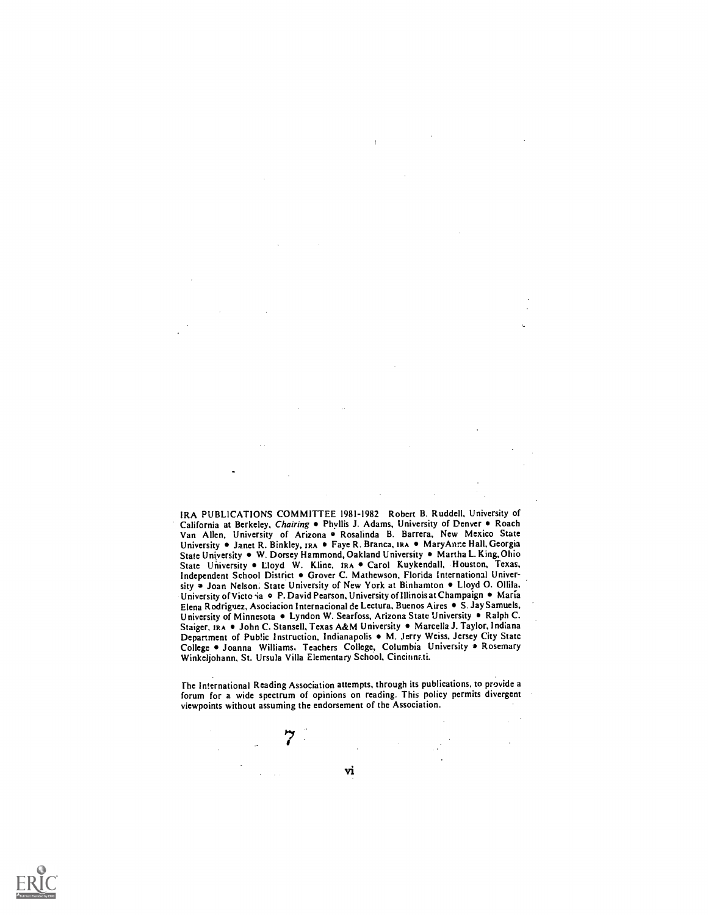IRA PUBLICATIONS COMMITTEE 1981-1982 Robert B. Ruddell, University of California at Berkeley, *Chairing* • Phyllis J. Adams, University of Denver • Roach Van Allen, University of Arizona • Rosalinda B. Barrera, New Mexico State University • Janet R. Binkley, IRA • Faye R. Branca, IRA • MaryAnne Hall, Georgia State University • W. Dorsey Hammond, Oakland University • Martha L. King, Ohio State University • Lloyd W. Kline, IRA • Carol Kuykendall, Houston, Texas, Independent School District • Grover C. Mathewson, Florida International University • Joan Nelson, State University of New York at Binhamton • Lloyd O. Ollila, University of Victoria • P. David Pearson, University of Illinois at Champaign • María Elena Rodriguez, Asociacion Internacional de Lectura, Buenos Aires • S. Jay Samuels, University of Minnesota • Lyndon W. Searfoss, Arizona State University • Ralph C. Staiger, IRA • John C. Stansell, Texas A&M University • Marcella J. Taylor, Indiana Department of Public Instruction, Indianapolis • M. Jerry Weiss, Jersey City State College • Joanna Williams, Teachers College, Columbia University • Rosemary Winkeljohann, St. Ursula Villa Elementary School, Cincinnati.

The International Reading Association attempts, through its publications, to provide a forum for a wide spectrum of opinions on reading. This policy permits divergent viewpoints without assuming the endorsement of the Association.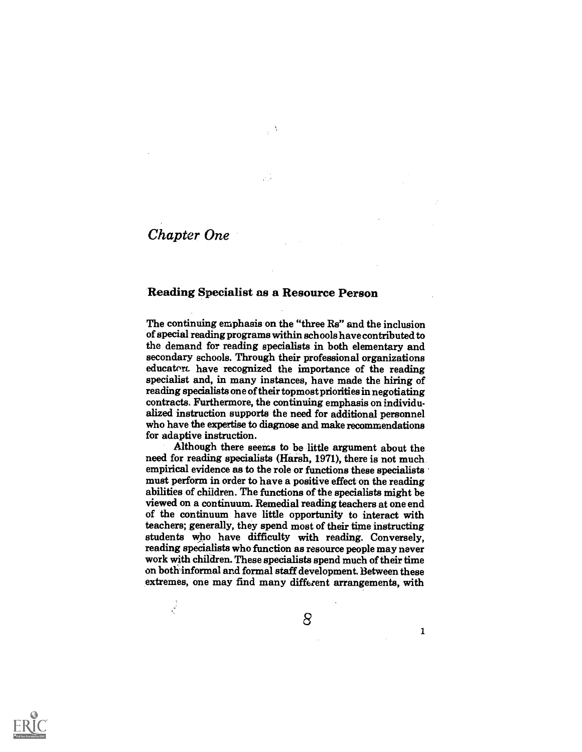*Chapter One*

## Reading Specialist as a Resource Person

The continuing emphasis on the "three Rs" and the inclusion of special reading programs within schools have contributed to the demand for reading specialists in both elementary and secondary schools. Through their professional organizations educators have recognized the importance of the reading specialist and, in many instances, have made the hiring of reading specialists one of their topmost priorities in negotiating contracts. Furthermore, the continuing emphasis on individualized instruction supports the need for additional personnel who have the expertise to diagnose and make recommendations for adaptive instruction.

Although there seems to be little argument about the need for reading specialists (Harsh, 1971), there is not much empirical evidence as to the role or functions these specialists must perform in order to have a positive effect on the reading abilities of children. The functions of the specialists might be viewed on a continuum. Remedial reading teachers at one end of the continuum have little opportunity to interact with teachers; generally, they spend most of their time instructing students who have difficulty with reading. Conversely, reading specialists who function as resource people may never work with children. These specialists spend much of their time on both informal and formal staff development. Between these extremes, one may find many different arrangements, with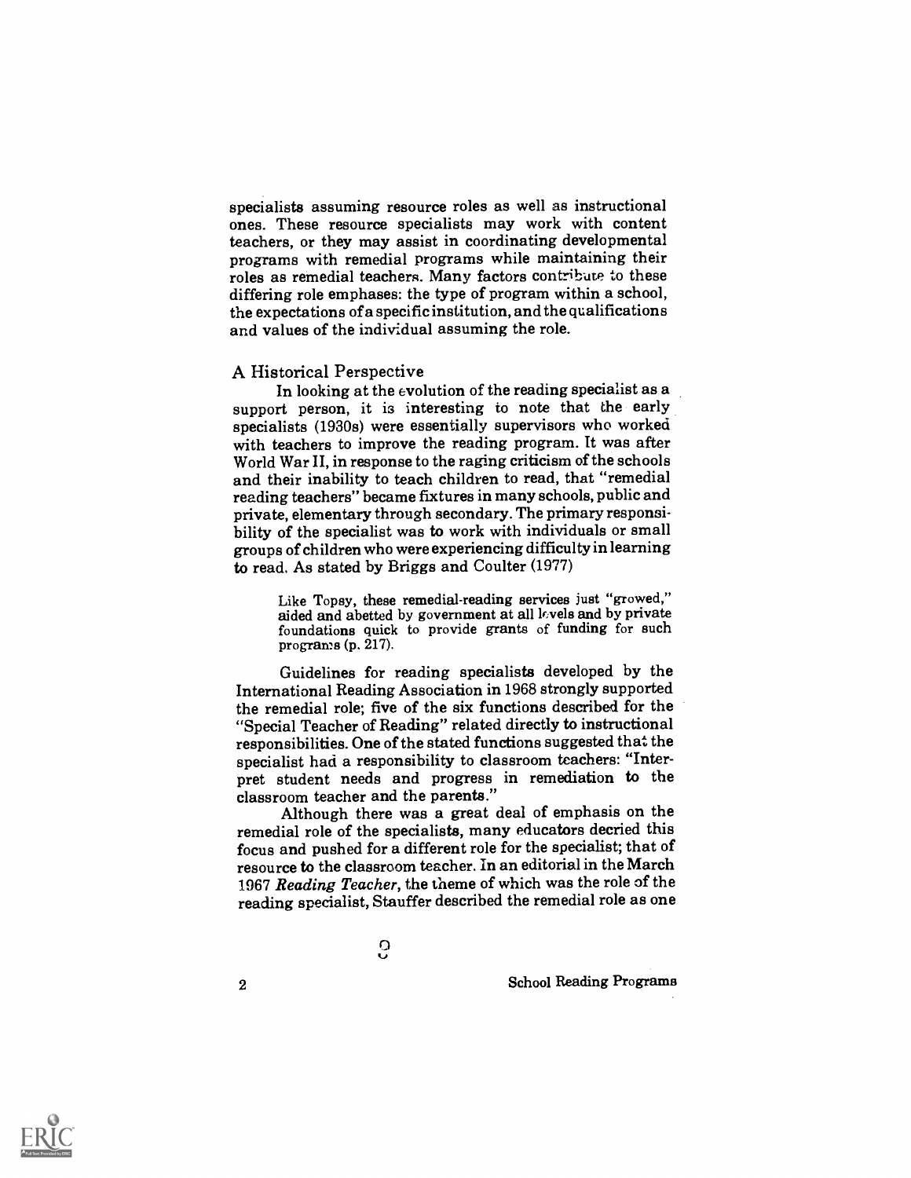specialists assuming resource roles as well as instructional ones. These resource specialists may work with content teachers, or they may assist in coordinating developmental programs with remedial programs while maintaining their roles as remedial teachers. Many factors contribute to these differing role emphases: the type of program within a school, the expectations of a specific institution, and the qualifications and values of the individual assuming the role.

## A Historical Perspective

In looking at the evolution of the reading specialist as a support person, it is interesting to note that the early specialists (1930s) were essentially supervisors who worked with teachers to improve the reading program. It was after World War II, in response to the raging criticism of the schools and their inability to teach children to read, that "remedial reading teachers" became fixtures in many schools, public and private, elementary through secondary. The primary responsibility of the specialist was to work with individuals or small groups of children who were experiencing difficulty in learning to read. As stated by Briggs and Coulter (1977)

> Like Topsy, these remedial-reading services just "growed," aided and abetted by government at all levels and by private foundations quick to provide grants of funding for such programs (p. 217).

Guidelines for reading specialists developed by the International Reading Association in 1968 strongly supported the remedial role; five of the six functions described for the "Special Teacher of Reading" related directly to instructional responsibilities. One of the stated functions suggested that the specialist had a responsibility to classroom teachers: "Interpret student needs and progress in remediation to the classroom teacher and the parents."

Although there was a great deal of emphasis on the remedial role of the specialists, many educators decried this focus and pushed for a different role for the specialist; that of resource to the classroom teacher. In an editorial in the March 1967 *Reading Teacher*, the theme of which was the role of the reading specialist, Stauffer described the remedial role as one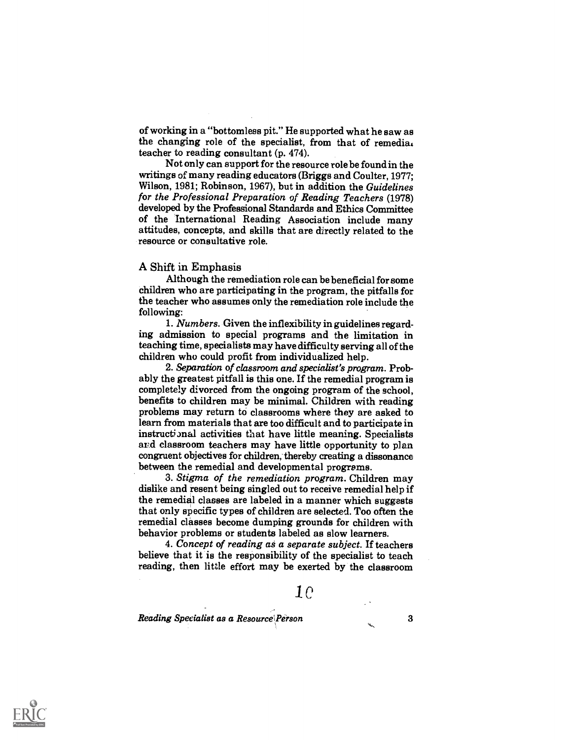of working in a "bottomless pit." He supported what he saw as the changing role of the specialist, from that of remedial teacher to reading consultant (p. 474).

Not only can support for the resource role be found in the writings of many reading educators (Briggs and Coulter, 1977; Wilson, 1981; Robinson, 1967), but in addition the *Guidelines for the Professional Preparation of Reading Teachers* (1978) developed by the Professional Standards and Ethics Committee of the International Reading Association include many attitudes, concepts, and skills that are directly related to the resource or consultative role.

## A Shift in Emphasis

Although the remediation role can be beneficial for some children who are participating in the program, the pitfalls for the teacher who assumes only the remediation role include the following:

1. *Numbers.* Given the inflexibility in guidelines regarding admission to special programs and the limitation in teaching time, specialists may have difficulty serving all of the children who could profit from individualized help.

2. *Separation of classroom and specialist's program.* Probably the greatest pitfall is this one. If the remedial program is completely divorced from the ongoing program of the school, benefits to children may be minimal. Children with reading problems may return to classrooms where they are asked to learn from materials that are too difficult and to participate in instructional activities that have little meaning. Specialists and classroom teachers may have little opportunity to plan congruent objectives for children, thereby creating a dissonance between the remedial and developmental programs.

3. *Stigma of the remediation program.* Children may dislike and resent being singled out to receive remedial help if the remedial classes are labeled in a manner which suggests that only specific types of children are selected. Too often the remedial classes become dumping grounds for children with behavior problems or students labeled as slow learners.

4. *Concept of reading as a separate subject.* If teachers believe that it is the responsibility of the specialist to teach reading, then little effort may be exerted by the classroom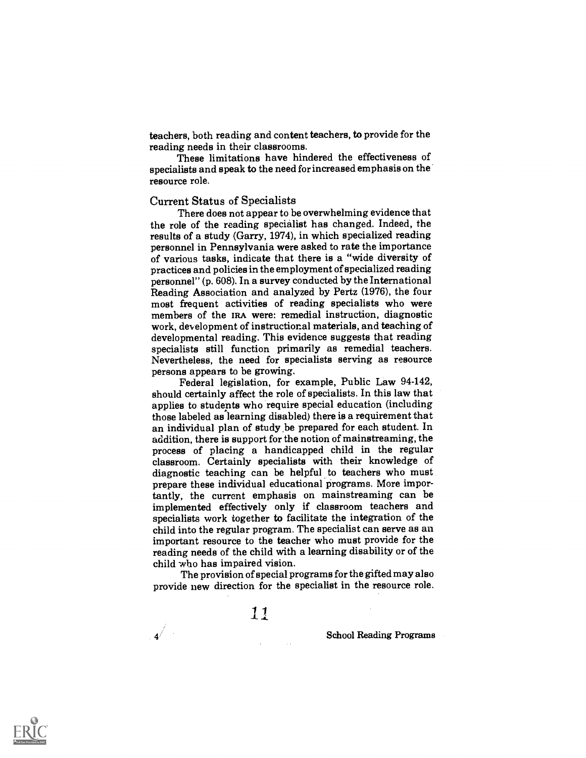teachers, both reading and content teachers, to provide for the reading needs in their classrooms.

These limitations have hindered the effectiveness of specialists and speak to the need for increased emphasis on the resource role.

## Current Status of Specialists

There does not appear to be overwhelming evidence that the role of the reading specialist has changed. Indeed, the results of a study (Garry, 1974), in which specialized reading personnel in Pennsylvania were asked to rate the importance of various tasks, indicate that there is a "wide diversity of practices and policies in the employment of specialized reading personnel" (p. 608). In a survey conducted by the International Reading Association and analyzed by Pertz (1976), the four most frequent activities of reading specialists who were members of the IRA were: remedial instruction, diagnostic work, development of instructional materials, and teaching of developmental reading. This evidence suggests that reading specialists still function primarily as remedial teachers. Nevertheless, the need for specialists serving as resource persons appears to be growing.

Federal legislation, for example, Public Law 94-142, should certainly affect the role of specialists. In this law that applies to students who require special education (including those labeled as learning disabled) there is a requirement that an individual plan of study be prepared for each student. In addition, there is support for the notion of mainstreaming, the process of placing a handicapped child in the regular classroom. Certainly specialists with their knowledge of diagnostic teaching can be helpful to teachers who must prepare these individual educational programs. More importantly, the current emphasis on mainstreaming can be implemented effectively only if classroom teachers and specialists work together to facilitate the integration of the child into the regular program. The specialist can serve as an important resource to the teacher who must provide for the reading needs of the child with a learning disability or of the child who has impaired vision.

The provision of special programs for the gifted may also provide new direction for the specialist in the resource role.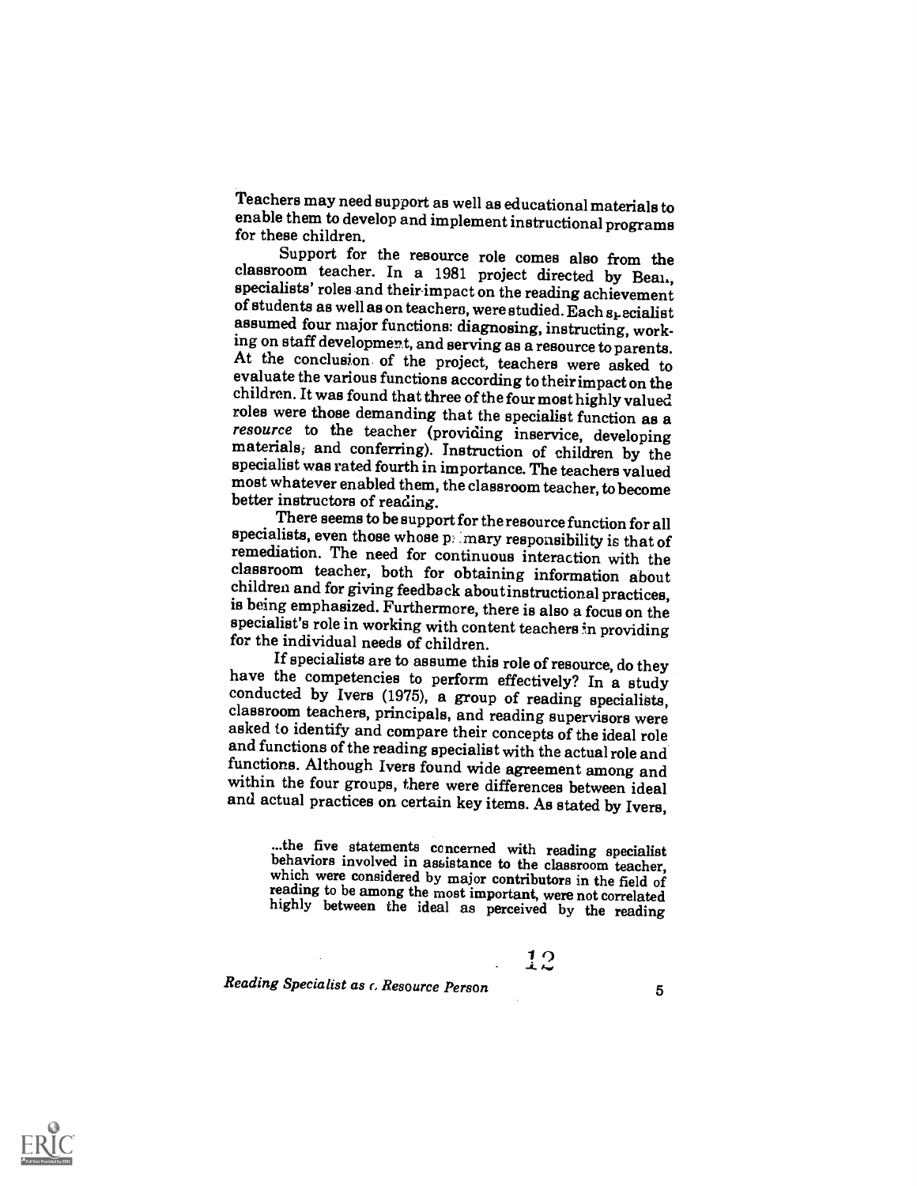Teachers may need support as well as educational materials to enable them to develop and implement instructional programs for these children.

Support for the resource role comes also from the classroom teacher. In a 1981 project directed by Bean, specialists' roles and their impact on the reading achievement of students as well as on teachers, were studied. Each specialist assumed four major functions: diagnosing, instructing, working on staff development, and serving as a resource to parents. At the conclusion of the project, teachers were asked to evaluate the various functions according to their impact on the children. It was found that three of the four most highly valued roles were those demanding that the specialist function as a *resource* to the teacher (providing inservice, developing materials, and conferring). Instruction of children by the specialist was rated fourth in importance. The teachers valued most whatever enabled them, the classroom teacher, to become better instructors of reading.

There seems to be support for the resource function for all specialists, even those whose primary responsibility is that of remediation. The need for continuous interaction with the classroom teacher, both for obtaining information about children and for giving feedback about instructional practices, is being emphasized. Furthermore, there is also a focus on the specialist's role in working with content teachers in providing for the individual needs of children.

If specialists are to assume this role of resource, do they have the competencies to perform effectively? In a study conducted by Ivers (1975), a group of reading specialists, classroom teachers, principals, and reading supervisors were asked to identify and compare their concepts of the ideal role and functions of the reading specialist with the actual role and functions. Although Ivers found wide agreement among and within the four groups, there were differences between ideal and actual practices on certain key items. As stated by Ivers,

> ...the five statements concerned with reading specialist behaviors involved in assistance to the classroom teacher, which were considered by major contributors in the field of reading to be among the most important, were not correlated highly between the ideal as perceived by the reading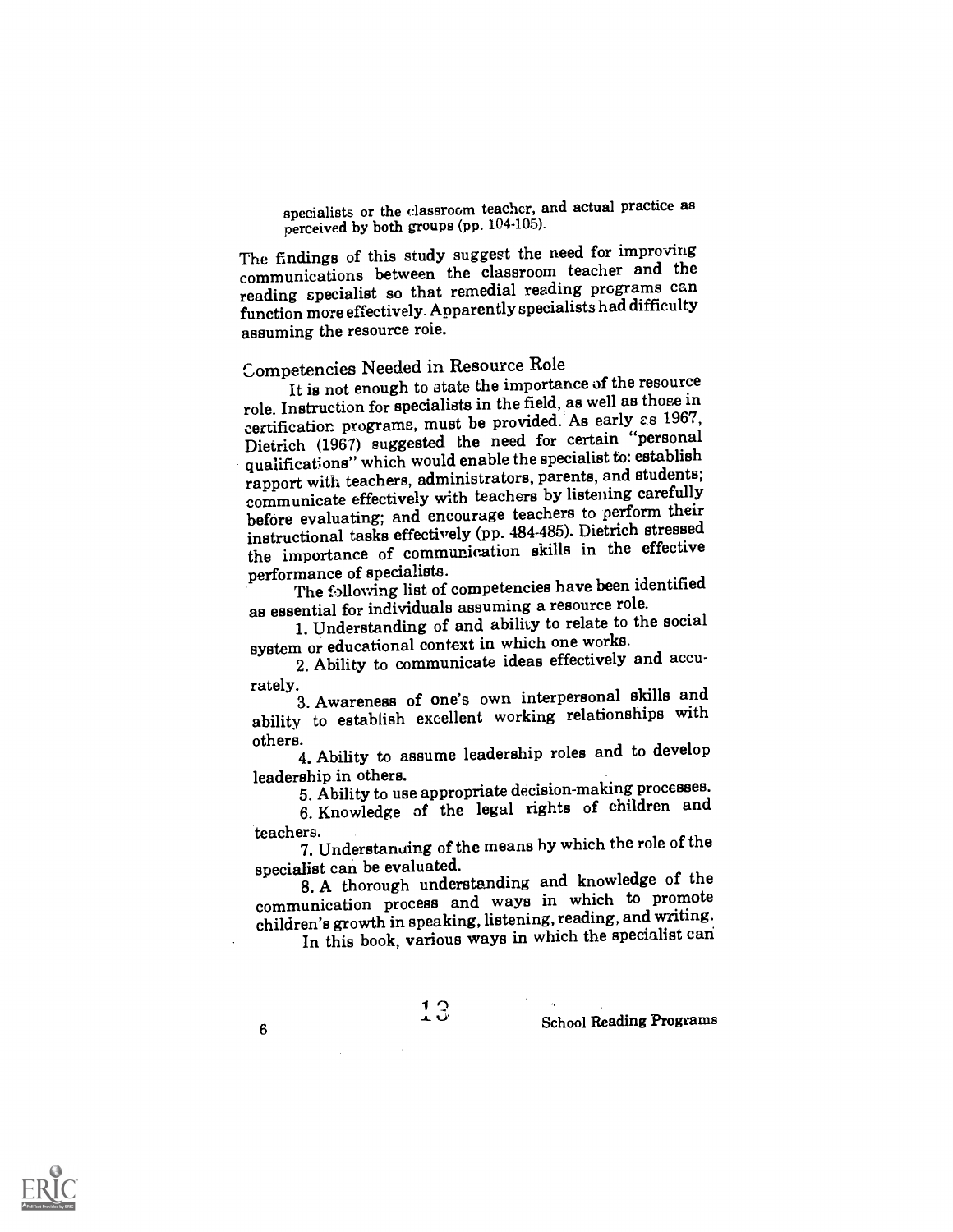specialists or the classroom teacher, and actual practice as perceived by both groups (pp. 104-105).

The findings of this study suggest the need for improving communications between the classroom teacher and the reading specialist so that remedial reading programs can function more effectively. Apparently specialists had difficulty assuming the resource role.

## Competencies Needed in Resource Role

It is not enough to state the importance of the resource role. Instruction for specialists in the field, as well as those in certification programs, must be provided. As early as 1967, Dietrich (1967) suggested the need for certain "personal qualifications" which would enable the specialist to: establish rapport with teachers, administrators, parents, and students; communicate effectively with teachers by listening carefully before evaluating; and encourage teachers to perform their instructional tasks effectively (pp. 484-485). Dietrich stressed the importance of communication skills in the effective performance of specialists.

The following list of competencies have been identified as essential for individuals assuming a resource role.

1. Understanding of and ability to relate to the social system or educational context in which one works.
2. Ability to communicate ideas effectively and accurately.
3. Awareness of one's own interpersonal skills and ability to establish excellent working relationships with others.
4. Ability to assume leadership roles and to develop leadership in others.
5. Ability to use appropriate decision-making processes.
6. Knowledge of the legal rights of children and teachers.
7. Understanding of the means by which the role of the specialist can be evaluated.
8. A thorough understanding and knowledge of the communication process and ways in which to promote children's growth in speaking, listening, reading, and writing.

In this book, various ways in which the specialist can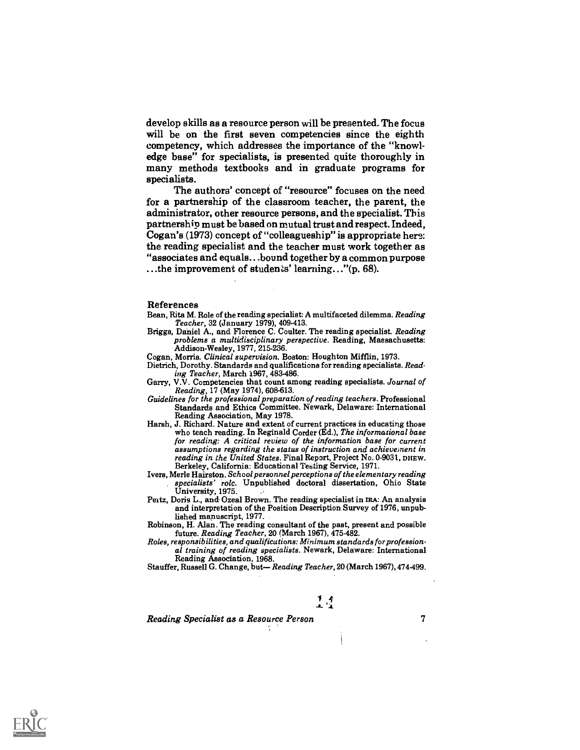develop skills as a resource person will be presented. The focus will be on the first seven competencies since the eighth competency, which addresses the importance of the "knowledge base" for specialists, is presented quite thoroughly in many methods textbooks and in graduate programs for specialists.

The authors' concept of "resource" focuses on the need for a partnership of the classroom teacher, the parent, the administrator, other resource persons, and the specialist. This partnership must be based on mutual trust and respect. Indeed, Cogan's (1973) concept of "colleagueship" is appropriate here: the reading specialist and the teacher must work together as "associates and equals...bound together by a common purpose ...the improvement of students' learning..."(p. 68).

### References

Bean, Rita M. Role of the reading specialist: A multifaceted dilemma. *Reading Teacher*, 32 (January 1979), 409-413.

Briggs, Daniel A., and Florence C. Coulter. The reading specialist. *Reading problems a multidisciplinary perspective*. Reading, Massachusetts: Addison-Wesley, 1977, 215-236.

Cogan, Morris. *Clinical supervision*. Boston: Houghton Mifflin, 1973.

Dietrich, Dorothy. Standards and qualifications for reading specialists. *Reading Teacher*, March 1967, 483-486.

Garry, V.V. Competencies that count among reading specialists. *Journal of Reading*, 17 (May 1974), 608-613.

*Guidelines for the professional preparation of reading teachers*. Professional Standards and Ethics Committee. Newark, Delaware: International Reading Association, May 1978.

Harsh, J. Richard. Nature and extent of current practices in educating those who teach reading. In Reginald Corder (Ed.), *The informational base for reading: A critical review of the information base for current assumptions regarding the status of instruction and achievement in reading in the United States*. Final Report, Project No. 0-9031, DHEW. Berkeley, California: Educational Testing Service, 1971.

Ivers, Merle Hairston. *School personnel perceptions of the elementary reading specialists' role*. Unpublished doctoral dissertation, Ohio State University, 1975.

Peitz, Doris L., and Ozeal Brown. The reading specialist in IRA: An analysis and interpretation of the Position Description Survey of 1976, unpublished manuscript, 1977.

Robinson, H. Alan. The reading consultant of the past, present and possible future. *Reading Teacher*, 20 (March 1967), 475-482.

*Roles, responsibilities, and qualifications: Minimum standards for professional training of reading specialists*. Newark, Delaware: International Reading Association, 1968.

Stauffer, Russell G. Change, but— *Reading Teacher*, 20 (March 1967), 474-499.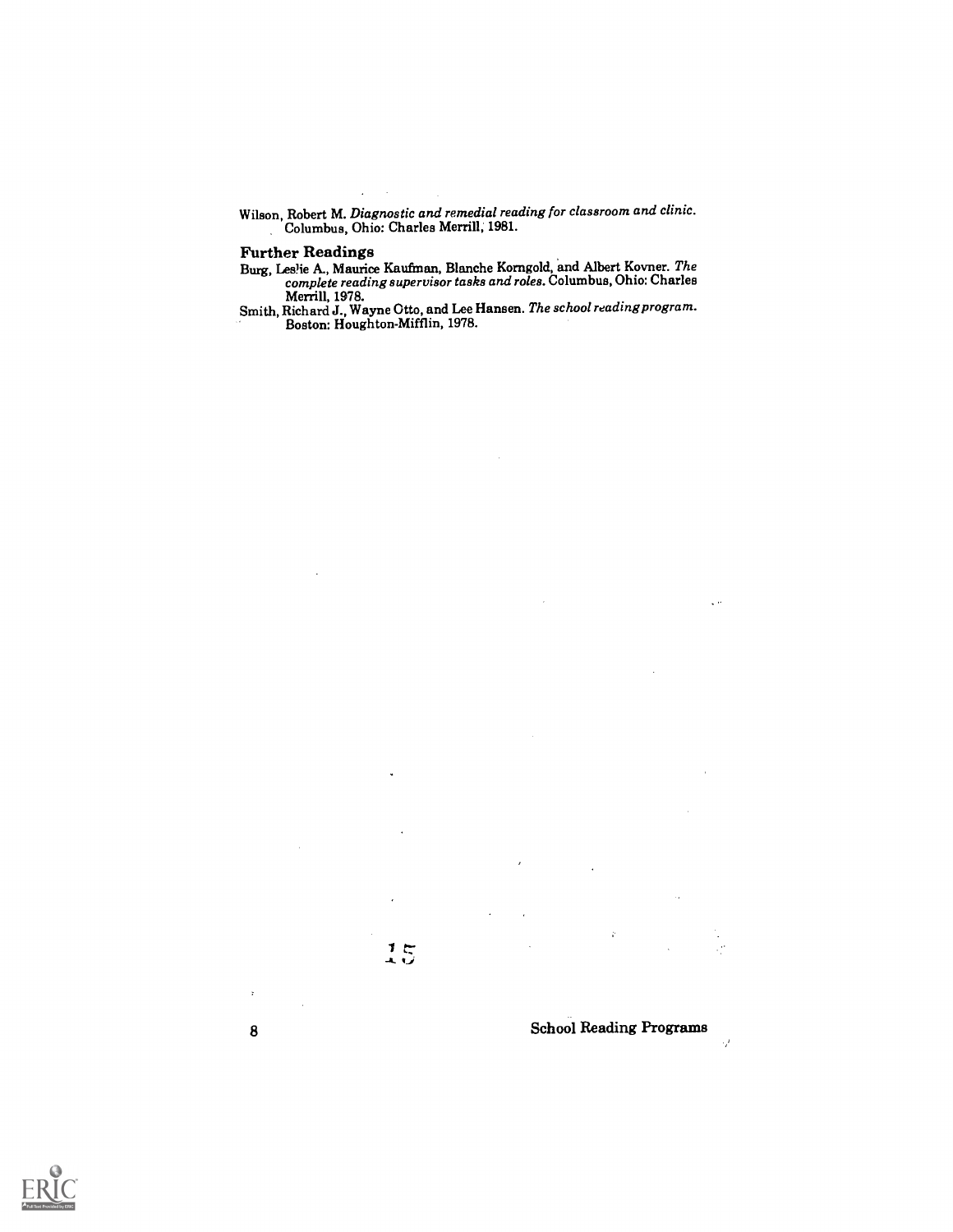Wilson, Robert M. *Diagnostic and remedial reading for classroom and clinic.* Columbus, Ohio: Charles Merrill, 1981.

## Further Readings

Burg, Leslie A., Maurice Kaufman, Blanche Korngold, and Albert Kovner. *The complete reading supervisor tasks and roles.* Columbus, Ohio: Charles Merrill, 1978.

Smith, Richard J., Wayne Otto, and Lee Hansen. *The school reading program.* Boston: Houghton-Mifflin, 1978.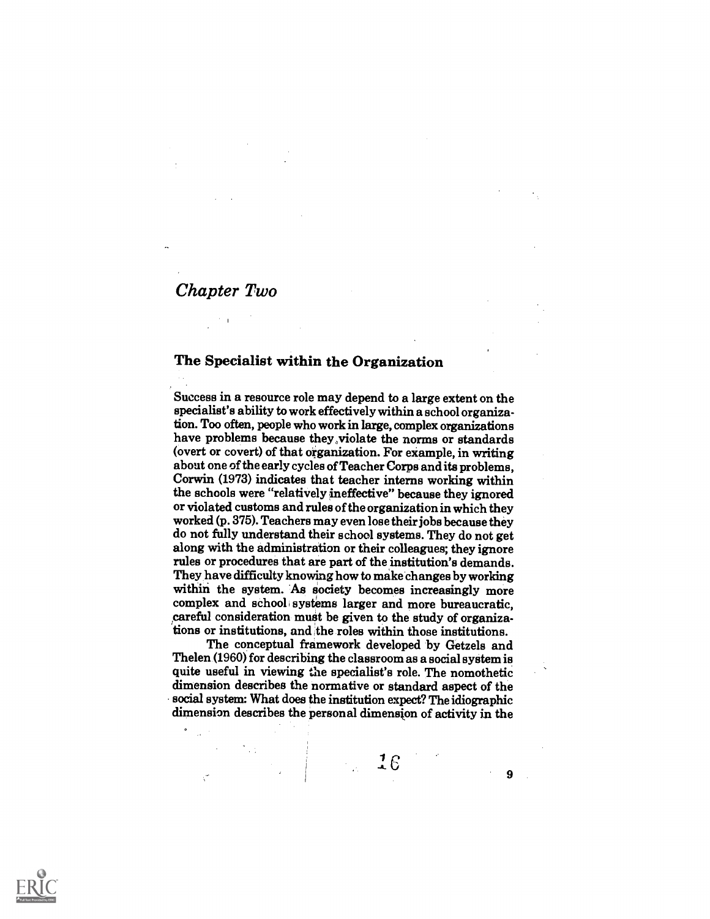# Chapter Two

## The Specialist within the Organization

Success in a resource role may depend to a large extent on the specialist's ability to work effectively within a school organization. Too often, people who work in large, complex organizations have problems because they violate the norms or standards (overt or covert) of that organization. For example, in writing about one of the early cycles of Teacher Corps and its problems, Corwin (1973) indicates that teacher interns working within the schools were "relatively ineffective" because they ignored or violated customs and rules of the organization in which they worked (p. 375). Teachers may even lose their jobs because they do not fully understand their school systems. They do not get along with the administration or their colleagues; they ignore rules or procedures that are part of the institution's demands. They have difficulty knowing how to make changes by working within the system. As society becomes increasingly more complex and school systems larger and more bureaucratic, careful consideration must be given to the study of organizations or institutions, and the roles within those institutions.

The conceptual framework developed by Getzels and Thelen (1960) for describing the classroom as a social system is quite useful in viewing the specialist's role. The nomothetic dimension describes the normative or standard aspect of the social system: What does the institution expect? The idiographic dimension describes the personal dimension of activity in the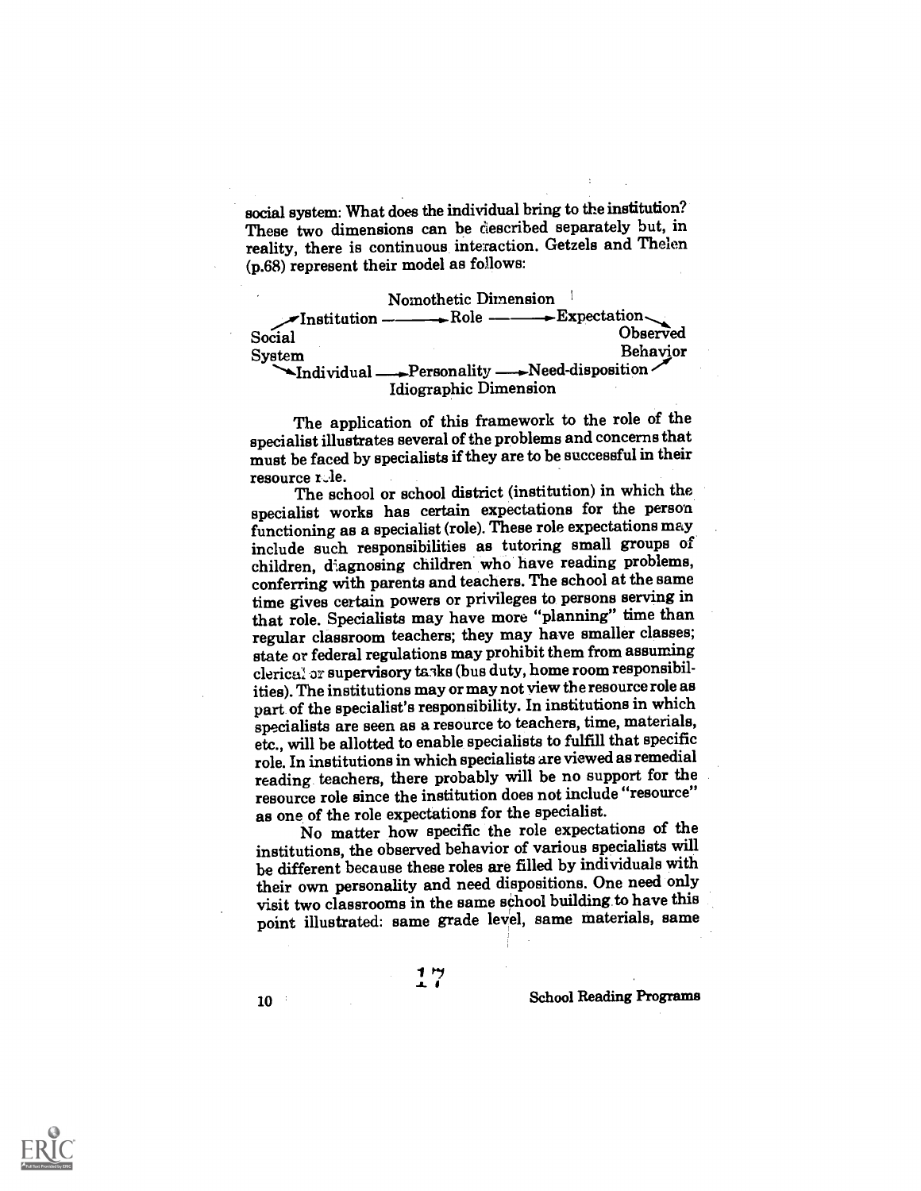social system: What does the individual bring to the institution? These two dimensions can be described separately but, in reality, there is continuous interaction. Getzels and Thelen (p.68) represent their model as follows:

```
                    Nomothetic Dimension
      ↗Institution ——————→Role ——————→Expectation↘
Social                                              Observed
System                                              Behavior
      ↘Individual ——→Personality ——→Need-disposition↗
                    Idiographic Dimension
```

The application of this framework to the role of the specialist illustrates several of the problems and concerns that must be faced by specialists if they are to be successful in their resource role.

The school or school district (institution) in which the specialist works has certain expectations for the person functioning as a specialist (role). These role expectations may include such responsibilities as tutoring small groups of children, diagnosing children who have reading problems, conferring with parents and teachers. The school at the same time gives certain powers or privileges to persons serving in that role. Specialists may have more "planning" time than regular classroom teachers; they may have smaller classes; state or federal regulations may prohibit them from assuming clerical or supervisory tasks (bus duty, home room responsibilities). The institutions may or may not view the resource role as part of the specialist's responsibility. In institutions in which specialists are seen as a resource to teachers, time, materials, etc., will be allotted to enable specialists to fulfill that specific role. In institutions in which specialists are viewed as remedial reading teachers, there probably will be no support for the resource role since the institution does not include "resource" as one of the role expectations for the specialist.

No matter how specific the role expectations of the institutions, the observed behavior of various specialists will be different because these roles are filled by individuals with their own personality and need dispositions. One need only visit two classrooms in the same school building to have this point illustrated: same grade level, same materials, same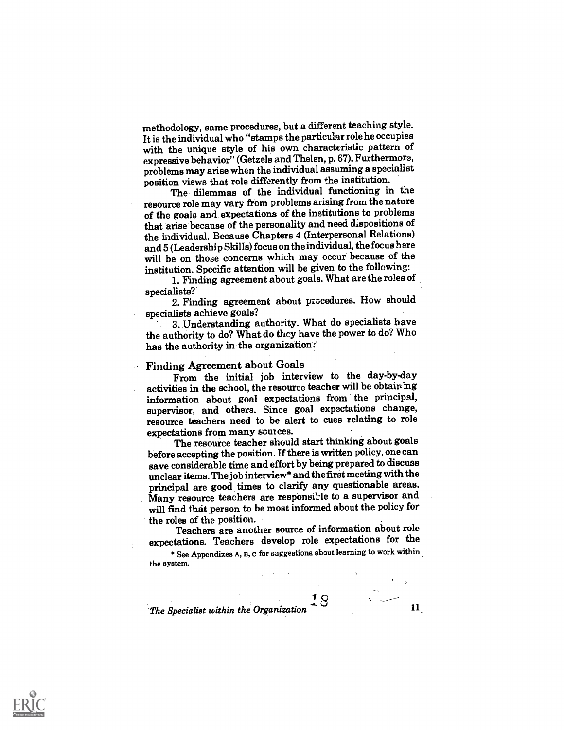methodology, same procedures, but a different teaching style. It is the individual who "stamps the particular role he occupies with the unique style of his own characteristic pattern of expressive behavior" (Getzels and Thelen, p. 67). Furthermore, problems may arise when the individual assuming a specialist position views that role differently from the institution.

The dilemmas of the individual functioning in the resource role may vary from problems arising from the nature of the goals and expectations of the institutions to problems that arise because of the personality and need dispositions of the individual. Because Chapters 4 (Interpersonal Relations) and 5 (Leadership Skills) focus on the individual, the focus here will be on those concerns which may occur because of the institution. Specific attention will be given to the following:

1. Finding agreement about goals. What are the roles of specialists?
2. Finding agreement about procedures. How should specialists achieve goals?
3. Understanding authority. What do specialists have the authority to do? What do they have the power to do? Who has the authority in the organization?

## Finding Agreement about Goals

From the initial job interview to the day-by-day activities in the school, the resource teacher will be obtaining information about goal expectations from the principal, supervisor, and others. Since goal expectations change, resource teachers need to be alert to cues relating to role expectations from many sources.

The resource teacher should start thinking about goals before accepting the position. If there is written policy, one can save considerable time and effort by being prepared to discuss unclear items. The job interview* and the first meeting with the principal are good times to clarify any questionable areas. Many resource teachers are responsible to a supervisor and will find that person to be most informed about the policy for the roles of the position.

Teachers are another source of information about role expectations. Teachers develop role expectations for the

* See Appendixes A, B, C for suggestions about learning to work within the system.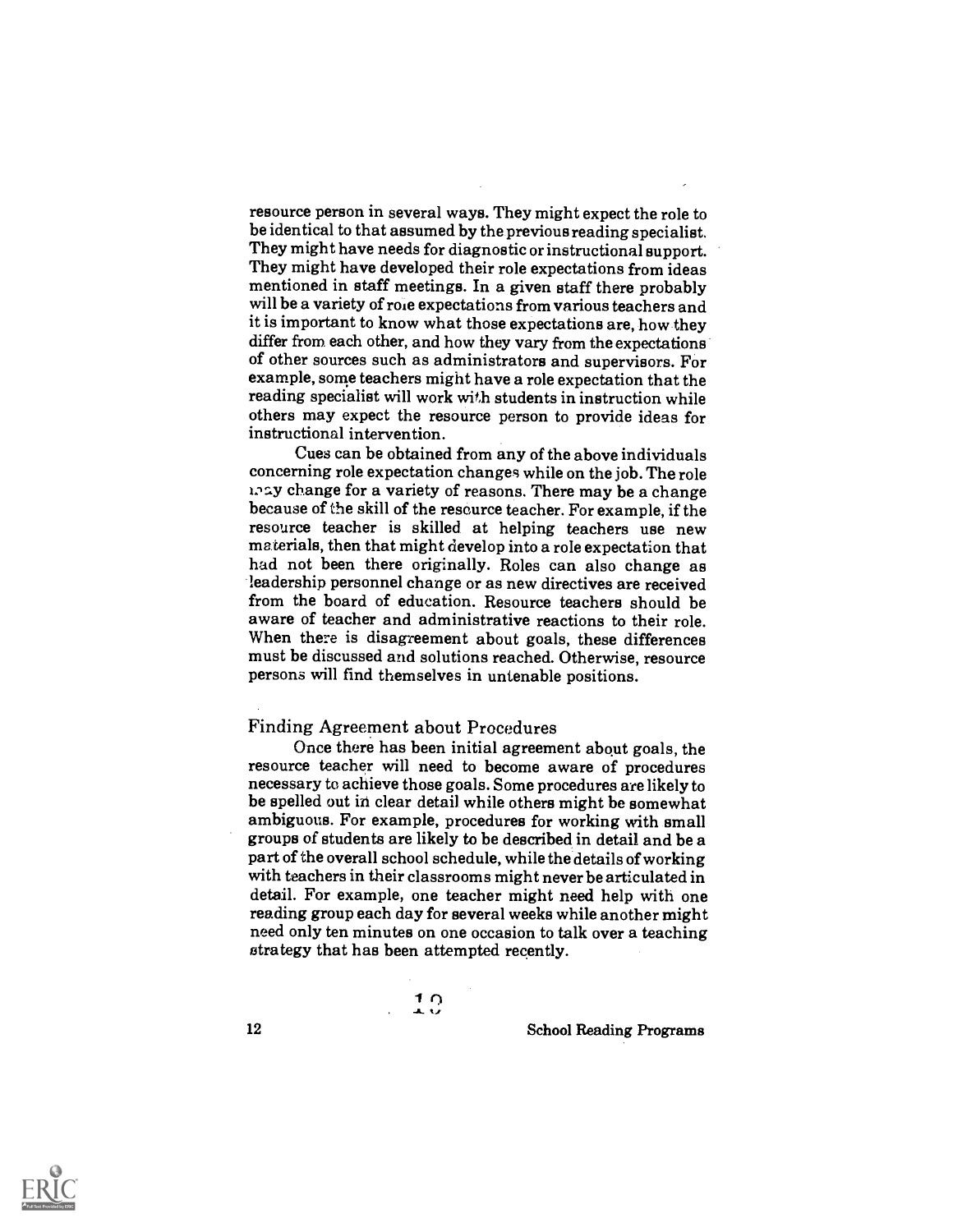resource person in several ways. They might expect the role to be identical to that assumed by the previous reading specialist. They might have needs for diagnostic or instructional support. They might have developed their role expectations from ideas mentioned in staff meetings. In a given staff there probably will be a variety of role expectations from various teachers and it is important to know what those expectations are, how they differ from each other, and how they vary from the expectations of other sources such as administrators and supervisors. For example, some teachers might have a role expectation that the reading specialist will work with students in instruction while others may expect the resource person to provide ideas for instructional intervention.

Cues can be obtained from any of the above individuals concerning role expectation changes while on the job. The role may change for a variety of reasons. There may be a change because of the skill of the resource teacher. For example, if the resource teacher is skilled at helping teachers use new materials, then that might develop into a role expectation that had not been there originally. Roles can also change as leadership personnel change or as new directives are received from the board of education. Resource teachers should be aware of teacher and administrative reactions to their role. When there is disagreement about goals, these differences must be discussed and solutions reached. Otherwise, resource persons will find themselves in untenable positions.

## Finding Agreement about Procedures

Once there has been initial agreement about goals, the resource teacher will need to become aware of procedures necessary to achieve those goals. Some procedures are likely to be spelled out in clear detail while others might be somewhat ambiguous. For example, procedures for working with small groups of students are likely to be described in detail and be a part of the overall school schedule, while the details of working with teachers in their classrooms might never be articulated in detail. For example, one teacher might need help with one reading group each day for several weeks while another might need only ten minutes on one occasion to talk over a teaching strategy that has been attempted recently.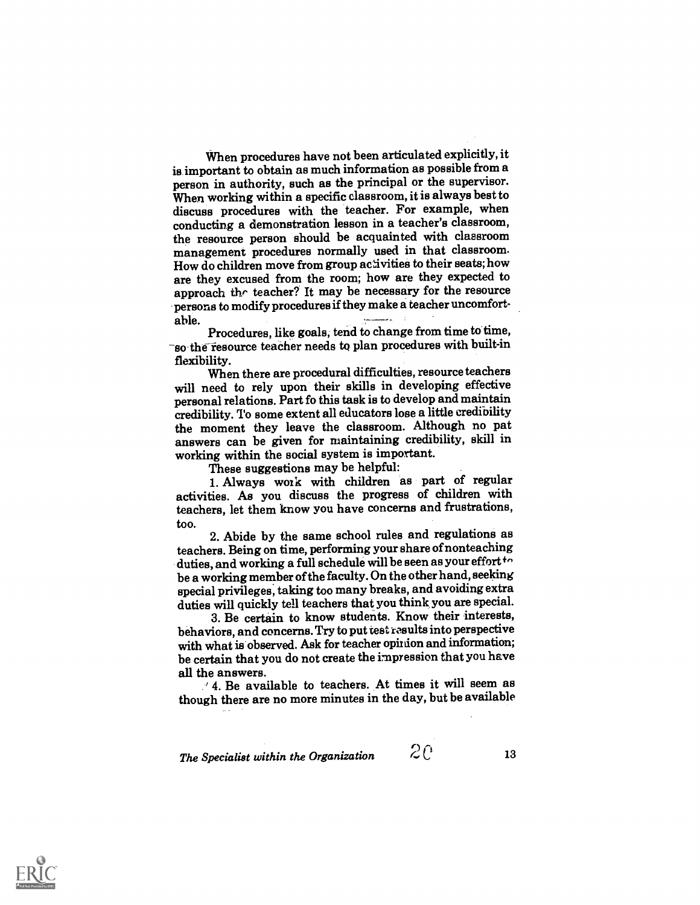When procedures have not been articulated explicitly, it is important to obtain as much information as possible from a person in authority, such as the principal or the supervisor. When working within a specific classroom, it is always best to discuss procedures with the teacher. For example, when conducting a demonstration lesson in a teacher's classroom, the resource person should be acquainted with classroom management procedures normally used in that classroom. How do children move from group activities to their seats; how are they excused from the room; how are they expected to approach the teacher? It may be necessary for the resource persons to modify procedures if they make a teacher uncomfortable.

Procedures, like goals, tend to change from time to time, so the resource teacher needs to plan procedures with built-in flexibility.

When there are procedural difficulties, resource teachers will need to rely upon their skills in developing effective personal relations. Part fo this task is to develop and maintain credibility. To some extent all educators lose a little credibility the moment they leave the classroom. Although no pat answers can be given for maintaining credibility, skill in working within the social system is important.

These suggestions may be helpful:

1. Always work with children as part of regular activities. As you discuss the progress of children with teachers, let them know you have concerns and frustrations, too.

2. Abide by the same school rules and regulations as teachers. Being on time, performing your share of nonteaching duties, and working a full schedule will be seen as your effort to be a working member of the faculty. On the other hand, seeking special privileges, taking too many breaks, and avoiding extra duties will quickly tell teachers that you think you are special.

3. Be certain to know students. Know their interests, behaviors, and concerns. Try to put test results into perspective with what is observed. Ask for teacher opinion and information; be certain that you do not create the impression that you have all the answers.

4. Be available to teachers. At times it will seem as though there are no more minutes in the day, but be available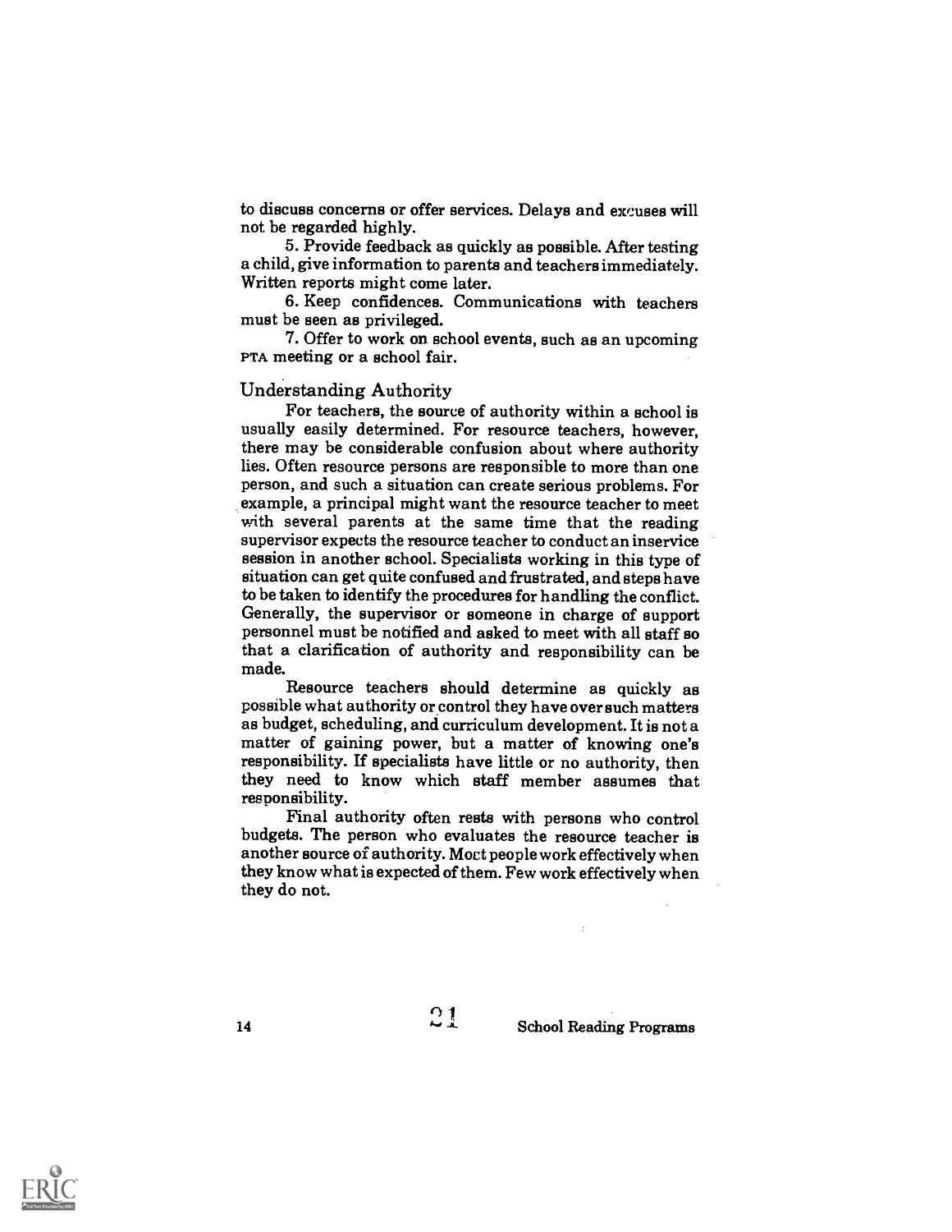to discuss concerns or offer services. Delays and excuses will not be regarded highly.

5. Provide feedback as quickly as possible. After testing a child, give information to parents and teachers immediately. Written reports might come later.

6. Keep confidences. Communications with teachers must be seen as privileged.

7. Offer to work on school events, such as an upcoming PTA meeting or a school fair.

## Understanding Authority

For teachers, the source of authority within a school is usually easily determined. For resource teachers, however, there may be considerable confusion about where authority lies. Often resource persons are responsible to more than one person, and such a situation can create serious problems. For example, a principal might want the resource teacher to meet with several parents at the same time that the reading supervisor expects the resource teacher to conduct an inservice session in another school. Specialists working in this type of situation can get quite confused and frustrated, and steps have to be taken to identify the procedures for handling the conflict. Generally, the supervisor or someone in charge of support personnel must be notified and asked to meet with all staff so that a clarification of authority and responsibility can be made.

Resource teachers should determine as quickly as possible what authority or control they have over such matters as budget, scheduling, and curriculum development. It is not a matter of gaining power, but a matter of knowing one's responsibility. If specialists have little or no authority, then they need to know which staff member assumes that responsibility.

Final authority often rests with persons who control budgets. The person who evaluates the resource teacher is another source of authority. Most people work effectively when they know what is expected of them. Few work effectively when they do not.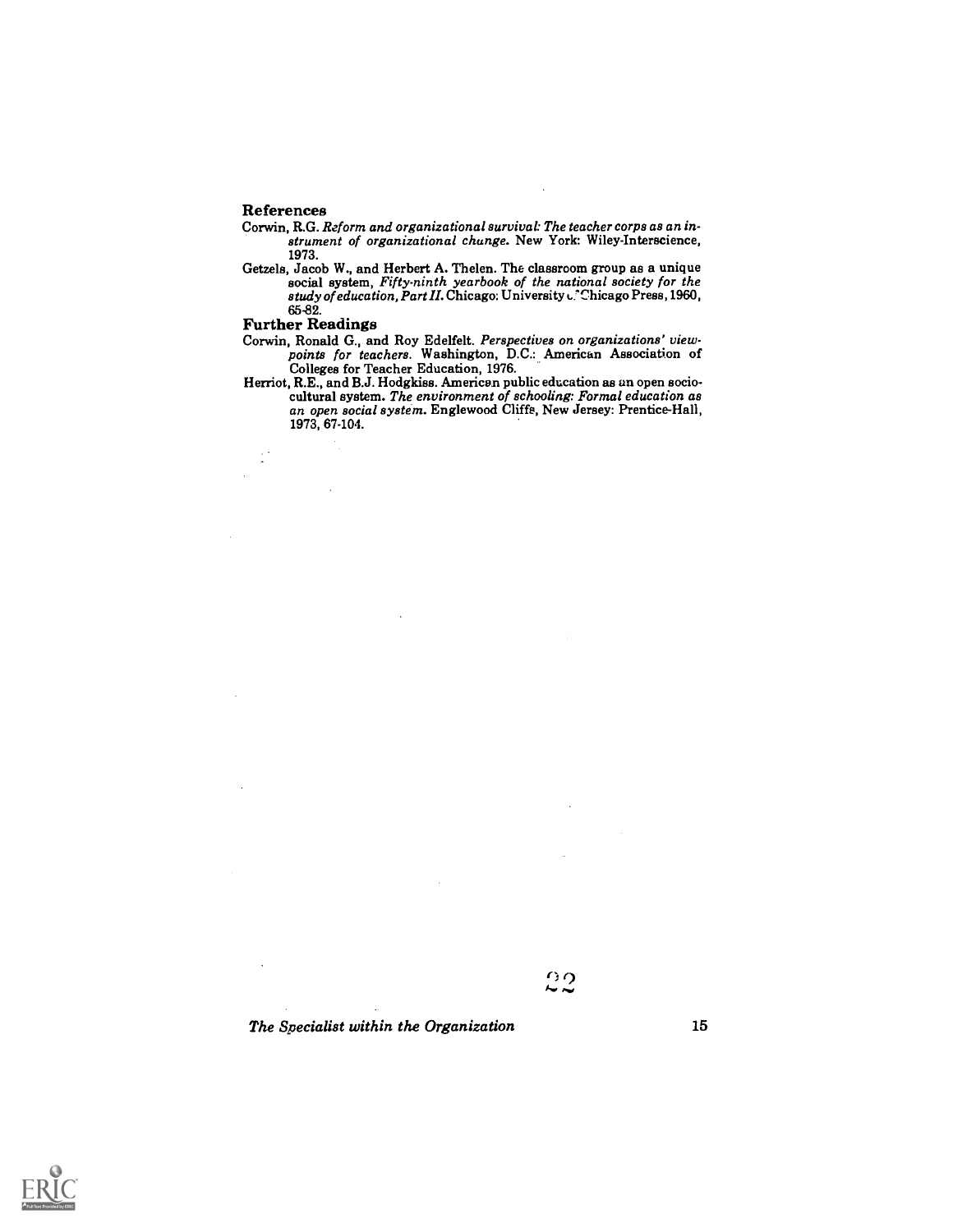### References

Corwin, R.G. *Reform and organizational survival: The teacher corps as an instrument of organizational change.* New York: Wiley-Interscience, 1973.

Getzels, Jacob W., and Herbert A. Thelen. The classroom group as a unique social system, *Fifty-ninth yearbook of the national society for the study of education, Part II.* Chicago: University of Chicago Press, 1960, 65-82.

### Further Readings

Corwin, Ronald G., and Roy Edelfelt. *Perspectives on organizations' viewpoints for teachers.* Washington, D.C.: American Association of Colleges for Teacher Education, 1976.

Herriot, R.E., and B.J. Hodgkiss. American public education as an open sociocultural system. *The environment of schooling: Formal education as an open social system.* Englewood Cliffs, New Jersey: Prentice-Hall, 1973, 67-104.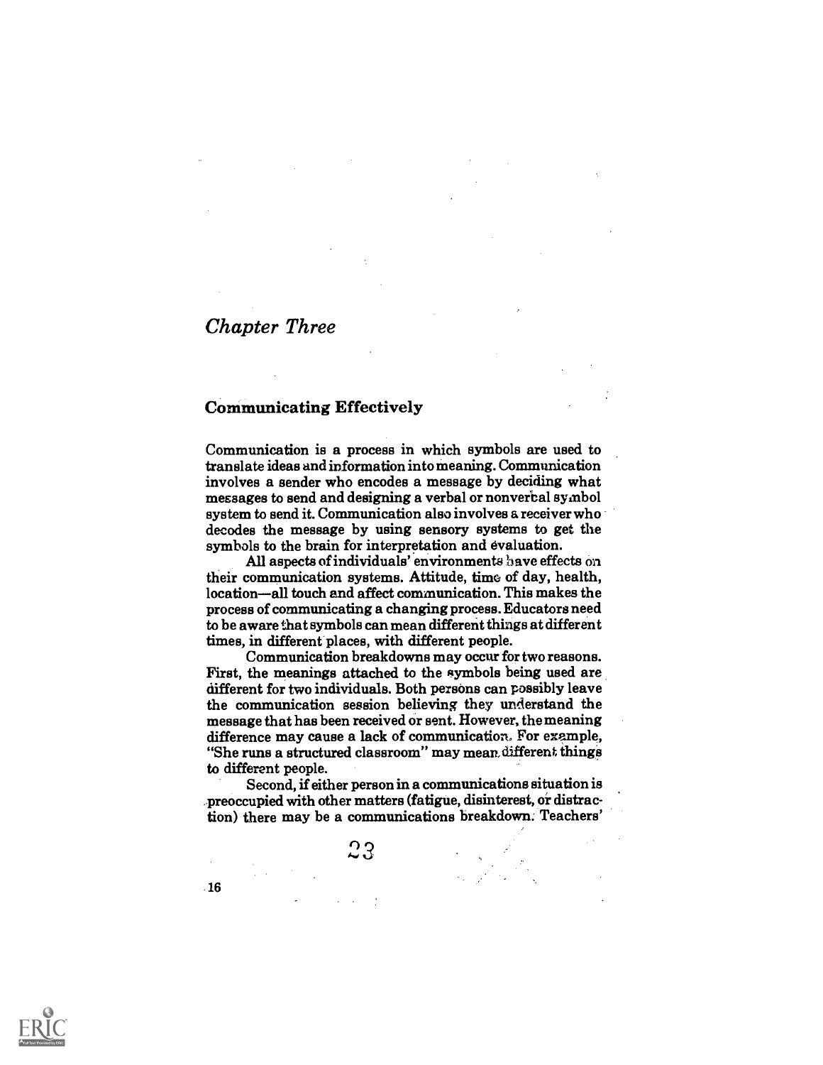# *Chapter Three*

## Communicating Effectively

Communication is a process in which symbols are used to translate ideas and information into meaning. Communication involves a sender who encodes a message by deciding what messages to send and designing a verbal or nonverbal symbol system to send it. Communication also involves a receiver who decodes the message by using sensory systems to get the symbols to the brain for interpretation and evaluation.

All aspects of individuals' environments have effects on their communication systems. Attitude, time of day, health, location—all touch and affect communication. This makes the process of communicating a changing process. Educators need to be aware that symbols can mean different things at different times, in different places, with different people.

Communication breakdowns may occur for two reasons. First, the meanings attached to the symbols being used are different for two individuals. Both persons can possibly leave the communication session believing they understand the message that has been received or sent. However, the meaning difference may cause a lack of communication. For example, "She runs a structured classroom" may mean different things to different people.

Second, if either person in a communications situation is preoccupied with other matters (fatigue, disinterest, or distraction) there may be a communications breakdown. Teachers'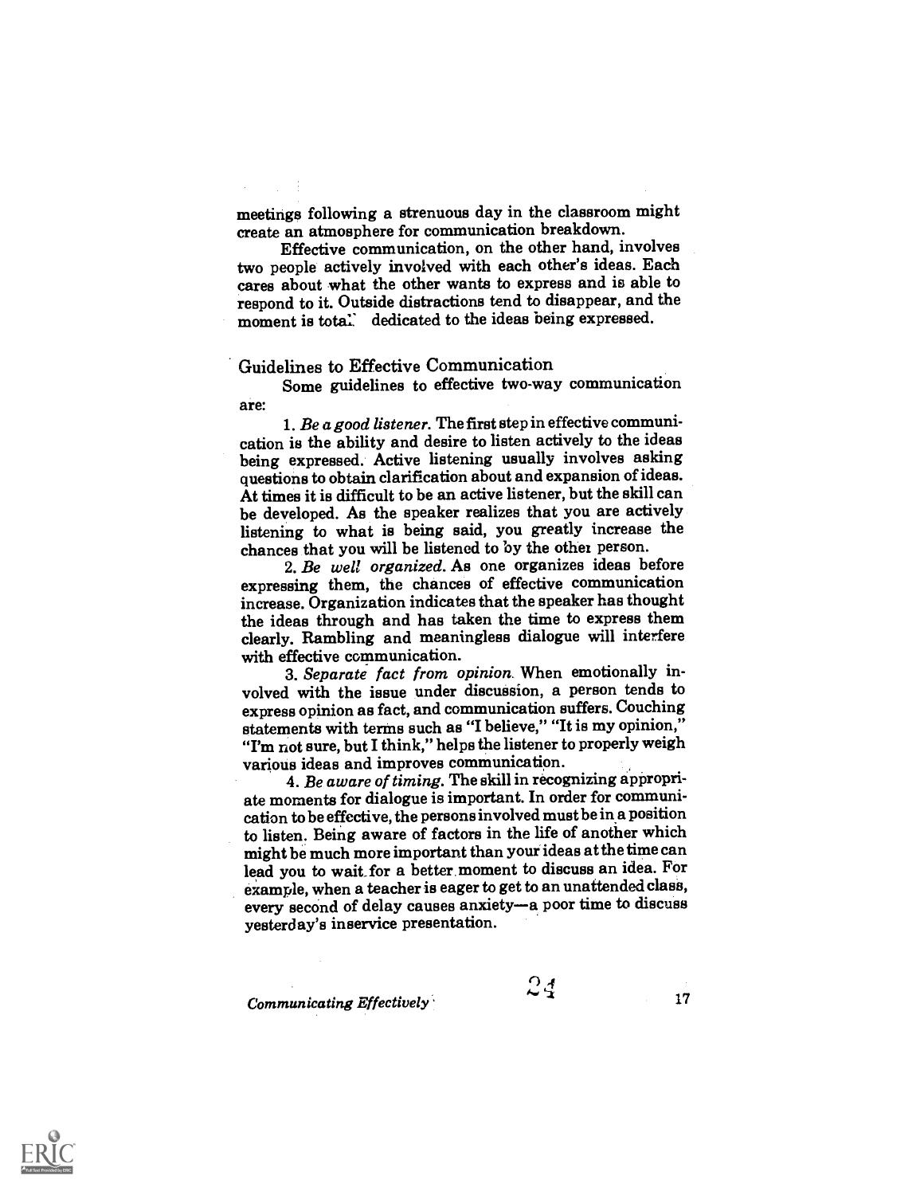meetings following a strenuous day in the classroom might create an atmosphere for communication breakdown.

Effective communication, on the other hand, involves two people actively involved with each other's ideas. Each cares about what the other wants to express and is able to respond to it. Outside distractions tend to disappear, and the moment is totall dedicated to the ideas being expressed.

## Guidelines to Effective Communication

Some guidelines to effective two-way communication are:

1. *Be a good listener.* The first step in effective communication is the ability and desire to listen actively to the ideas being expressed. Active listening usually involves asking questions to obtain clarification about and expansion of ideas. At times it is difficult to be an active listener, but the skill can be developed. As the speaker realizes that you are actively listening to what is being said, you greatly increase the chances that you will be listened to by the other person.

2. *Be well organized.* As one organizes ideas before expressing them, the chances of effective communication increase. Organization indicates that the speaker has thought the ideas through and has taken the time to express them clearly. Rambling and meaningless dialogue will interfere with effective communication.

3. *Separate fact from opinion.* When emotionally involved with the issue under discussion, a person tends to express opinion as fact, and communication suffers. Couching statements with terms such as "I believe," "It is my opinion," "I'm not sure, but I think," helps the listener to properly weigh various ideas and improves communication.

4. *Be aware of timing.* The skill in recognizing appropriate moments for dialogue is important. In order for communication to be effective, the persons involved must be in a position to listen. Being aware of factors in the life of another which might be much more important than your ideas at the time can lead you to wait for a better moment to discuss an idea. For example, when a teacher is eager to get to an unattended class, every second of delay causes anxiety—a poor time to discuss yesterday's inservice presentation.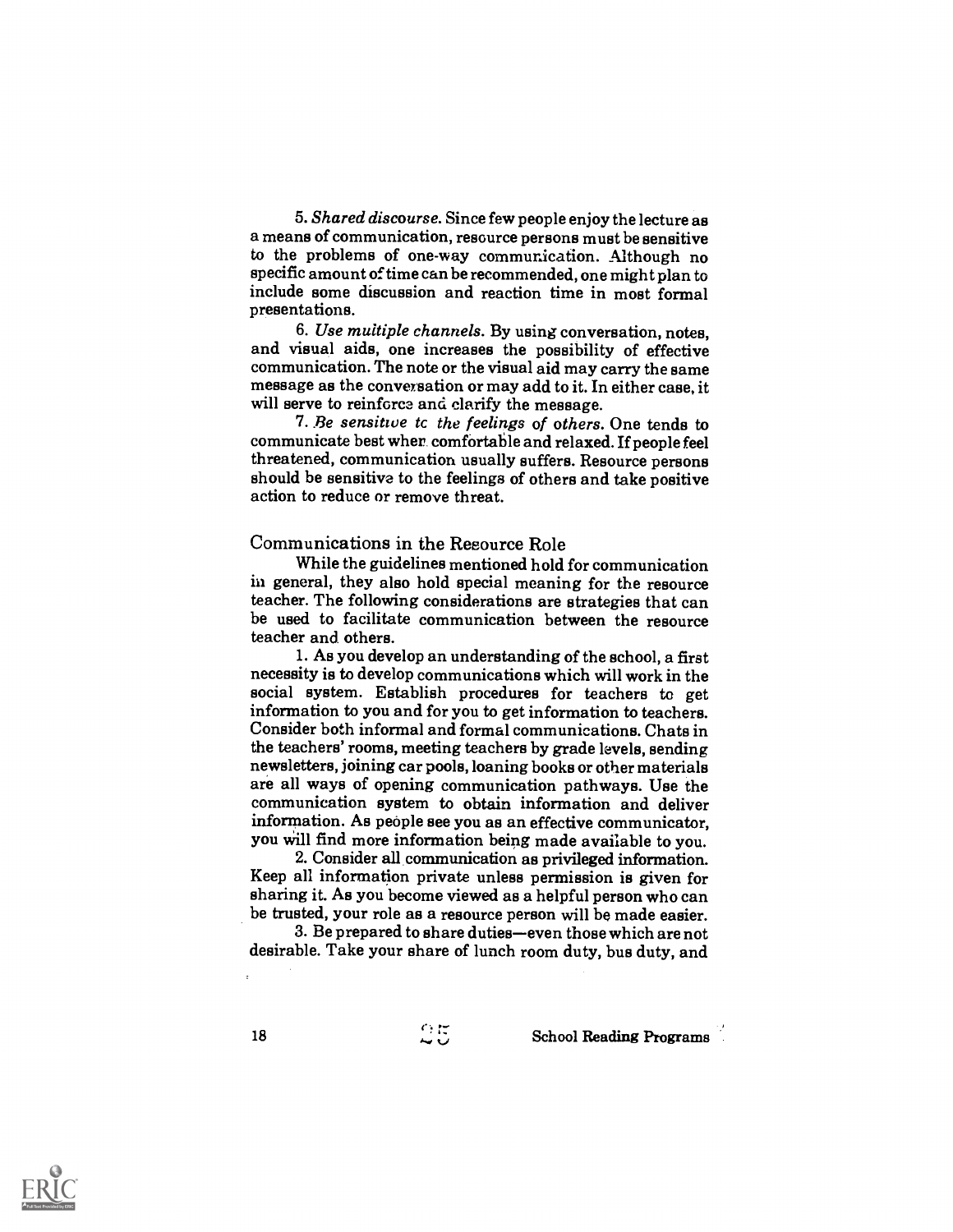5. *Shared discourse.* Since few people enjoy the lecture as a means of communication, resource persons must be sensitive to the problems of one-way communication. Although no specific amount of time can be recommended, one might plan to include some discussion and reaction time in most formal presentations.

6. *Use multiple channels.* By using conversation, notes, and visual aids, one increases the possibility of effective communication. The note or the visual aid may carry the same message as the conversation or may add to it. In either case, it will serve to reinforce and clarify the message.

7. *Be sensitive to the feelings of others.* One tends to communicate best when comfortable and relaxed. If people feel threatened, communication usually suffers. Resource persons should be sensitive to the feelings of others and take positive action to reduce or remove threat.

## Communications in the Resource Role

While the guidelines mentioned hold for communication in general, they also hold special meaning for the resource teacher. The following considerations are strategies that can be used to facilitate communication between the resource teacher and others.

1. As you develop an understanding of the school, a first necessity is to develop communications which will work in the social system. Establish procedures for teachers to get information to you and for you to get information to teachers. Consider both informal and formal communications. Chats in the teachers' rooms, meeting teachers by grade levels, sending newsletters, joining car pools, loaning books or other materials are all ways of opening communication pathways. Use the communication system to obtain information and deliver information. As people see you as an effective communicator, you will find more information being made available to you.

2. Consider all communication as privileged information. Keep all information private unless permission is given for sharing it. As you become viewed as a helpful person who can be trusted, your role as a resource person will be made easier.

3. Be prepared to share duties—even those which are not desirable. Take your share of lunch room duty, bus duty, and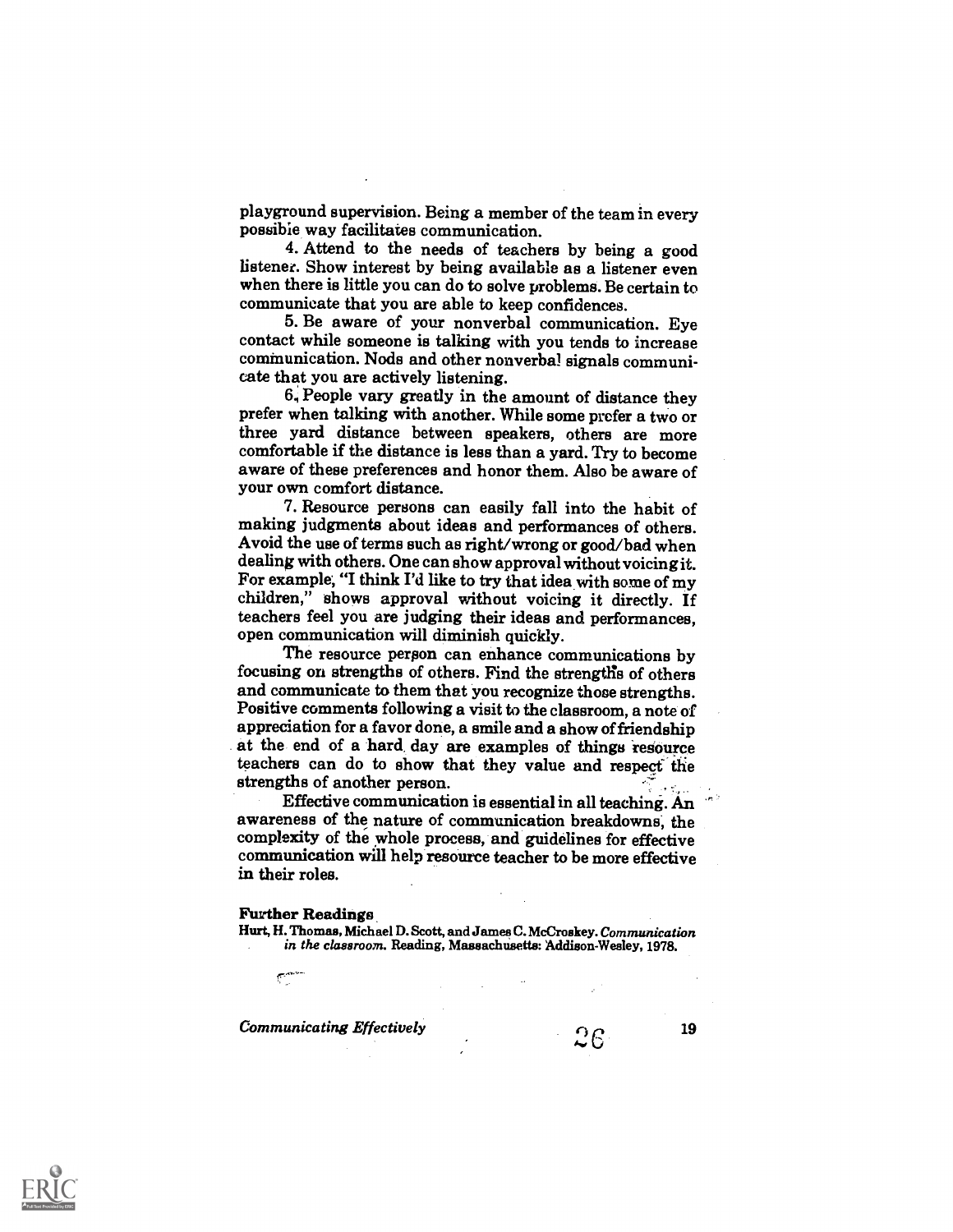playground supervision. Being a member of the team in every possible way facilitates communication.

4. Attend to the needs of teachers by being a good listener. Show interest by being available as a listener even when there is little you can do to solve problems. Be certain to communicate that you are able to keep confidences.

5. Be aware of your nonverbal communication. Eye contact while someone is talking with you tends to increase communication. Nods and other nonverbal signals communicate that you are actively listening.

6. People vary greatly in the amount of distance they prefer when talking with another. While some prefer a two or three yard distance between speakers, others are more comfortable if the distance is less than a yard. Try to become aware of these preferences and honor them. Also be aware of your own comfort distance.

7. Resource persons can easily fall into the habit of making judgments about ideas and performances of others. Avoid the use of terms such as right/wrong or good/bad when dealing with others. One can show approval without voicing it. For example, "I think I'd like to try that idea with some of my children," shows approval without voicing it directly. If teachers feel you are judging their ideas and performances, open communication will diminish quickly.

The resource person can enhance communications by focusing on strengths of others. Find the strengths of others and communicate to them that you recognize those strengths. Positive comments following a visit to the classroom, a note of appreciation for a favor done, a smile and a show of friendship at the end of a hard day are examples of things resource teachers can do to show that they value and respect the strengths of another person.

Effective communication is essential in all teaching. An awareness of the nature of communication breakdowns, the complexity of the whole process, and guidelines for effective communication will help resource teacher to be more effective in their roles.

**Further Readings**

Hurt, H. Thomas, Michael D. Scott, and James C. McCroskey. *Communication in the classroom.* Reading, Massachusetts: Addison-Wesley, 1978.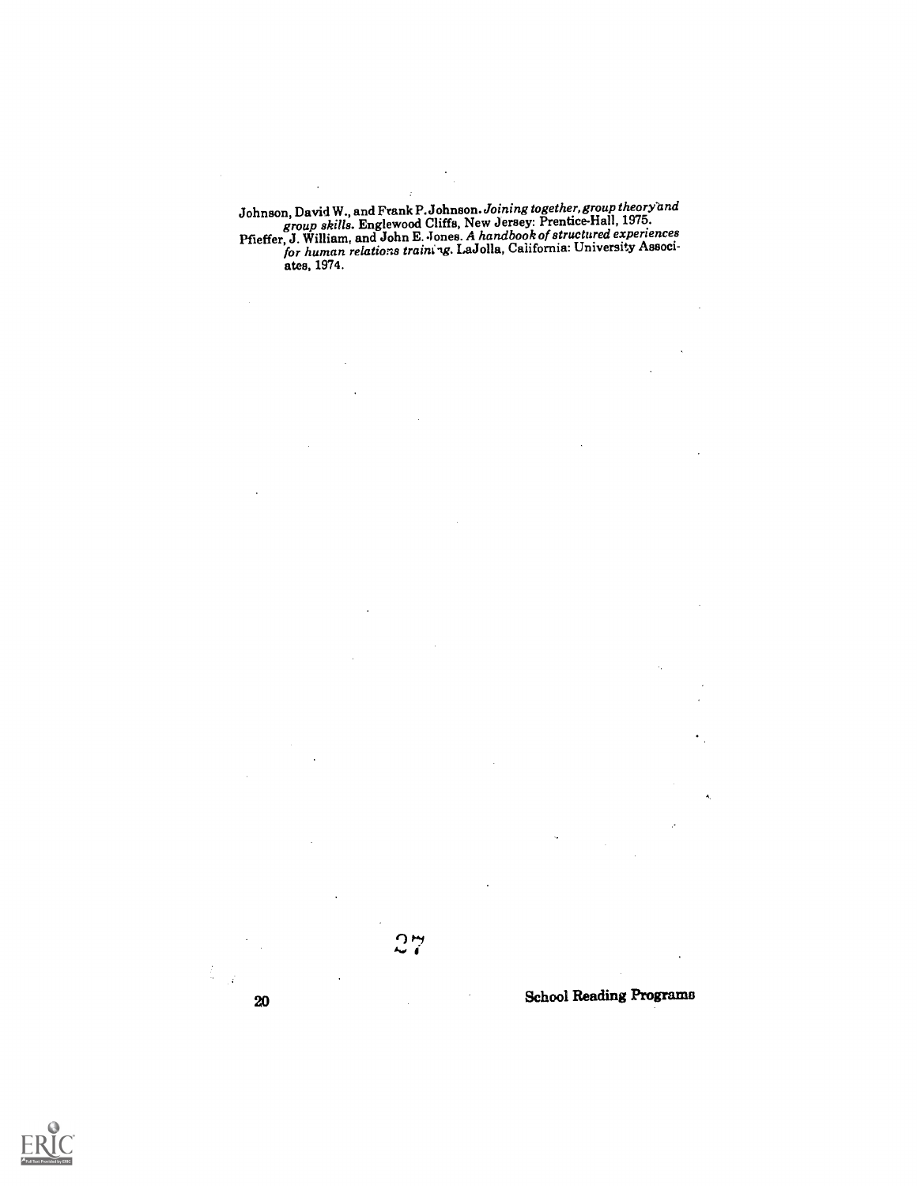Johnson, David W., and Frank P. Johnson. *Joining together, group theory and group skills*. Englewood Cliffs, New Jersey: Prentice-Hall, 1975.

Pfieffer, J. William, and John E. Jones. *A handbook of structured experiences for human relations training*. LaJolla, California: University Associates, 1974.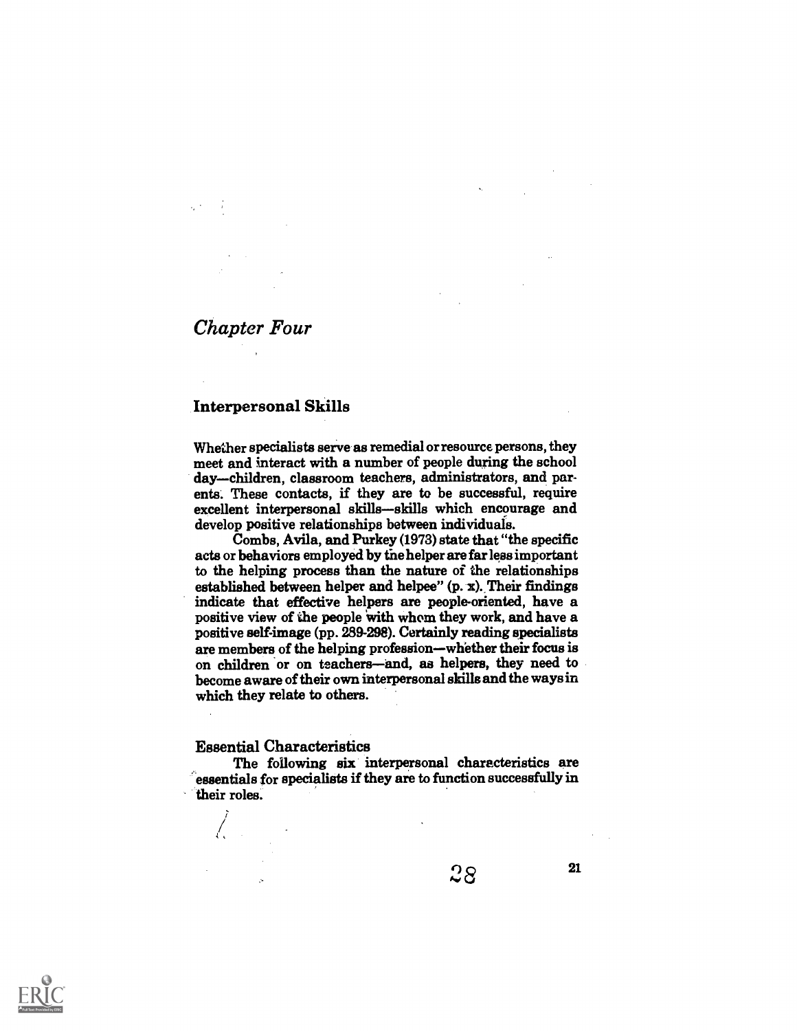*Chapter Four*

## Interpersonal Skills

Whether specialists serve as remedial or resource persons, they meet and interact with a number of people during the school day—children, classroom teachers, administrators, and parents. These contacts, if they are to be successful, require excellent interpersonal skills—skills which encourage and develop positive relationships between individuals.

Combs, Avila, and Purkey (1973) state that "the specific acts or behaviors employed by the helper are far less important to the helping process than the nature of the relationships established between helper and helpee" (p. x). Their findings indicate that effective helpers are people-oriented, have a positive view of the people with whom they work, and have a positive self-image (pp. 289-298). Certainly reading specialists are members of the helping profession—whether their focus is on children or on teachers—and, as helpers, they need to become aware of their own interpersonal skills and the ways in which they relate to others.

### Essential Characteristics

The following six interpersonal characteristics are essentials for specialists if they are to function successfully in their roles.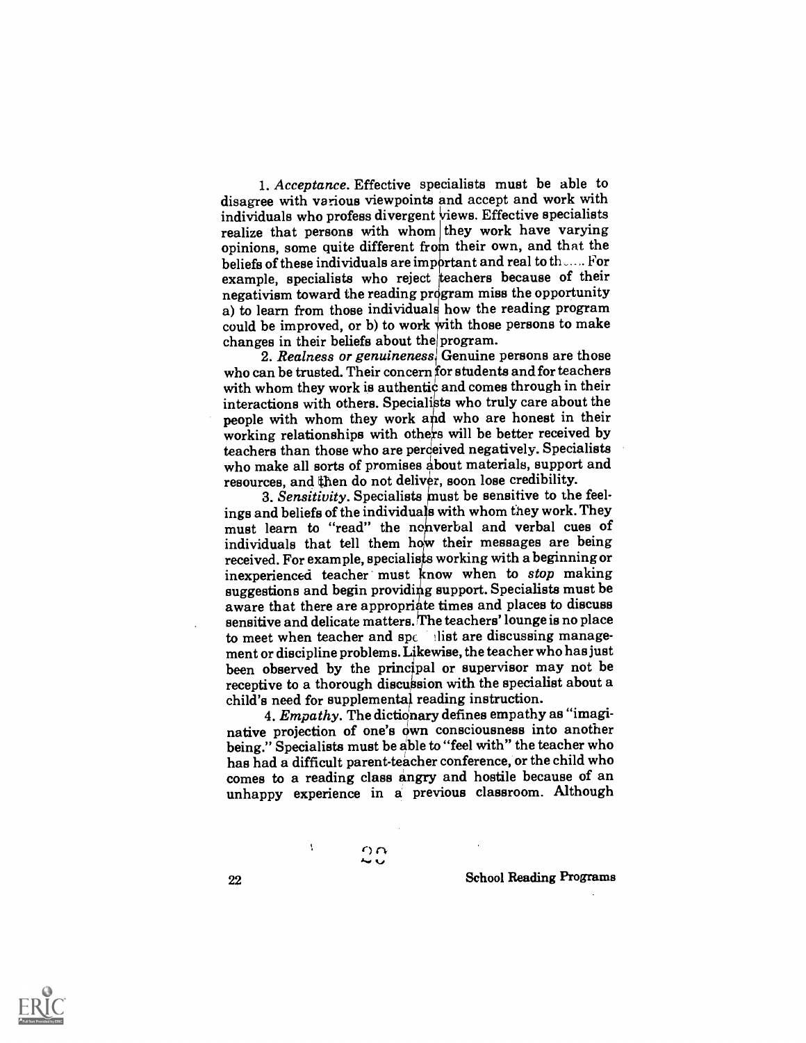1. *Acceptance.* Effective specialists must be able to disagree with various viewpoints and accept and work with individuals who profess divergent views. Effective specialists realize that persons with whom they work have varying opinions, some quite different from their own, and that the beliefs of these individuals are important and real to them. For example, specialists who reject teachers because of their negativism toward the reading program miss the opportunity a) to learn from those individuals how the reading program could be improved, or b) to work with those persons to make changes in their beliefs about the program.

2. *Realness or genuineness.* Genuine persons are those who can be trusted. Their concern for students and for teachers with whom they work is authentic and comes through in their interactions with others. Specialists who truly care about the people with whom they work and who are honest in their working relationships with others will be better received by teachers than those who are perceived negatively. Specialists who make all sorts of promises about materials, support and resources, and then do not deliver, soon lose credibility.

3. *Sensitivity.* Specialists must be sensitive to the feelings and beliefs of the individuals with whom they work. They must learn to "read" the nonverbal and verbal cues of individuals that tell them how their messages are being received. For example, specialists working with a beginning or inexperienced teacher must know when to *stop* making suggestions and begin providing support. Specialists must be aware that there are appropriate times and places to discuss sensitive and delicate matters. The teachers' lounge is no place to meet when teacher and specialist are discussing management or discipline problems. Likewise, the teacher who has just been observed by the principal or supervisor may not be receptive to a thorough discussion with the specialist about a child's need for supplemental reading instruction.

4. *Empathy.* The dictionary defines empathy as "imaginative projection of one's own consciousness into another being." Specialists must be able to "feel with" the teacher who has had a difficult parent-teacher conference, or the child who comes to a reading class angry and hostile because of an unhappy experience in a previous classroom. Although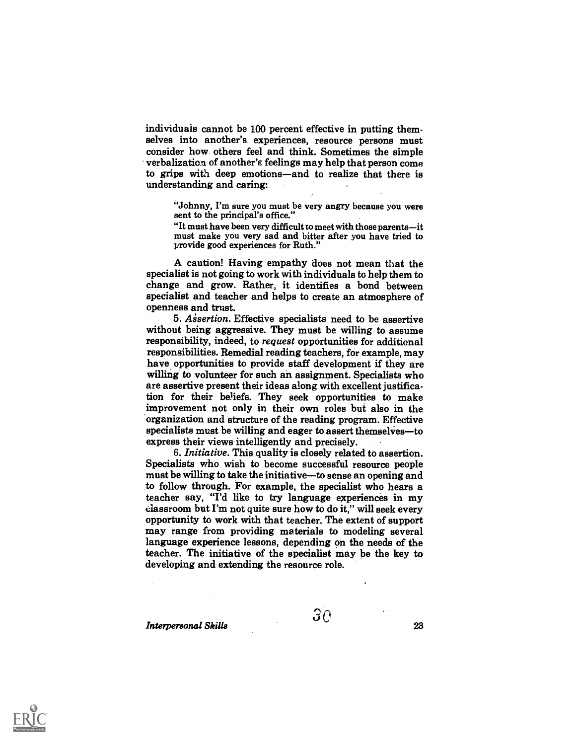individuals cannot be 100 percent effective in putting themselves into another's experiences, resource persons must consider how others feel and think. Sometimes the simple verbalization of another's feelings may help that person come to grips with deep emotions—and to realize that there is understanding and caring:

> "Johnny, I'm sure you must be very angry because you were sent to the principal's office."
>
> "It must have been very difficult to meet with those parents—it must make you very sad and bitter after you have tried to provide good experiences for Ruth."

A caution! Having empathy does not mean that the specialist is not going to work with individuals to help them to change and grow. Rather, it identifies a bond between specialist and teacher and helps to create an atmosphere of openness and trust.

5. *Assertion.* Effective specialists need to be assertive without being aggressive. They must be willing to assume responsibility, indeed, to *request* opportunities for additional responsibilities. Remedial reading teachers, for example, may have opportunities to provide staff development if they are willing to volunteer for such an assignment. Specialists who are assertive present their ideas along with excellent justification for their beliefs. They seek opportunities to make improvement not only in their own roles but also in the organization and structure of the reading program. Effective specialists must be willing and eager to assert themselves—to express their views intelligently and precisely.

6. *Initiative.* This quality is closely related to assertion. Specialists who wish to become successful resource people must be willing to take the initiative—to sense an opening and to follow through. For example, the specialist who hears a teacher say, "I'd like to try language experiences in my classroom but I'm not quite sure how to do it," will seek every opportunity to work with that teacher. The extent of support may range from providing materials to modeling several language experience lessons, depending on the needs of the teacher. The initiative of the specialist may be the key to developing and extending the resource role.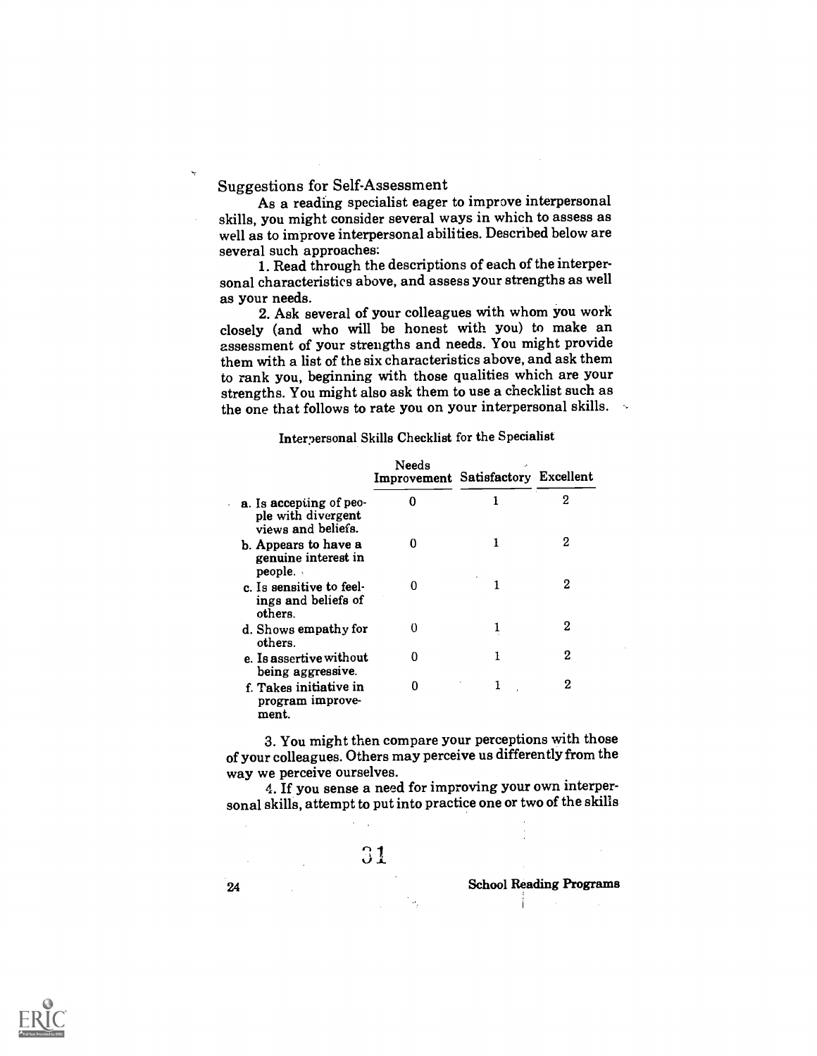## Suggestions for Self-Assessment

As a reading specialist eager to improve interpersonal skills, you might consider several ways in which to assess as well as to improve interpersonal abilities. Described below are several such approaches:

1. Read through the descriptions of each of the interpersonal characteristics above, and assess your strengths as well as your needs.

2. Ask several of your colleagues with whom you work closely (and who will be honest with you) to make an assessment of your strengths and needs. You might provide them with a list of the six characteristics above, and ask them to rank you, beginning with those qualities which are your strengths. You might also ask them to use a checklist such as the one that follows to rate you on your interpersonal skills.

Interpersonal Skills Checklist for the Specialist

| | Needs Improvement | Satisfactory | Excellent |
|---|---|---|---|
| a. Is accepting of people with divergent views and beliefs. | 0 | 1 | 2 |
| b. Appears to have a genuine interest in people. | 0 | 1 | 2 |
| c. Is sensitive to feelings and beliefs of others. | 0 | 1 | 2 |
| d. Shows empathy for others. | 0 | 1 | 2 |
| e. Is assertive without being aggressive. | 0 | 1 | 2 |
| f. Takes initiative in program improvement. | 0 | 1 | 2 |

3. You might then compare your perceptions with those of your colleagues. Others may perceive us differently from the way we perceive ourselves.

4. If you sense a need for improving your own interpersonal skills, attempt to put into practice one or two of the skills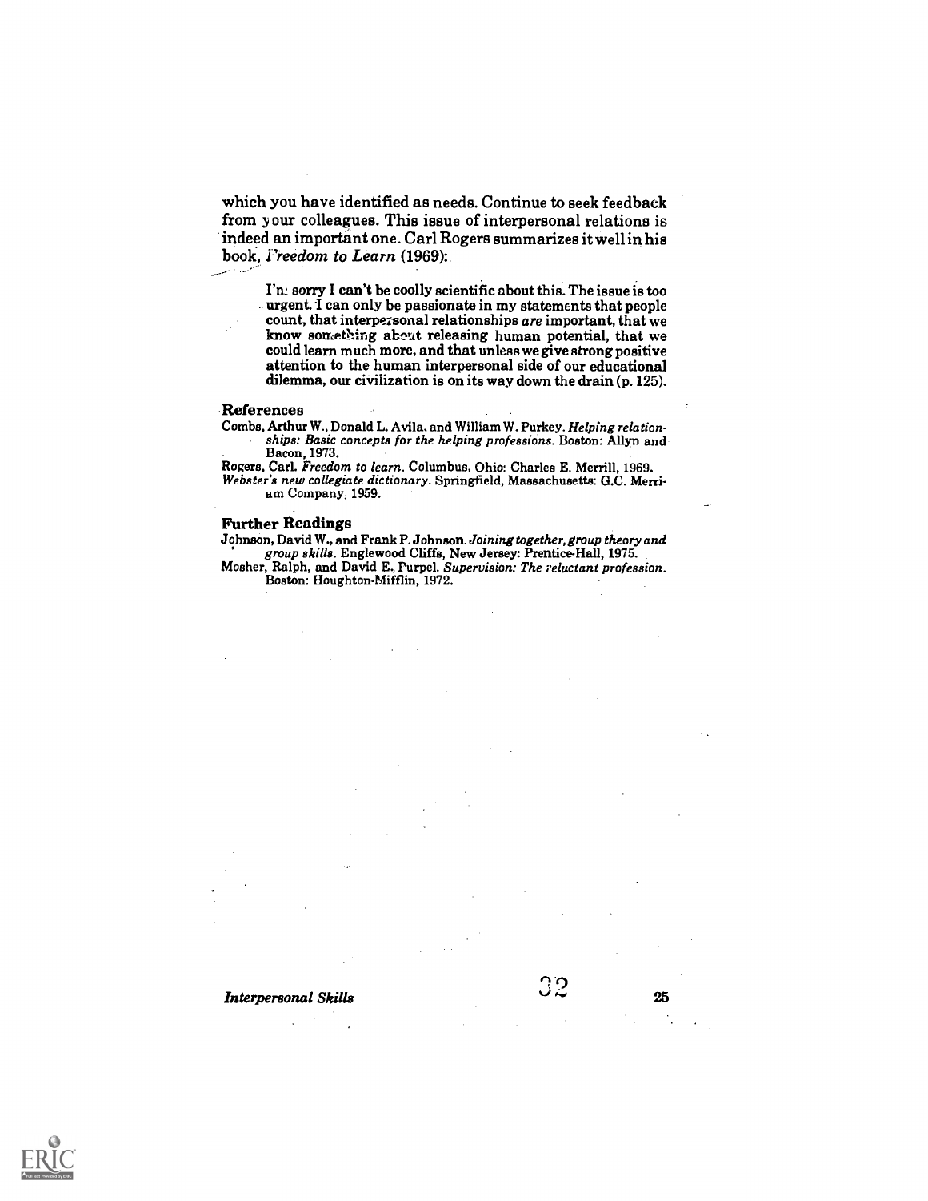which you have identified as needs. Continue to seek feedback from your colleagues. This issue of interpersonal relations is indeed an important one. Carl Rogers summarizes it well in his book, *Freedom to Learn* (1969):

> I'm sorry I can't be coolly scientific about this. The issue is too urgent. I can only be passionate in my statements that people count, that interpersonal relationships *are* important, that we know something about releasing human potential, that we could learn much more, and that unless we give strong positive attention to the human interpersonal side of our educational dilemma, our civilization is on its way down the drain (p. 125).

### References

Combs, Arthur W., Donald L. Avila, and William W. Purkey. *Helping relationships: Basic concepts for the helping professions*. Boston: Allyn and Bacon, 1973.

Rogers, Carl. *Freedom to learn*. Columbus, Ohio: Charles E. Merrill, 1969.

*Webster's new collegiate dictionary*. Springfield, Massachusetts: G.C. Merriam Company, 1959.

### Further Readings

Johnson, David W., and Frank P. Johnson. *Joining together, group theory and group skills*. Englewood Cliffs, New Jersey: Prentice-Hall, 1975.

Mosher, Ralph, and David E. Purpel. *Supervision: The reluctant profession*. Boston: Houghton-Mifflin, 1972.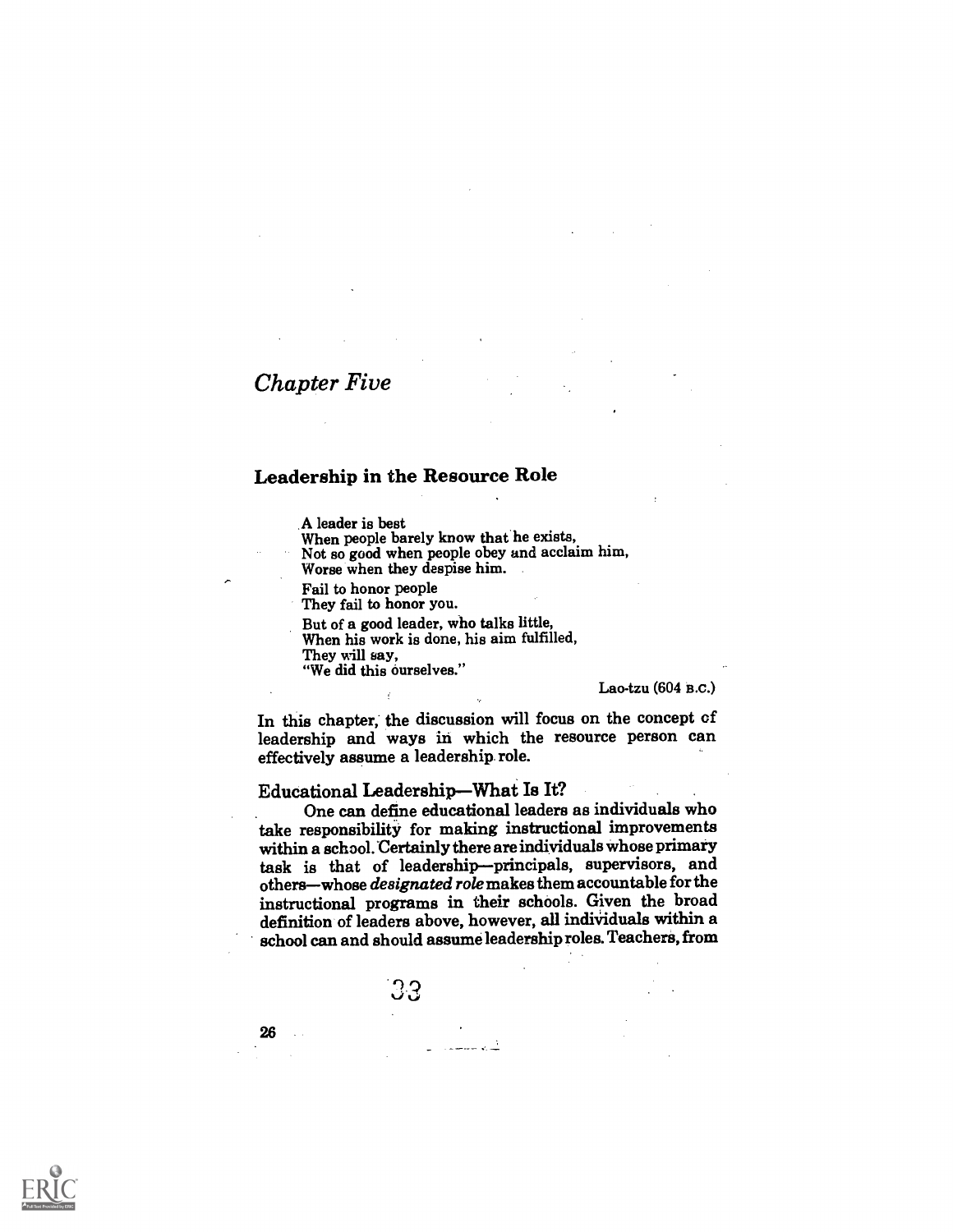## *Chapter Five*

### Leadership in the Resource Role

> A leader is best
> When people barely know that he exists,
> Not so good when people obey and acclaim him,
> Worse when they despise him.
>
> Fail to honor people
> They fail to honor you.
>
> But of a good leader, who talks little,
> When his work is done, his aim fulfilled,
> They will say,
> "We did this ourselves."
>
> Lao-tzu (604 B.C.)

In this chapter, the discussion will focus on the concept of leadership and ways in which the resource person can effectively assume a leadership role.

### Educational Leadership—What Is It?

One can define educational leaders as individuals who take responsibility for making instructional improvements within a school. Certainly there are individuals whose primary task is that of leadership—principals, supervisors, and others—whose *designated role* makes them accountable for the instructional programs in their schools. Given the broad definition of leaders above, however, all individuals within a school can and should assume leadership roles. Teachers, from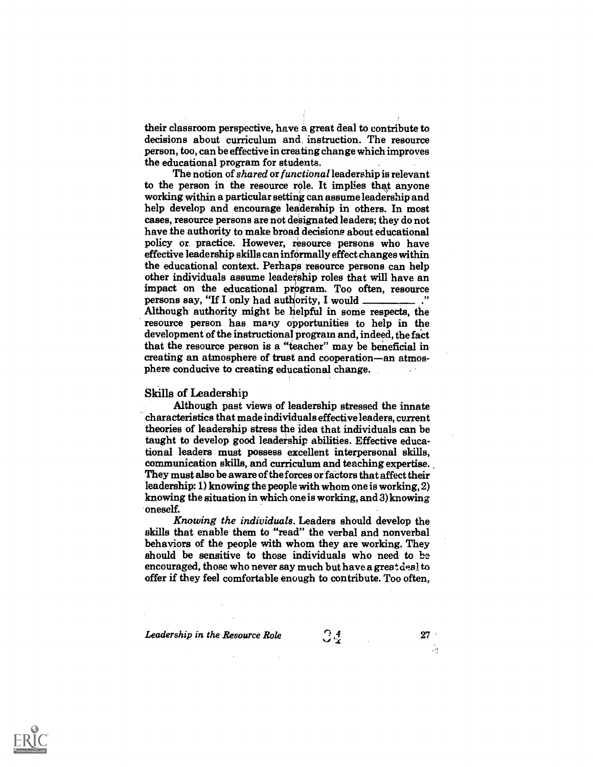their classroom perspective, have a great deal to contribute to decisions about curriculum and instruction. The resource person, too, can be effective in creating change which improves the educational program for students.

The notion of *shared* or *functional* leadership is relevant to the person in the resource role. It implies that anyone working within a particular setting can assume leadership and help develop and encourage leadership in others. In most cases, resource persons are not designated leaders; they do not have the authority to make broad decisions about educational policy or practice. However, resource persons who have effective leadership skills can informally effect changes within the educational context. Perhaps resource persons can help other individuals assume leadership roles that will have an impact on the educational program. Too often, resource persons say, "If I only had authority, I would ________."
Although authority might be helpful in some respects, the resource person has many opportunities to help in the development of the instructional program and, indeed, the fact that the resource person is a "teacher" may be beneficial in creating an atmosphere of trust and cooperation—an atmosphere conducive to creating educational change.

## Skills of Leadership

Although past views of leadership stressed the innate characteristics that made individuals effective leaders, current theories of leadership stress the idea that individuals can be taught to develop good leadership abilities. Effective educational leaders must possess excellent interpersonal skills, communication skills, and curriculum and teaching expertise. They must also be aware of the forces or factors that affect their leadership: 1) knowing the people with whom one is working, 2) knowing the situation in which one is working, and 3) knowing oneself.

*Knowing the individuals.* Leaders should develop the skills that enable them to "read" the verbal and nonverbal behaviors of the people with whom they are working. They should be sensitive to those individuals who need to be encouraged, those who never say much but have a great deal to offer if they feel comfortable enough to contribute. Too often,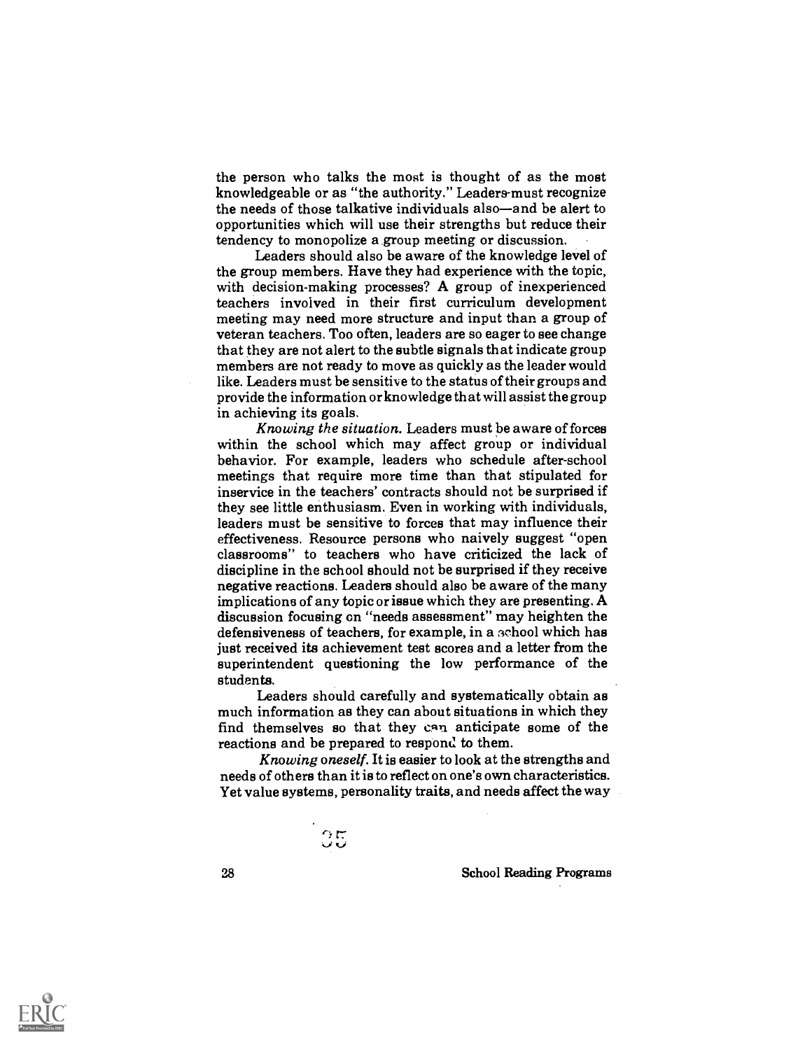the person who talks the most is thought of as the most knowledgeable or as "the authority." Leaders must recognize the needs of those talkative individuals also—and be alert to opportunities which will use their strengths but reduce their tendency to monopolize a group meeting or discussion.

Leaders should also be aware of the knowledge level of the group members. Have they had experience with the topic, with decision-making processes? A group of inexperienced teachers involved in their first curriculum development meeting may need more structure and input than a group of veteran teachers. Too often, leaders are so eager to see change that they are not alert to the subtle signals that indicate group members are not ready to move as quickly as the leader would like. Leaders must be sensitive to the status of their groups and provide the information or knowledge that will assist the group in achieving its goals.

*Knowing the situation.* Leaders must be aware of forces within the school which may affect group or individual behavior. For example, leaders who schedule after-school meetings that require more time than that stipulated for inservice in the teachers' contracts should not be surprised if they see little enthusiasm. Even in working with individuals, leaders must be sensitive to forces that may influence their effectiveness. Resource persons who naively suggest "open classrooms" to teachers who have criticized the lack of discipline in the school should not be surprised if they receive negative reactions. Leaders should also be aware of the many implications of any topic or issue which they are presenting. A discussion focusing on "needs assessment" may heighten the defensiveness of teachers, for example, in a school which has just received its achievement test scores and a letter from the superintendent questioning the low performance of the students.

Leaders should carefully and systematically obtain as much information as they can about situations in which they find themselves so that they can anticipate some of the reactions and be prepared to respond to them.

*Knowing oneself.* It is easier to look at the strengths and needs of others than it is to reflect on one's own characteristics. Yet value systems, personality traits, and needs affect the way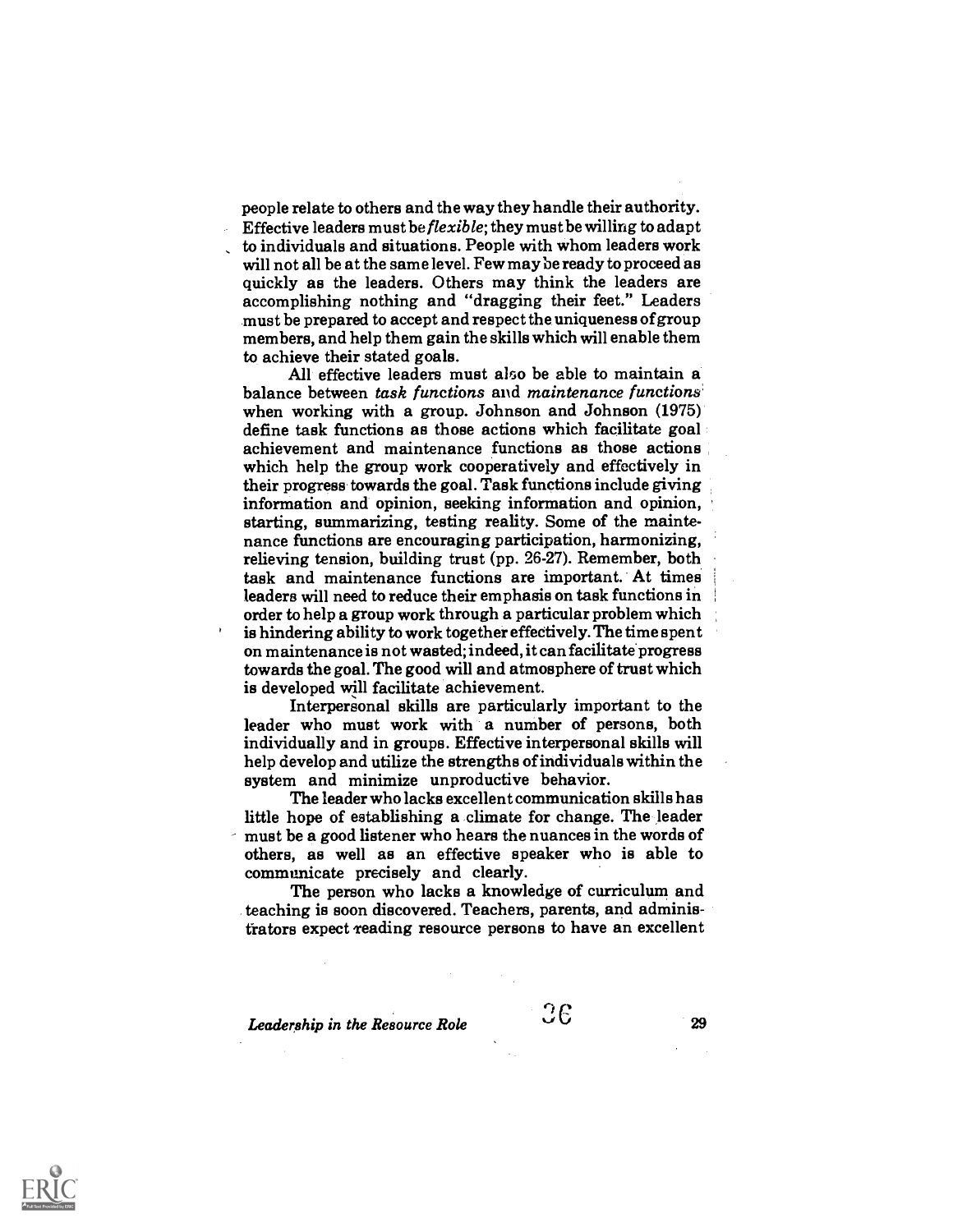people relate to others and the way they handle their authority. Effective leaders must be *flexible*; they must be willing to adapt to individuals and situations. People with whom leaders work will not all be at the same level. Few may be ready to proceed as quickly as the leaders. Others may think the leaders are accomplishing nothing and "dragging their feet." Leaders must be prepared to accept and respect the uniqueness of group members, and help them gain the skills which will enable them to achieve their stated goals.

All effective leaders must also be able to maintain a balance between *task functions* and *maintenance functions* when working with a group. Johnson and Johnson (1975) define task functions as those actions which facilitate goal achievement and maintenance functions as those actions which help the group work cooperatively and effectively in their progress towards the goal. Task functions include giving information and opinion, seeking information and opinion, starting, summarizing, testing reality. Some of the maintenance functions are encouraging participation, harmonizing, relieving tension, building trust (pp. 26-27). Remember, both task and maintenance functions are important. At times leaders will need to reduce their emphasis on task functions in order to help a group work through a particular problem which is hindering ability to work together effectively. The time spent on maintenance is not wasted; indeed, it can facilitate progress towards the goal. The good will and atmosphere of trust which is developed will facilitate achievement.

Interpersonal skills are particularly important to the leader who must work with a number of persons, both individually and in groups. Effective interpersonal skills will help develop and utilize the strengths of individuals within the system and minimize unproductive behavior.

The leader who lacks excellent communication skills has little hope of establishing a climate for change. The leader must be a good listener who hears the nuances in the words of others, as well as an effective speaker who is able to communicate precisely and clearly.

The person who lacks a knowledge of curriculum and teaching is soon discovered. Teachers, parents, and administrators expect reading resource persons to have an excellent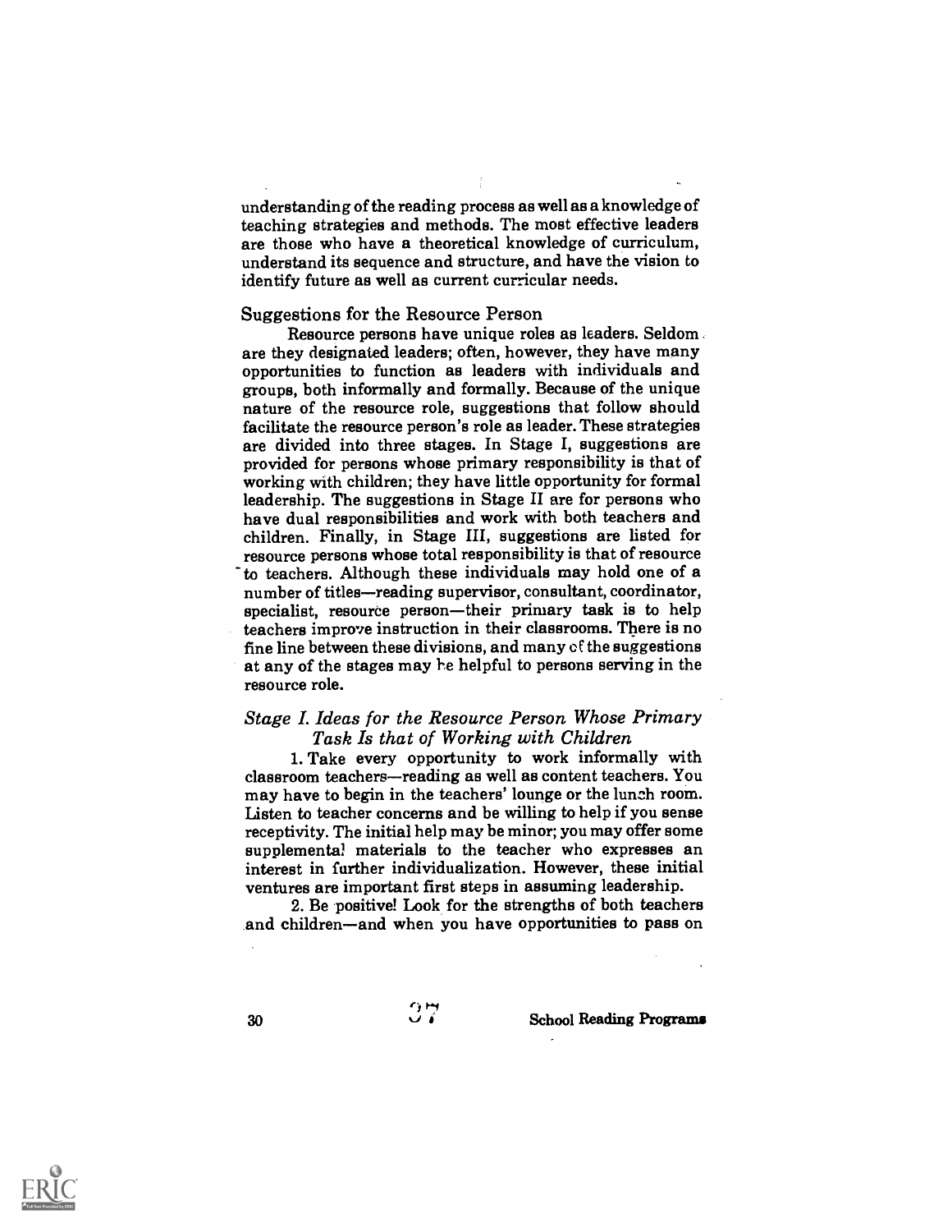understanding of the reading process as well as a knowledge of teaching strategies and methods. The most effective leaders are those who have a theoretical knowledge of curriculum, understand its sequence and structure, and have the vision to identify future as well as current curricular needs.

## Suggestions for the Resource Person

Resource persons have unique roles as leaders. Seldom are they designated leaders; often, however, they have many opportunities to function as leaders with individuals and groups, both informally and formally. Because of the unique nature of the resource role, suggestions that follow should facilitate the resource person's role as leader. These strategies are divided into three stages. In Stage I, suggestions are provided for persons whose primary responsibility is that of working with children; they have little opportunity for formal leadership. The suggestions in Stage II are for persons who have dual responsibilities and work with both teachers and children. Finally, in Stage III, suggestions are listed for resource persons whose total responsibility is that of resource to teachers. Although these individuals may hold one of a number of titles—reading supervisor, consultant, coordinator, specialist, resource person—their primary task is to help teachers improve instruction in their classrooms. There is no fine line between these divisions, and many of the suggestions at any of the stages may be helpful to persons serving in the resource role.

### *Stage I. Ideas for the Resource Person Whose Primary Task Is that of Working with Children*

1. Take every opportunity to work informally with classroom teachers—reading as well as content teachers. You may have to begin in the teachers' lounge or the lunch room. Listen to teacher concerns and be willing to help if you sense receptivity. The initial help may be minor; you may offer some supplemental materials to the teacher who expresses an interest in further individualization. However, these initial ventures are important first steps in assuming leadership.

2. Be positive! Look for the strengths of both teachers and children—and when you have opportunities to pass on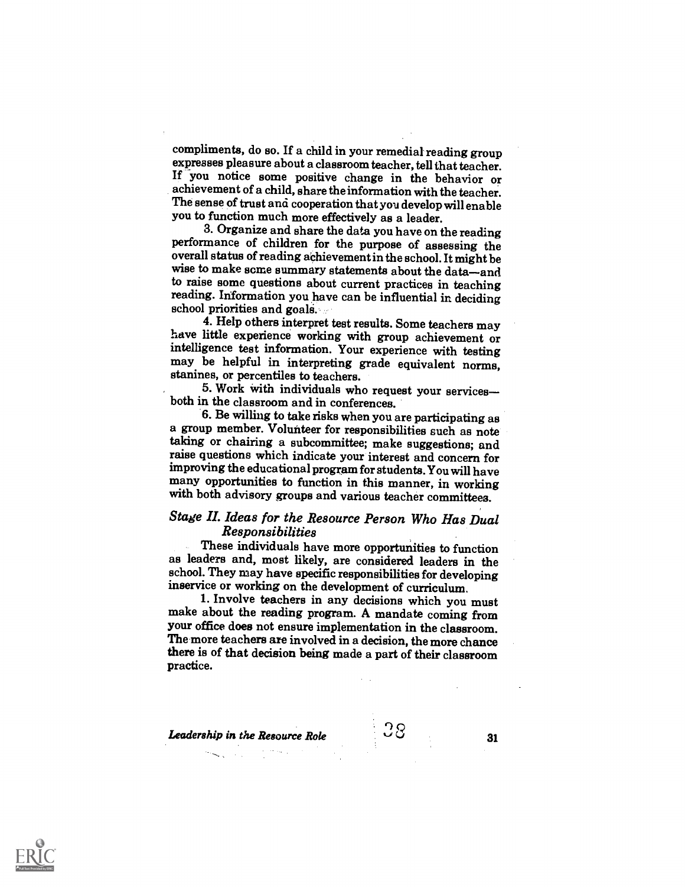compliments, do so. If a child in your remedial reading group expresses pleasure about a classroom teacher, tell that teacher. If you notice some positive change in the behavior or achievement of a child, share the information with the teacher. The sense of trust and cooperation that you develop will enable you to function much more effectively as a leader.

3. Organize and share the data you have on the reading performance of children for the purpose of assessing the overall status of reading achievement in the school. It might be wise to make some summary statements about the data—and to raise some questions about current practices in teaching reading. Information you have can be influential in deciding school priorities and goals.

4. Help others interpret test results. Some teachers may have little experience working with group achievement or intelligence test information. Your experience with testing may be helpful in interpreting grade equivalent norms, stanines, or percentiles to teachers.

5. Work with individuals who request your services—both in the classroom and in conferences.

6. Be willing to take risks when you are participating as a group member. Volunteer for responsibilities such as note taking or chairing a subcommittee; make suggestions; and raise questions which indicate your interest and concern for improving the educational program for students. You will have many opportunities to function in this manner, in working with both advisory groups and various teacher committees.

### *Stage II. Ideas for the Resource Person Who Has Dual Responsibilities*

These individuals have more opportunities to function as leaders and, most likely, are considered leaders in the school. They may have specific responsibilities for developing inservice or working on the development of curriculum.

1. Involve teachers in any decisions which you must make about the reading program. A mandate coming from your office does not ensure implementation in the classroom. The more teachers are involved in a decision, the more chance there is of that decision being made a part of their classroom practice.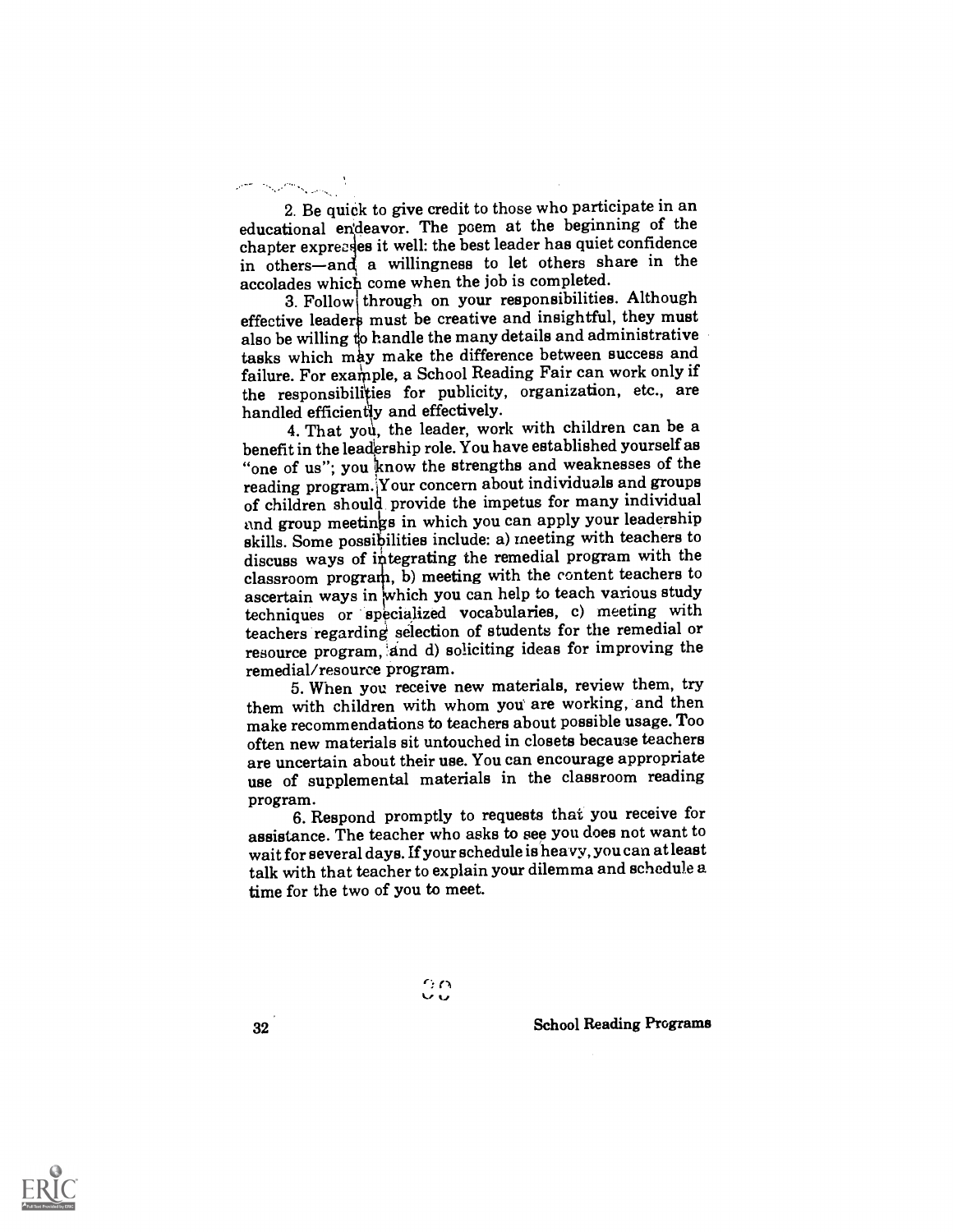2. Be quick to give credit to those who participate in an educational endeavor. The poem at the beginning of the chapter expresses it well: the best leader has quiet confidence in others—and a willingness to let others share in the accolades which come when the job is completed.

3. Follow through on your responsibilities. Although effective leaders must be creative and insightful, they must also be willing to handle the many details and administrative tasks which may make the difference between success and failure. For example, a School Reading Fair can work only if the responsibilities for publicity, organization, etc., are handled efficiently and effectively.

4. That you, the leader, work with children can be a benefit in the leadership role. You have established yourself as "one of us"; you know the strengths and weaknesses of the reading program. Your concern about individuals and groups of children should provide the impetus for many individual and group meetings in which you can apply your leadership skills. Some possibilities include: a) meeting with teachers to discuss ways of integrating the remedial program with the classroom program, b) meeting with the content teachers to ascertain ways in which you can help to teach various study techniques or specialized vocabularies, c) meeting with teachers regarding selection of students for the remedial or resource program, and d) soliciting ideas for improving the remedial/resource program.

5. When you receive new materials, review them, try them with children with whom you are working, and then make recommendations to teachers about possible usage. Too often new materials sit untouched in closets because teachers are uncertain about their use. You can encourage appropriate use of supplemental materials in the classroom reading program.

6. Respond promptly to requests that you receive for assistance. The teacher who asks to see you does not want to wait for several days. If your schedule is heavy, you can at least talk with that teacher to explain your dilemma and schedule a time for the two of you to meet.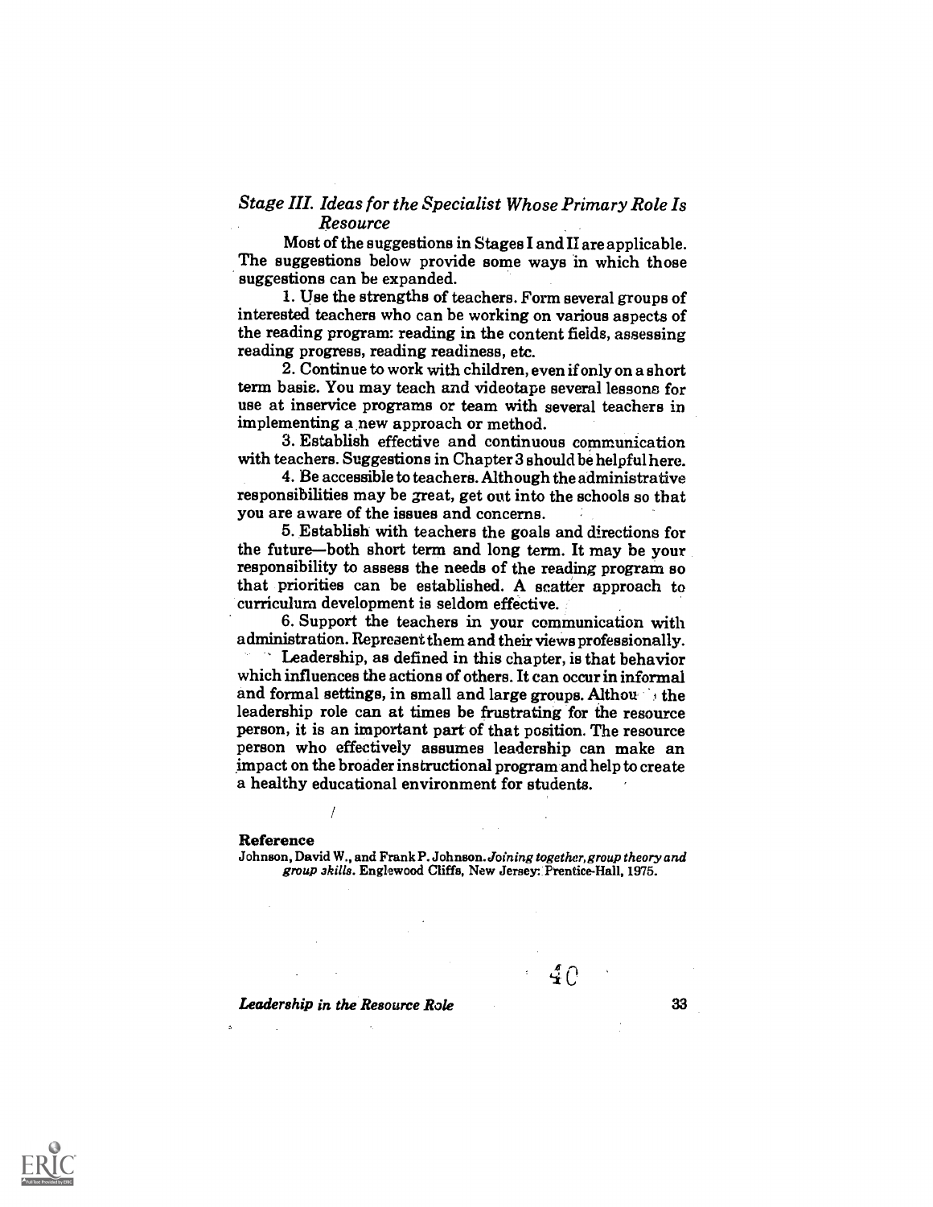### *Stage III. Ideas for the Specialist Whose Primary Role Is Resource*

Most of the suggestions in Stages I and II are applicable. The suggestions below provide some ways in which those suggestions can be expanded.

1. Use the strengths of teachers. Form several groups of interested teachers who can be working on various aspects of the reading program: reading in the content fields, assessing reading progress, reading readiness, etc.

2. Continue to work with children, even if only on a short term basis. You may teach and videotape several lessons for use at inservice programs or team with several teachers in implementing a new approach or method.

3. Establish effective and continuous communication with teachers. Suggestions in Chapter 3 should be helpful here.

4. Be accessible to teachers. Although the administrative responsibilities may be great, get out into the schools so that you are aware of the issues and concerns.

5. Establish with teachers the goals and directions for the future—both short term and long term. It may be your responsibility to assess the needs of the reading program so that priorities can be established. A scatter approach to curriculum development is seldom effective.

6. Support the teachers in your communication with administration. Represent them and their views professionally.

Leadership, as defined in this chapter, is that behavior which influences the actions of others. It can occur in informal and formal settings, in small and large groups. Although the leadership role can at times be frustrating for the resource person, it is an important part of that position. The resource person who effectively assumes leadership can make an impact on the broader instructional program and help to create a healthy educational environment for students.

#### Reference

Johnson, David W., and Frank P. Johnson. *Joining together, group theory and group skills.* Englewood Cliffs, New Jersey: Prentice-Hall, 1975.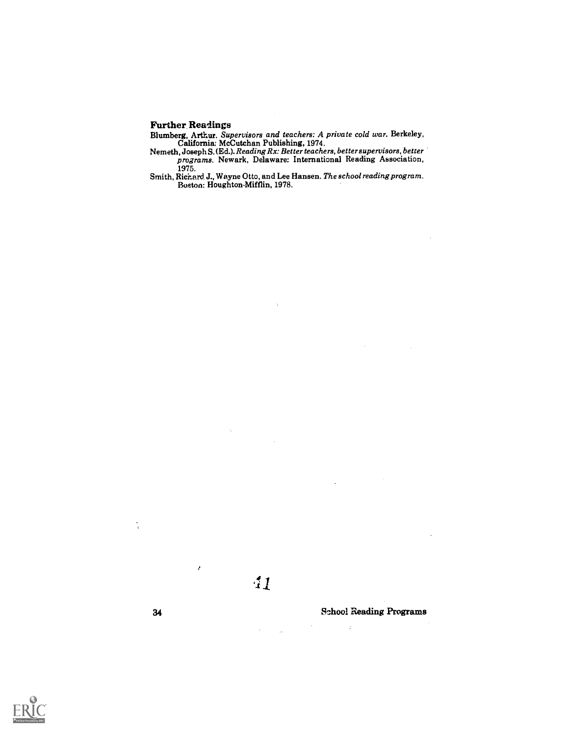### Further Readings

Blumberg, Arthur. *Supervisors and teachers: A private cold war.* Berkeley, California: McCutchan Publishing, 1974.

Nemeth, Joseph S. (Ed.). *Reading Rx: Better teachers, better supervisors, better programs.* Newark, Delaware: International Reading Association, 1975.

Smith, Richard J., Wayne Otto, and Lee Hansen. *The school reading program.* Boston: Houghton-Mifflin, 1978.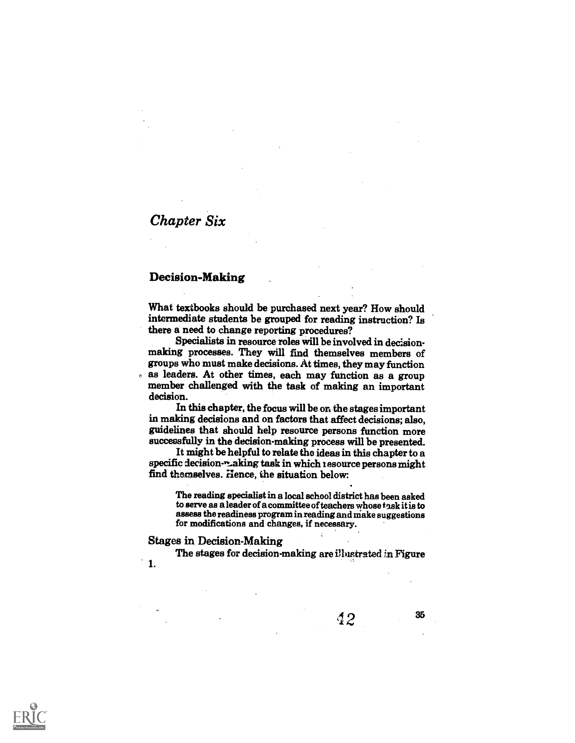## *Chapter Six*

### Decision-Making

What textbooks should be purchased next year? How should intermediate students be grouped for reading instruction? Is there a need to change reporting procedures?

Specialists in resource roles will be involved in decision-making processes. They will find themselves members of groups who must make decisions. At times, they may function as leaders. At other times, each may function as a group member challenged with the task of making an important decision.

In this chapter, the focus will be on the stages important in making decisions and on factors that affect decisions; also, guidelines that should help resource persons function more successfully in the decision-making process will be presented.

It might be helpful to relate the ideas in this chapter to a specific decision-making task in which resource persons might find themselves. Hence, the situation below:

> The reading specialist in a local school district has been asked to serve as a leader of a committee of teachers whose task it is to assess the readiness program in reading and make suggestions for modifications and changes, if necessary.

#### Stages in Decision-Making

The stages for decision-making are illustrated in Figure 1.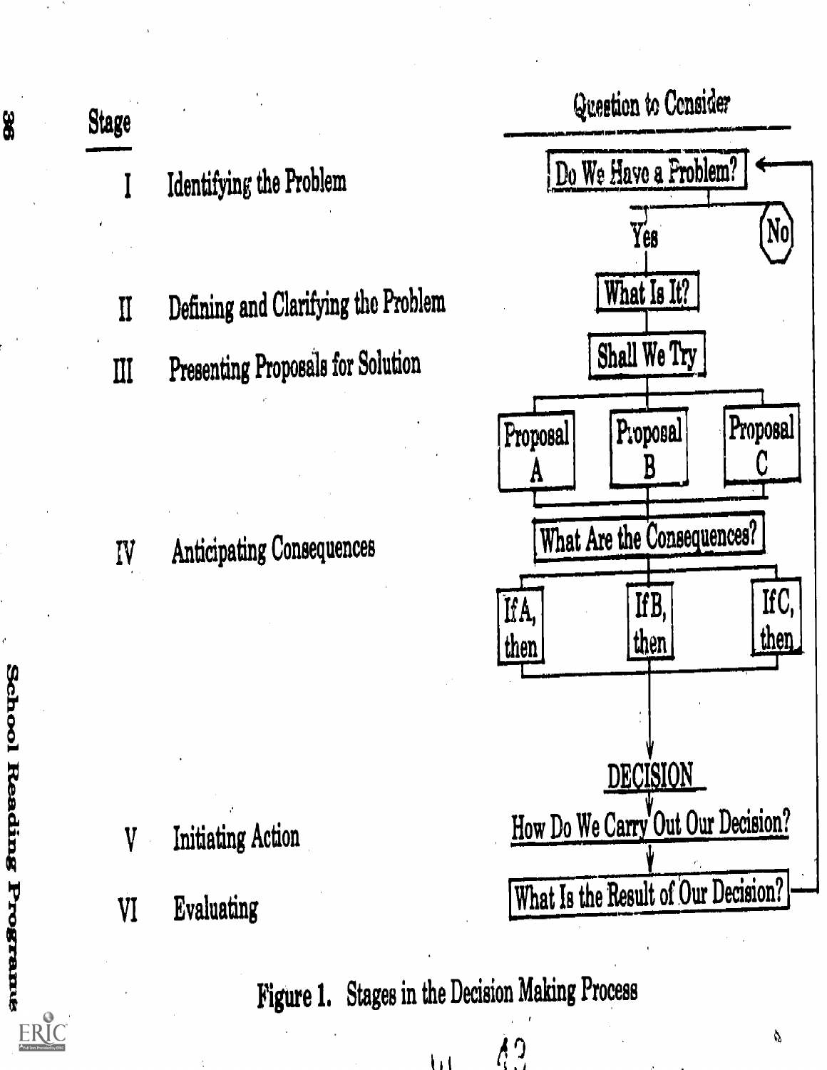| Stage | | Question to Consider |
|---|---|---|
| I | Identifying the Problem | Do We Have a Problem? (Yes / No) |
| II | Defining and Clarifying the Problem | What Is It? |
| III | Presenting Proposals for Solution | Shall We Try: Proposal A, Proposal B, Proposal C |
| IV | Anticipating Consequences | What Are the Consequences? If A, then; If B, then; If C, then |
| | | DECISION |
| V | Initiating Action | How Do We Carry Out Our Decision? |
| VI | Evaluating | What Is the Result of Our Decision? |

Figure 1. Stages in the Decision Making Process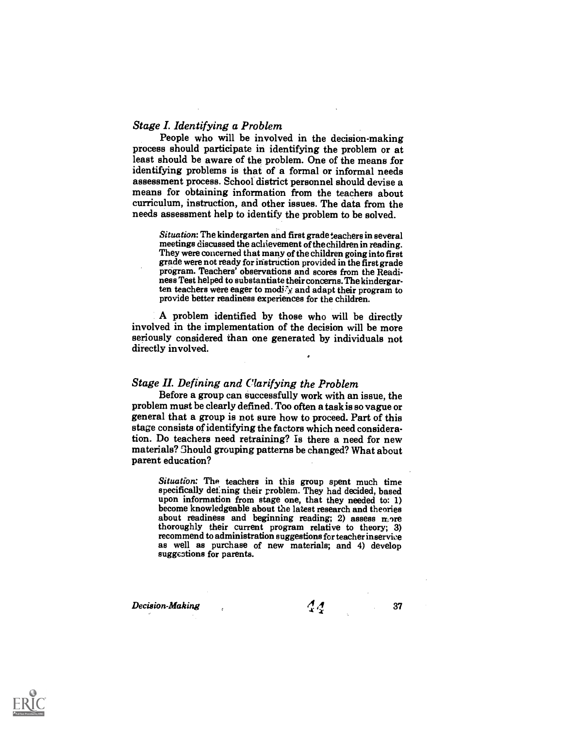### *Stage I. Identifying a Problem*

People who will be involved in the decision-making process should participate in identifying the problem or at least should be aware of the problem. One of the means for identifying problems is that of a formal or informal needs assessment process. School district personnel should devise a means for obtaining information from the teachers about curriculum, instruction, and other issues. The data from the needs assessment help to identify the problem to be solved.

> *Situation*: The kindergarten and first grade teachers in several meetings discussed the achievement of the children in reading. They were concerned that many of the children going into first grade were not ready for instruction provided in the first grade program. Teachers' observations and scores from the Readiness Test helped to substantiate their concerns. The kindergarten teachers were eager to modify and adapt their program to provide better readiness experiences for the children.

A problem identified by those who will be directly involved in the implementation of the decision will be more seriously considered than one generated by individuals not directly involved.

### *Stage II. Defining and Clarifying the Problem*

Before a group can successfully work with an issue, the problem must be clearly defined. Too often a task is so vague or general that a group is not sure how to proceed. Part of this stage consists of identifying the factors which need consideration. Do teachers need retraining? Is there a need for new materials? Should grouping patterns be changed? What about parent education?

> *Situation*: The teachers in this group spent much time specifically defining their problem. They had decided, based upon information from stage one, that they needed to: 1) become knowledgeable about the latest research and theories about readiness and beginning reading; 2) assess more thoroughly their current program relative to theory; 3) recommend to administration suggestions for teacher inservice as well as purchase of new materials; and 4) develop suggestions for parents.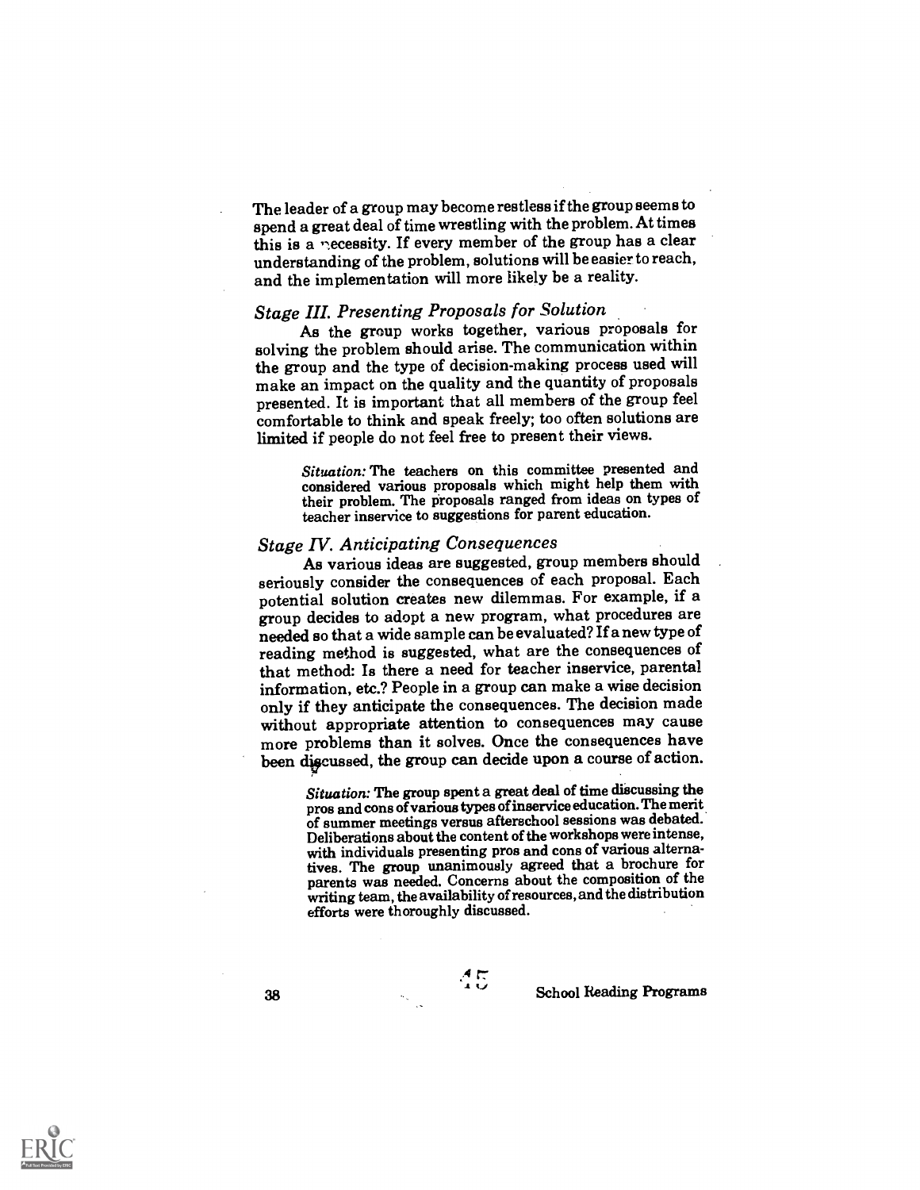The leader of a group may become restless if the group seems to spend a great deal of time wrestling with the problem. At times this is a necessity. If every member of the group has a clear understanding of the problem, solutions will be easier to reach, and the implementation will more likely be a reality.

### *Stage III. Presenting Proposals for Solution*

As the group works together, various proposals for solving the problem should arise. The communication within the group and the type of decision-making process used will make an impact on the quality and the quantity of proposals presented. It is important that all members of the group feel comfortable to think and speak freely; too often solutions are limited if people do not feel free to present their views.

> *Situation:* The teachers on this committee presented and considered various proposals which might help them with their problem. The proposals ranged from ideas on types of teacher inservice to suggestions for parent education.

### *Stage IV. Anticipating Consequences*

As various ideas are suggested, group members should seriously consider the consequences of each proposal. Each potential solution creates new dilemmas. For example, if a group decides to adopt a new program, what procedures are needed so that a wide sample can be evaluated? If a new type of reading method is suggested, what are the consequences of that method: Is there a need for teacher inservice, parental information, etc.? People in a group can make a wise decision only if they anticipate the consequences. The decision made without appropriate attention to consequences may cause more problems than it solves. Once the consequences have been discussed, the group can decide upon a course of action.

> *Situation:* The group spent a great deal of time discussing the pros and cons of various types of inservice education. The merit of summer meetings versus afterschool sessions was debated. Deliberations about the content of the workshops were intense, with individuals presenting pros and cons of various alternatives. The group unanimously agreed that a brochure for parents was needed. Concerns about the composition of the writing team, the availability of resources, and the distribution efforts were thoroughly discussed.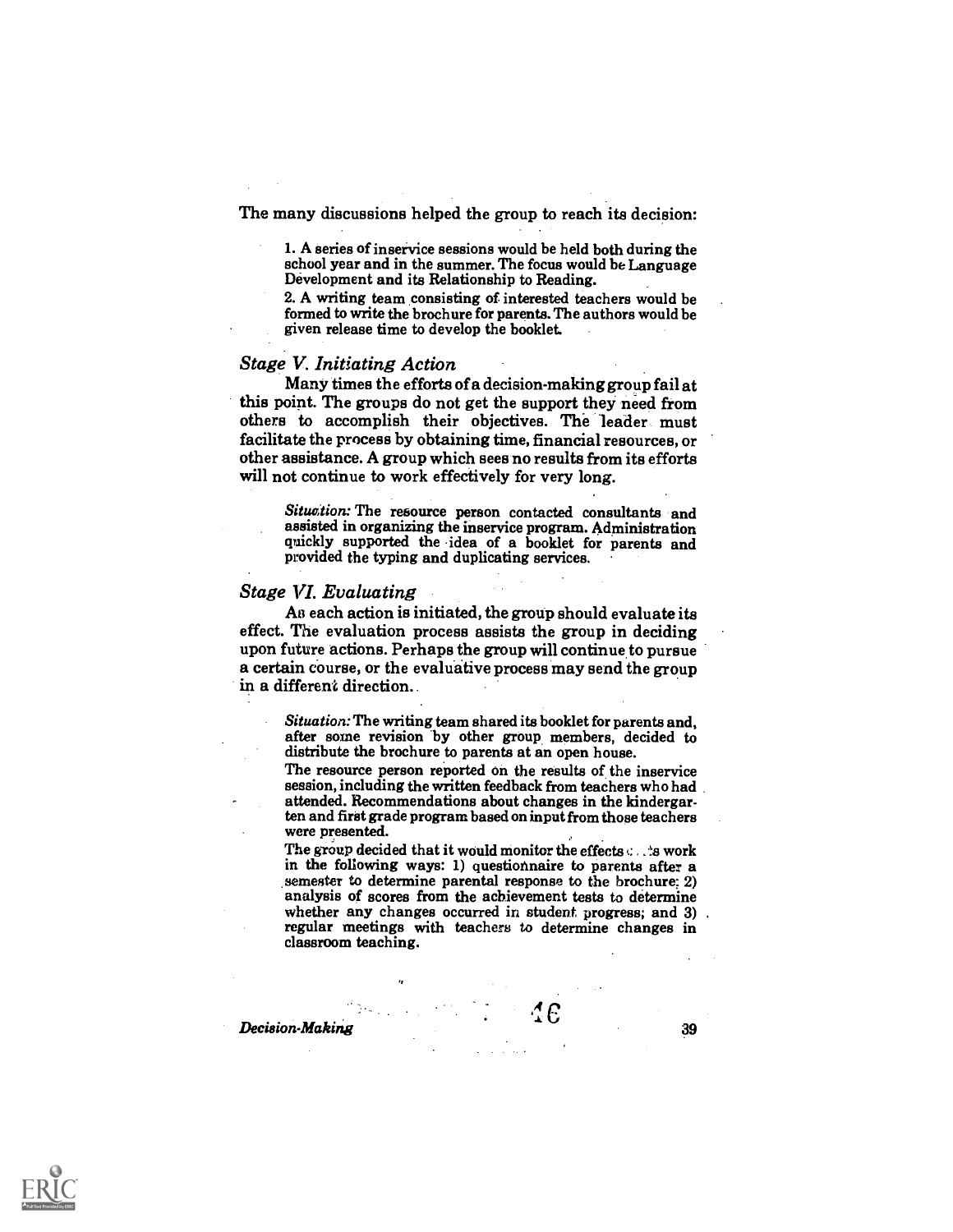The many discussions helped the group to reach its decision:

1. A series of inservice sessions would be held both during the school year and in the summer. The focus would be Language Development and its Relationship to Reading.
2. A writing team consisting of interested teachers would be formed to write the brochure for parents. The authors would be given release time to develop the booklet.

### *Stage V. Initiating Action*

Many times the efforts of a decision-making group fail at this point. The groups do not get the support they need from others to accomplish their objectives. The leader must facilitate the process by obtaining time, financial resources, or other assistance. A group which sees no results from its efforts will not continue to work effectively for very long.

> *Situation:* The resource person contacted consultants and assisted in organizing the inservice program. Administration quickly supported the idea of a booklet for parents and provided the typing and duplicating services.

### *Stage VI. Evaluating*

As each action is initiated, the group should evaluate its effect. The evaluation process assists the group in deciding upon future actions. Perhaps the group will continue to pursue a certain course, or the evaluative process may send the group in a different direction.

> *Situation:* The writing team shared its booklet for parents and, after some revision by other group members, decided to distribute the brochure to parents at an open house.
>
> The resource person reported on the results of the inservice session, including the written feedback from teachers who had attended. Recommendations about changes in the kindergarten and first grade program based on input from those teachers were presented.
>
> The group decided that it would monitor the effects of its work in the following ways: 1) questionnaire to parents after a semester to determine parental response to the brochure; 2) analysis of scores from the achievement tests to determine whether any changes occurred in student progress; and 3) regular meetings with teachers to determine changes in classroom teaching.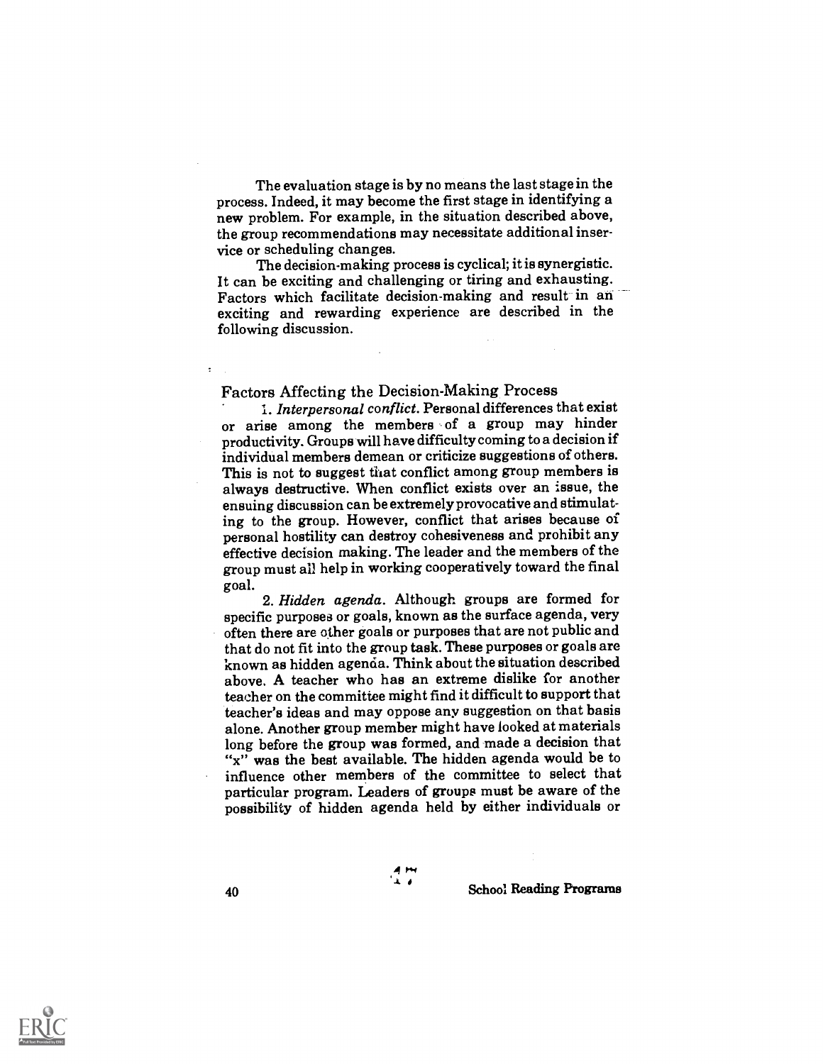The evaluation stage is by no means the last stage in the process. Indeed, it may become the first stage in identifying a new problem. For example, in the situation described above, the group recommendations may necessitate additional inservice or scheduling changes.

The decision-making process is cyclical; it is synergistic. It can be exciting and challenging or tiring and exhausting. Factors which facilitate decision-making and result in an exciting and rewarding experience are described in the following discussion.

## Factors Affecting the Decision-Making Process

1. *Interpersonal conflict.* Personal differences that exist or arise among the members of a group may hinder productivity. Groups will have difficulty coming to a decision if individual members demean or criticize suggestions of others. This is not to suggest that conflict among group members is always destructive. When conflict exists over an issue, the ensuing discussion can be extremely provocative and stimulating to the group. However, conflict that arises because of personal hostility can destroy cohesiveness and prohibit any effective decision making. The leader and the members of the group must all help in working cooperatively toward the final goal.

2. *Hidden agenda.* Although groups are formed for specific purposes or goals, known as the surface agenda, very often there are other goals or purposes that are not public and that do not fit into the group task. These purposes or goals are known as hidden agenda. Think about the situation described above. A teacher who has an extreme dislike for another teacher on the committee might find it difficult to support that teacher's ideas and may oppose any suggestion on that basis alone. Another group member might have looked at materials long before the group was formed, and made a decision that "x" was the best available. The hidden agenda would be to influence other members of the committee to select that particular program. Leaders of groups must be aware of the possibility of hidden agenda held by either individuals or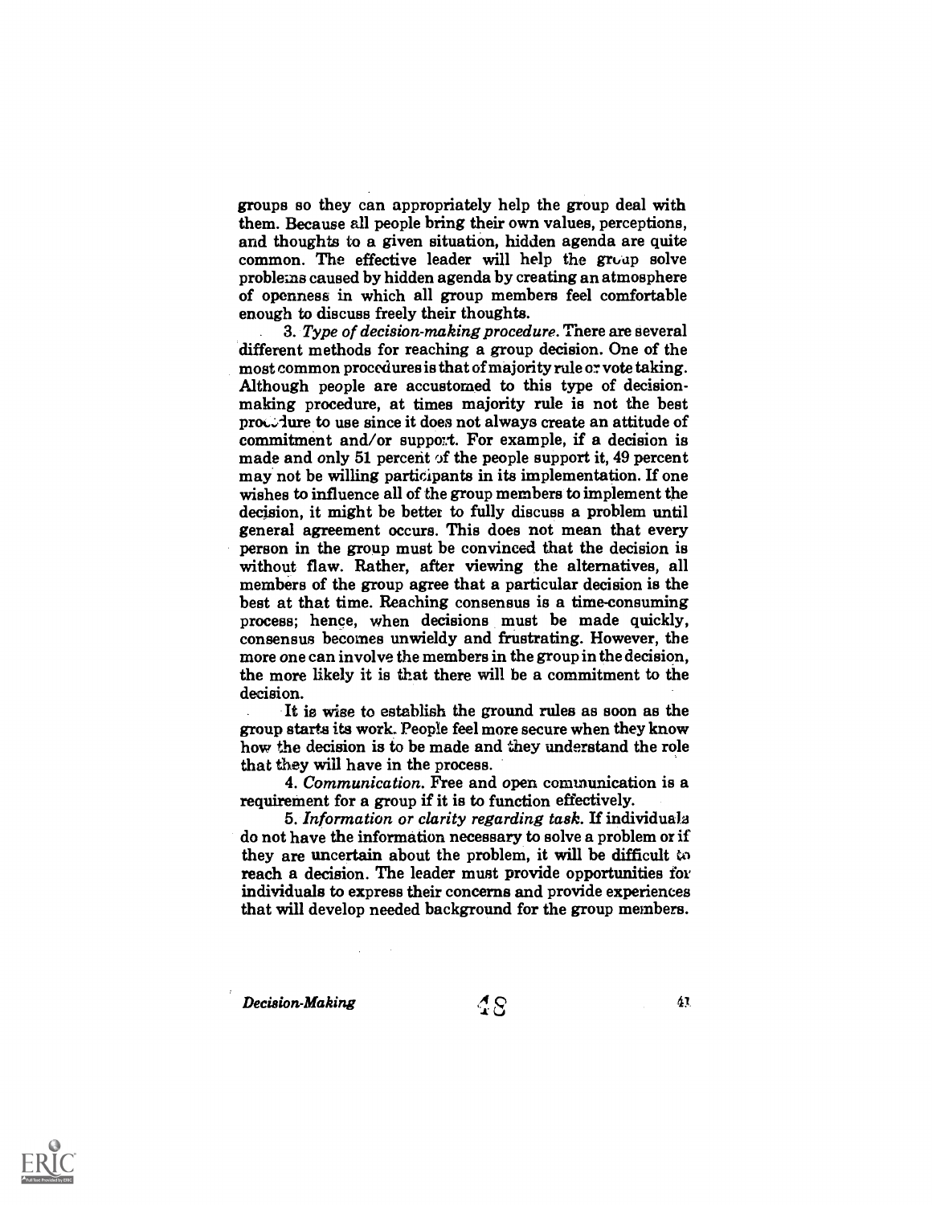groups so they can appropriately help the group deal with them. Because all people bring their own values, perceptions, and thoughts to a given situation, hidden agenda are quite common. The effective leader will help the group solve problems caused by hidden agenda by creating an atmosphere of openness in which all group members feel comfortable enough to discuss freely their thoughts.

3. *Type of decision-making procedure.* There are several different methods for reaching a group decision. One of the most common procedures is that of majority rule or vote taking. Although people are accustomed to this type of decision-making procedure, at times majority rule is not the best procedure to use since it does not always create an attitude of commitment and/or support. For example, if a decision is made and only 51 percent of the people support it, 49 percent may not be willing participants in its implementation. If one wishes to influence all of the group members to implement the decision, it might be better to fully discuss a problem until general agreement occurs. This does not mean that every person in the group must be convinced that the decision is without flaw. Rather, after viewing the alternatives, all members of the group agree that a particular decision is the best at that time. Reaching consensus is a time-consuming process; hence, when decisions must be made quickly, consensus becomes unwieldy and frustrating. However, the more one can involve the members in the group in the decision, the more likely it is that there will be a commitment to the decision.

It is wise to establish the ground rules as soon as the group starts its work. People feel more secure when they know how the decision is to be made and they understand the role that they will have in the process.

4. *Communication.* Free and open communication is a requirement for a group if it is to function effectively.

5. *Information or clarity regarding task.* If individuals do not have the information necessary to solve a problem or if they are uncertain about the problem, it will be difficult to reach a decision. The leader must provide opportunities for individuals to express their concerns and provide experiences that will develop needed background for the group members.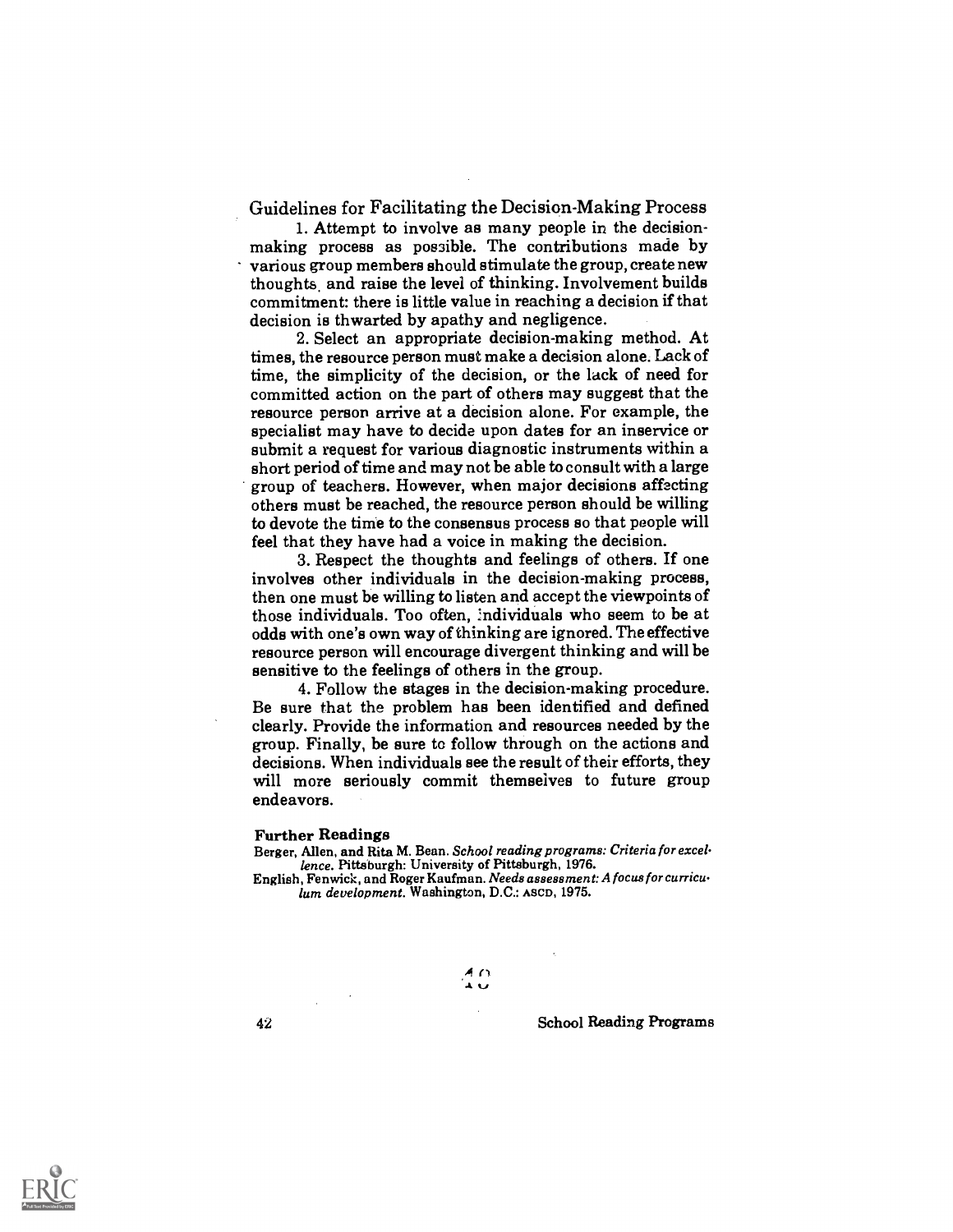## Guidelines for Facilitating the Decision-Making Process

1. Attempt to involve as many people in the decision-making process as possible. The contributions made by various group members should stimulate the group, create new thoughts, and raise the level of thinking. Involvement builds commitment: there is little value in reaching a decision if that decision is thwarted by apathy and negligence.

2. Select an appropriate decision-making method. At times, the resource person must make a decision alone. Lack of time, the simplicity of the decision, or the lack of need for committed action on the part of others may suggest that the resource person arrive at a decision alone. For example, the specialist may have to decide upon dates for an inservice or submit a request for various diagnostic instruments within a short period of time and may not be able to consult with a large group of teachers. However, when major decisions affecting others must be reached, the resource person should be willing to devote the time to the consensus process so that people will feel that they have had a voice in making the decision.

3. Respect the thoughts and feelings of others. If one involves other individuals in the decision-making process, then one must be willing to listen and accept the viewpoints of those individuals. Too often, individuals who seem to be at odds with one's own way of thinking are ignored. The effective resource person will encourage divergent thinking and will be sensitive to the feelings of others in the group.

4. Follow the stages in the decision-making procedure. Be sure that the problem has been identified and defined clearly. Provide the information and resources needed by the group. Finally, be sure to follow through on the actions and decisions. When individuals see the result of their efforts, they will more seriously commit themselves to future group endeavors.

**Further Readings**

Berger, Allen, and Rita M. Bean. *School reading programs: Criteria for excellence.* Pittsburgh: University of Pittsburgh, 1976.

English, Fenwick, and Roger Kaufman. *Needs assessment: A focus for curriculum development.* Washington, D.C.: ASCD, 1975.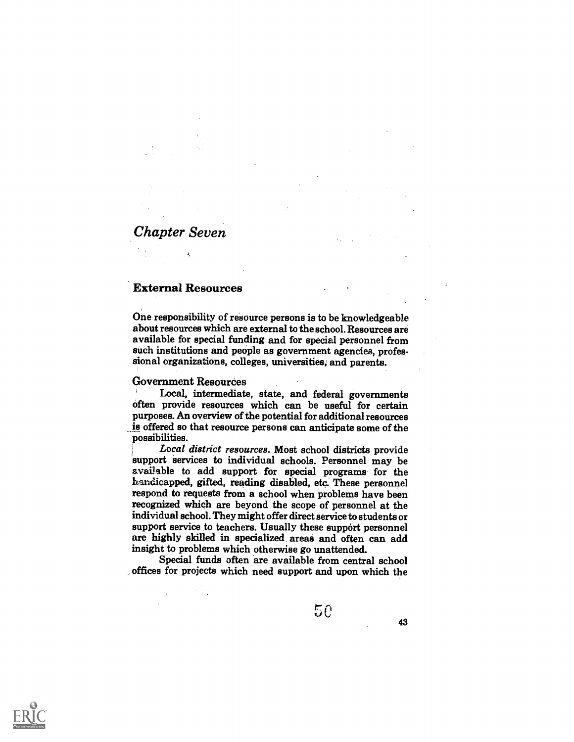# Chapter Seven

## External Resources

One responsibility of resource persons is to be knowledgeable about resources which are external to the school. Resources are available for special funding and for special personnel from such institutions and people as government agencies, professional organizations, colleges, universities, and parents.

### Government Resources

Local, intermediate, state, and federal governments often provide resources which can be useful for certain purposes. An overview of the potential for additional resources is offered so that resource persons can anticipate some of the possibilities.

*Local district resources.* Most school districts provide support services to individual schools. Personnel may be available to add support for special programs for the handicapped, gifted, reading disabled, etc. These personnel respond to requests from a school when problems have been recognized which are beyond the scope of personnel at the individual school. They might offer direct service to students or support service to teachers. Usually these support personnel are highly skilled in specialized areas and often can add insight to problems which otherwise go unattended.

Special funds often are available from central school offices for projects which need support and upon which the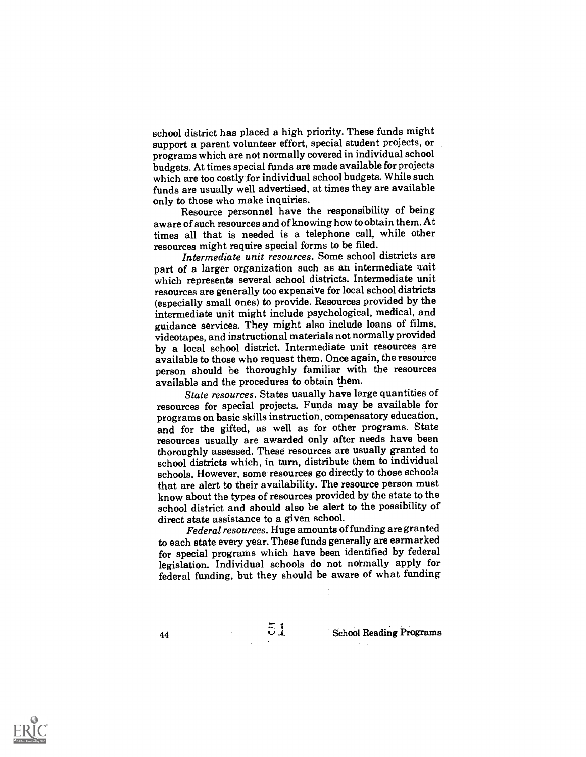school district has placed a high priority. These funds might support a parent volunteer effort, special student projects, or programs which are not normally covered in individual school budgets. At times special funds are made available for projects which are too costly for individual school budgets. While such funds are usually well advertised, at times they are available only to those who make inquiries.

Resource personnel have the responsibility of being aware of such resources and of knowing how to obtain them. At times all that is needed is a telephone call, while other resources might require special forms to be filed.

*Intermediate unit resources*. Some school districts are part of a larger organization such as an intermediate unit which represents several school districts. Intermediate unit resources are generally too expensive for local school districts (especially small ones) to provide. Resources provided by the intermediate unit might include psychological, medical, and guidance services. They might also include loans of films, videotapes, and instructional materials not normally provided by a local school district. Intermediate unit resources are available to those who request them. Once again, the resource person should be thoroughly familiar with the resources available and the procedures to obtain them.

*State resources*. States usually have large quantities of resources for special projects. Funds may be available for programs on basic skills instruction, compensatory education, and for the gifted, as well as for other programs. State resources usually are awarded only after needs have been thoroughly assessed. These resources are usually granted to school districts which, in turn, distribute them to individual schools. However, some resources go directly to those schools that are alert to their availability. The resource person must know about the types of resources provided by the state to the school district and should also be alert to the possibility of direct state assistance to a given school.

*Federal resources*. Huge amounts of funding are granted to each state every year. These funds generally are earmarked for special programs which have been identified by federal legislation. Individual schools do not normally apply for federal funding, but they should be aware of what funding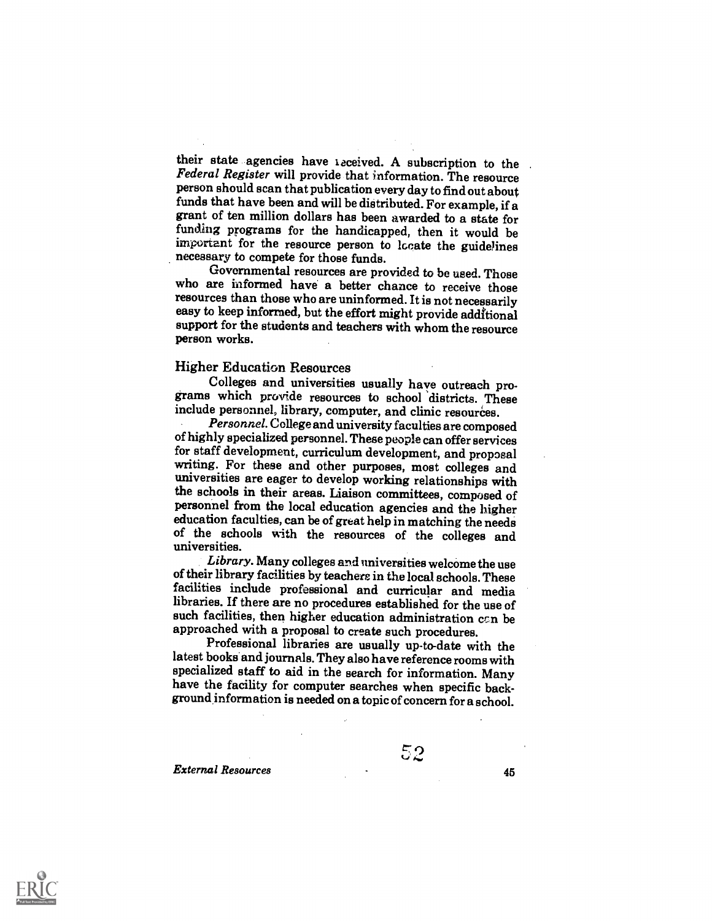their state agencies have received. A subscription to the *Federal Register* will provide that information. The resource person should scan that publication every day to find out about funds that have been and will be distributed. For example, if a grant of ten million dollars has been awarded to a state for funding programs for the handicapped, then it would be important for the resource person to locate the guidelines necessary to compete for those funds.

Governmental resources are provided to be used. Those who are informed have a better chance to receive those resources than those who are uninformed. It is not necessarily easy to keep informed, but the effort might provide additional support for the students and teachers with whom the resource person works.

## Higher Education Resources

Colleges and universities usually have outreach programs which provide resources to school districts. These include personnel, library, computer, and clinic resources.

*Personnel.* College and university faculties are composed of highly specialized personnel. These people can offer services for staff development, curriculum development, and proposal writing. For these and other purposes, most colleges and universities are eager to develop working relationships with the schools in their areas. Liaison committees, composed of personnel from the local education agencies and the higher education faculties, can be of great help in matching the needs of the schools with the resources of the colleges and universities.

*Library.* Many colleges and universities welcome the use of their library facilities by teachers in the local schools. These facilities include professional and curricular and media libraries. If there are no procedures established for the use of such facilities, then higher education administration can be approached with a proposal to create such procedures.

Professional libraries are usually up-to-date with the latest books and journals. They also have reference rooms with specialized staff to aid in the search for information. Many have the facility for computer searches when specific background information is needed on a topic of concern for a school.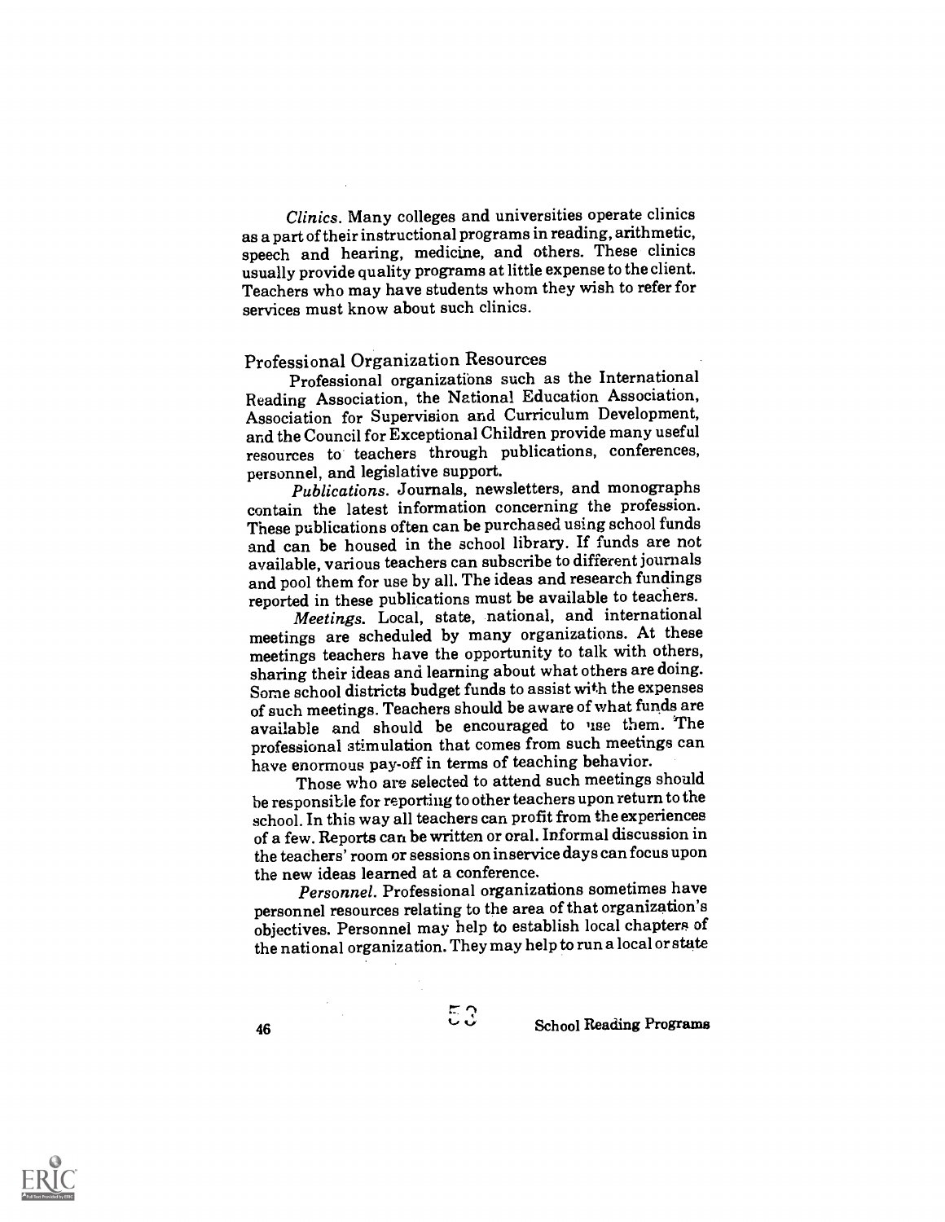*Clinics*. Many colleges and universities operate clinics as a part of their instructional programs in reading, arithmetic, speech and hearing, medicine, and others. These clinics usually provide quality programs at little expense to the client. Teachers who may have students whom they wish to refer for services must know about such clinics.

## Professional Organization Resources

Professional organizations such as the International Reading Association, the National Education Association, Association for Supervision and Curriculum Development, and the Council for Exceptional Children provide many useful resources to teachers through publications, conferences, personnel, and legislative support.

*Publications*. Journals, newsletters, and monographs contain the latest information concerning the profession. These publications often can be purchased using school funds and can be housed in the school library. If funds are not available, various teachers can subscribe to different journals and pool them for use by all. The ideas and research fundings reported in these publications must be available to teachers.

*Meetings*. Local, state, national, and international meetings are scheduled by many organizations. At these meetings teachers have the opportunity to talk with others, sharing their ideas and learning about what others are doing. Some school districts budget funds to assist with the expenses of such meetings. Teachers should be aware of what funds are available and should be encouraged to use them. The professional stimulation that comes from such meetings can have enormous pay-off in terms of teaching behavior.

Those who are selected to attend such meetings should be responsible for reporting to other teachers upon return to the school. In this way all teachers can profit from the experiences of a few. Reports can be written or oral. Informal discussion in the teachers' room or sessions on inservice days can focus upon the new ideas learned at a conference.

*Personnel*. Professional organizations sometimes have personnel resources relating to the area of that organization's objectives. Personnel may help to establish local chapters of the national organization. They may help to run a local or state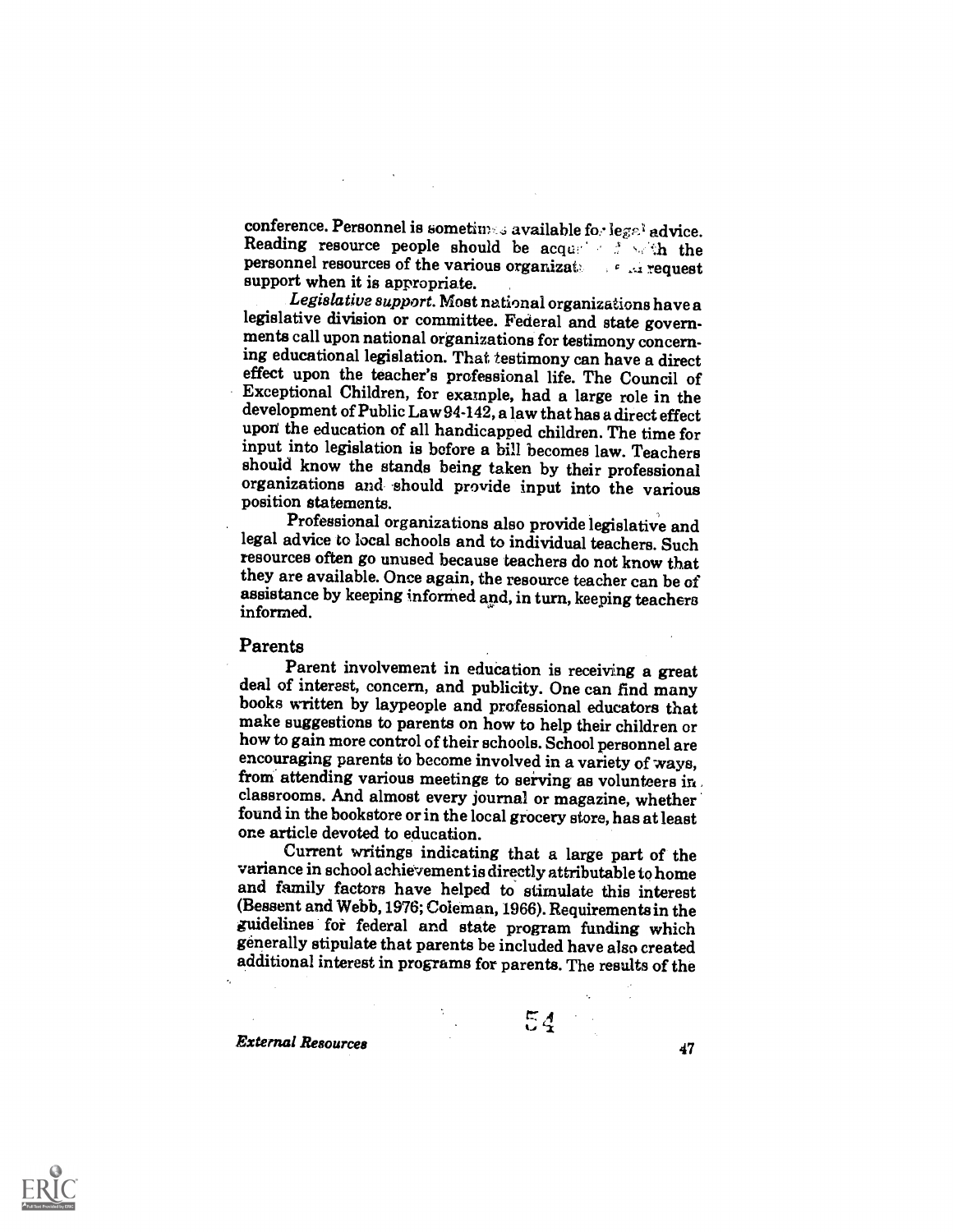conference. Personnel is sometimes available for legal advice. Reading resource people should be acquainted with the personnel resources of the various organizations and request support when it is appropriate.

*Legislative support.* Most national organizations have a legislative division or committee. Federal and state governments call upon national organizations for testimony concerning educational legislation. That testimony can have a direct effect upon the teacher's professional life. The Council of Exceptional Children, for example, had a large role in the development of Public Law 94-142, a law that has a direct effect upon the education of all handicapped children. The time for input into legislation is before a bill becomes law. Teachers should know the stands being taken by their professional organizations and should provide input into the various position statements.

Professional organizations also provide legislative and legal advice to local schools and to individual teachers. Such resources often go unused because teachers do not know that they are available. Once again, the resource teacher can be of assistance by keeping informed and, in turn, keeping teachers informed.

## Parents

Parent involvement in education is receiving a great deal of interest, concern, and publicity. One can find many books written by laypeople and professional educators that make suggestions to parents on how to help their children or how to gain more control of their schools. School personnel are encouraging parents to become involved in a variety of ways, from attending various meetings to serving as volunteers in classrooms. And almost every journal or magazine, whether found in the bookstore or in the local grocery store, has at least one article devoted to education.

Current writings indicating that a large part of the variance in school achievement is directly attributable to home and family factors have helped to stimulate this interest (Bessent and Webb, 1976; Coleman, 1966). Requirements in the guidelines for federal and state program funding which generally stipulate that parents be included have also created additional interest in programs for parents. The results of the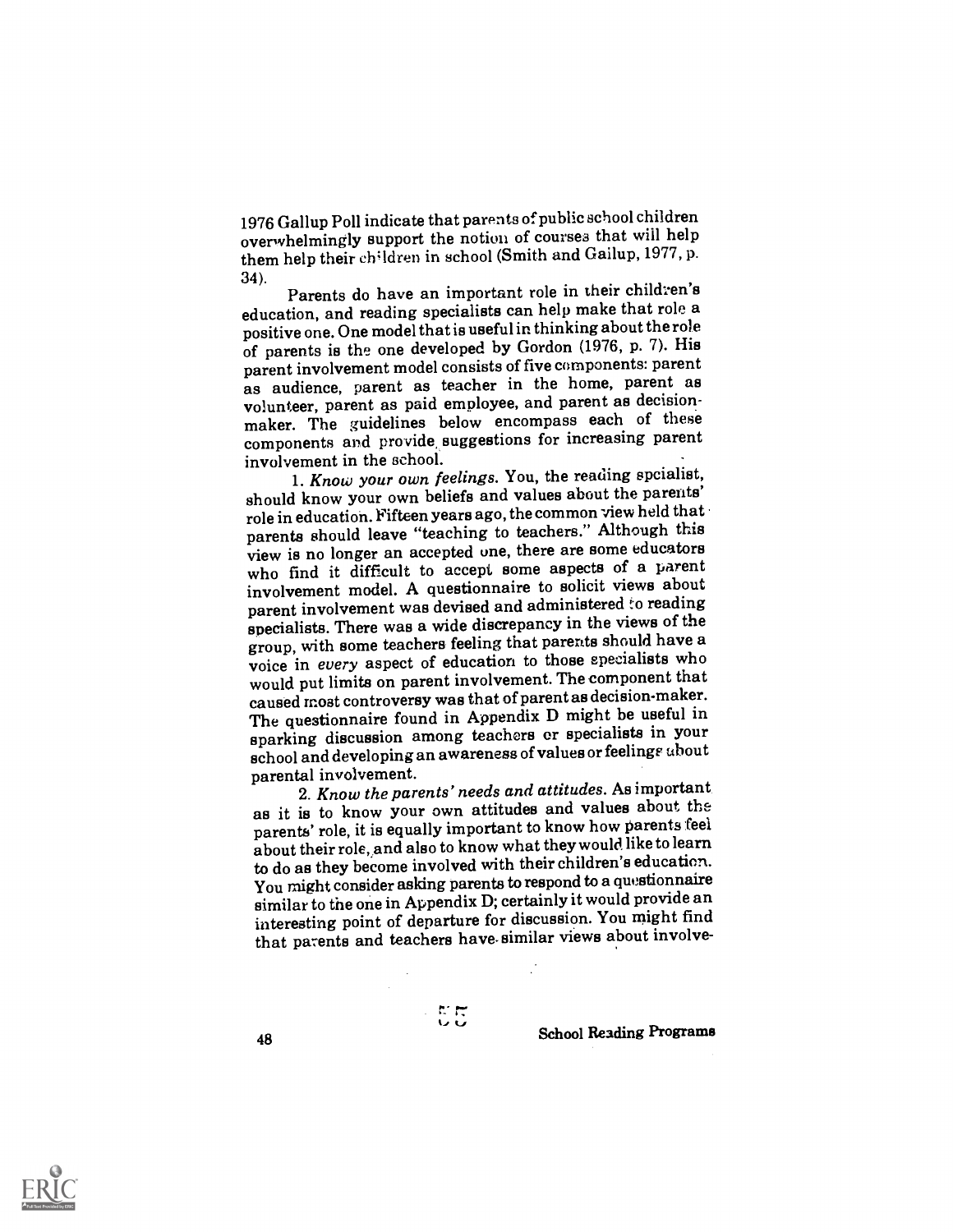1976 Gallup Poll indicate that parents of public school children overwhelmingly support the notion of courses that will help them help their children in school (Smith and Gallup, 1977, p. 34).

Parents do have an important role in their children's education, and reading specialists can help make that role a positive one. One model that is useful in thinking about the role of parents is the one developed by Gordon (1976, p. 7). His parent involvement model consists of five components: parent as audience, parent as teacher in the home, parent as volunteer, parent as paid employee, and parent as decision-maker. The guidelines below encompass each of these components and provide suggestions for increasing parent involvement in the school.

1. *Know your own feelings.* You, the reading spcialist, should know your own beliefs and values about the parents' role in education. Fifteen years ago, the common view held that parents should leave "teaching to teachers." Although this view is no longer an accepted one, there are some educators who find it difficult to accept some aspects of a parent involvement model. A questionnaire to solicit views about parent involvement was devised and administered to reading specialists. There was a wide discrepancy in the views of the group, with some teachers feeling that parents should have a voice in *every* aspect of education to those specialists who would put limits on parent involvement. The component that caused most controversy was that of parent as decision-maker. The questionnaire found in Appendix D might be useful in sparking discussion among teachers or specialists in your school and developing an awareness of values or feelings about parental involvement.

2. *Know the parents' needs and attitudes.* As important as it is to know your own attitudes and values about the parents' role, it is equally important to know how parents feel about their role, and also to know what they would like to learn to do as they become involved with their children's education. You might consider asking parents to respond to a questionnaire similar to the one in Appendix D; certainly it would provide an interesting point of departure for discussion. You might find that parents and teachers have similar views about involve-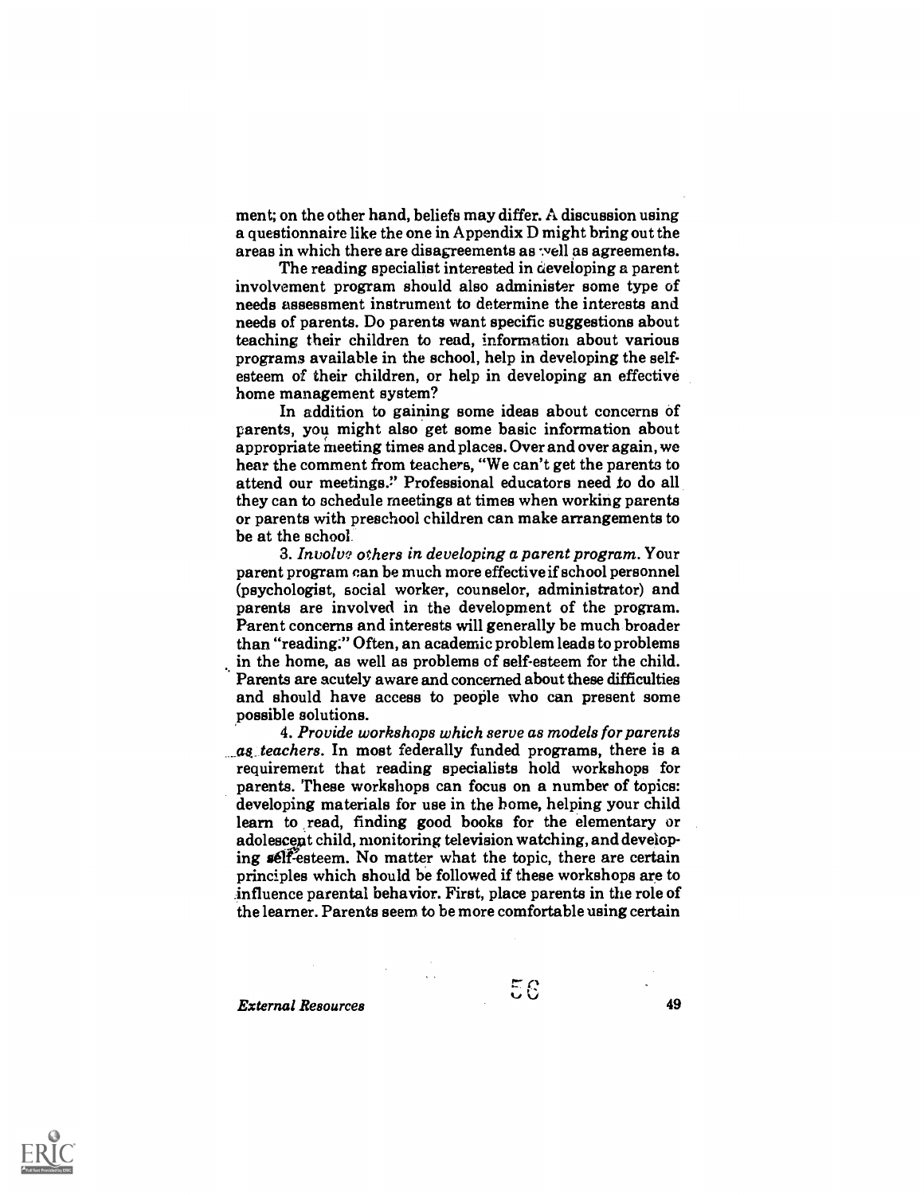ment; on the other hand, beliefs may differ. A discussion using a questionnaire like the one in Appendix D might bring out the areas in which there are disagreements as well as agreements.

The reading specialist interested in developing a parent involvement program should also administer some type of needs assessment instrument to determine the interests and needs of parents. Do parents want specific suggestions about teaching their children to read, information about various programs available in the school, help in developing the self-esteem of their children, or help in developing an effective home management system?

In addition to gaining some ideas about concerns of parents, you might also get some basic information about appropriate meeting times and places. Over and over again, we hear the comment from teachers, "We can't get the parents to attend our meetings." Professional educators need to do all they can to schedule meetings at times when working parents or parents with preschool children can make arrangements to be at the school.

3. *Involve others in developing a parent program.* Your parent program can be much more effective if school personnel (psychologist, social worker, counselor, administrator) and parents are involved in the development of the program. Parent concerns and interests will generally be much broader than "reading." Often, an academic problem leads to problems in the home, as well as problems of self-esteem for the child. Parents are acutely aware and concerned about these difficulties and should have access to people who can present some possible solutions.

4. *Provide workshops which serve as models for parents as teachers.* In most federally funded programs, there is a requirement that reading specialists hold workshops for parents. These workshops can focus on a number of topics: developing materials for use in the home, helping your child learn to read, finding good books for the elementary or adolescent child, monitoring television watching, and developing self-esteem. No matter what the topic, there are certain principles which should be followed if these workshops are to influence parental behavior. First, place parents in the role of the learner. Parents seem to be more comfortable using certain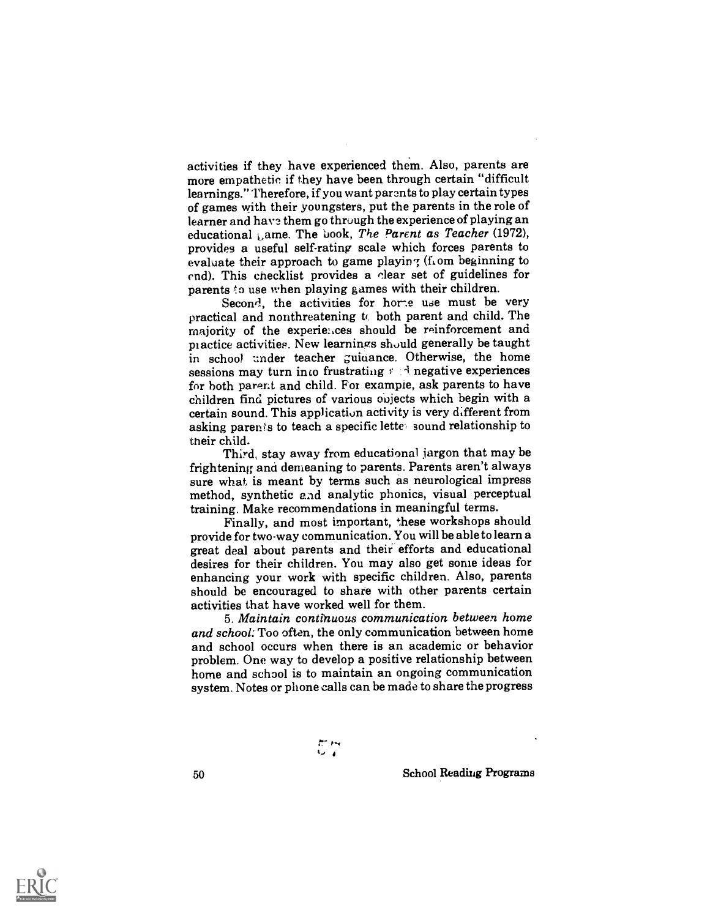activities if they have experienced them. Also, parents are more empathetic if they have been through certain "difficult learnings." Therefore, if you want parents to play certain types of games with their youngsters, put the parents in the role of learner and have them go through the experience of playing an educational game. The book, *The Parent as Teacher* (1972), provides a useful self-rating scale which forces parents to evaluate their approach to game playing (from beginning to end). This checklist provides a clear set of guidelines for parents to use when playing games with their children.

Second, the activities for home use must be very practical and nonthreatening to both parent and child. The majority of the experiences should be reinforcement and practice activities. New learnings should generally be taught in school under teacher guidance. Otherwise, the home sessions may turn into frustrating and negative experiences for both parent and child. For example, ask parents to have children find pictures of various objects which begin with a certain sound. This application activity is very different from asking parents to teach a specific letter sound relationship to their child.

Third, stay away from educational jargon that may be frightening and demeaning to parents. Parents aren't always sure what is meant by terms such as neurological impress method, synthetic and analytic phonics, visual perceptual training. Make recommendations in meaningful terms.

Finally, and most important, these workshops should provide for two-way communication. You will be able to learn a great deal about parents and their efforts and educational desires for their children. You may also get some ideas for enhancing your work with specific children. Also, parents should be encouraged to share with other parents certain activities that have worked well for them.

5. *Maintain continuous communication between home and school:* Too often, the only communication between home and school occurs when there is an academic or behavior problem. One way to develop a positive relationship between home and school is to maintain an ongoing communication system. Notes or phone calls can be made to share the progress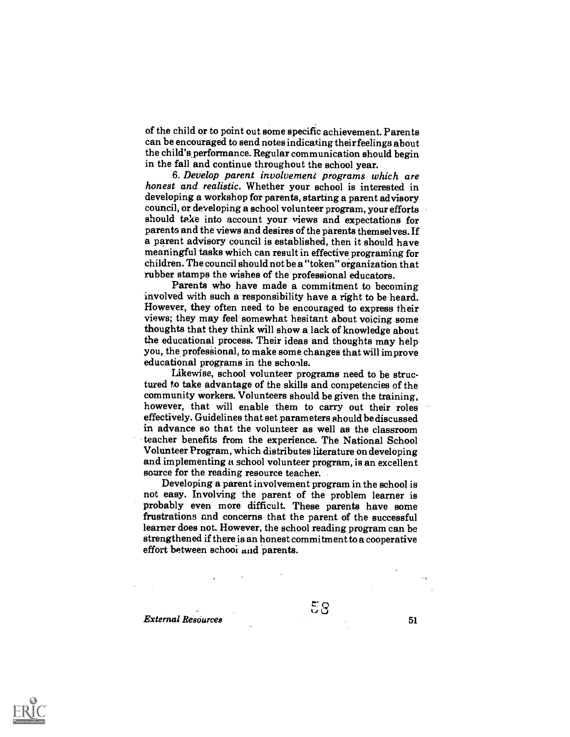of the child or to point out some specific achievement. Parents can be encouraged to send notes indicating their feelings about the child's performance. Regular communication should begin in the fall and continue throughout the school year.

6. *Develop parent involvement programs which are honest and realistic.* Whether your school is interested in developing a workshop for parents, starting a parent advisory council, or developing a school volunteer program, your efforts should take into account your views and expectations for parents and the views and desires of the parents themselves. If a parent advisory council is established, then it should have meaningful tasks which can result in effective programing for children. The council should not be a "token" organization that rubber stamps the wishes of the professional educators.

Parents who have made a commitment to becoming involved with such a responsibility have a right to be heard. However, they often need to be encouraged to express their views; they may feel somewhat hesitant about voicing some thoughts that they think will show a lack of knowledge about the educational process. Their ideas and thoughts may help you, the professional, to make some changes that will improve educational programs in the schools.

Likewise, school volunteer programs need to be structured to take advantage of the skills and competencies of the community workers. Volunteers should be given the training, however, that will enable them to carry out their roles effectively. Guidelines that set parameters should be discussed in advance so that the volunteer as well as the classroom teacher benefits from the experience. The National School Volunteer Program, which distributes literature on developing and implementing a school volunteer program, is an excellent source for the reading resource teacher.

Developing a parent involvement program in the school is not easy. Involving the parent of the problem learner is probably even more difficult. These parents have some frustrations and concerns that the parent of the successful learner does not. However, the school reading program can be strengthened if there is an honest commitment to a cooperative effort between school and parents.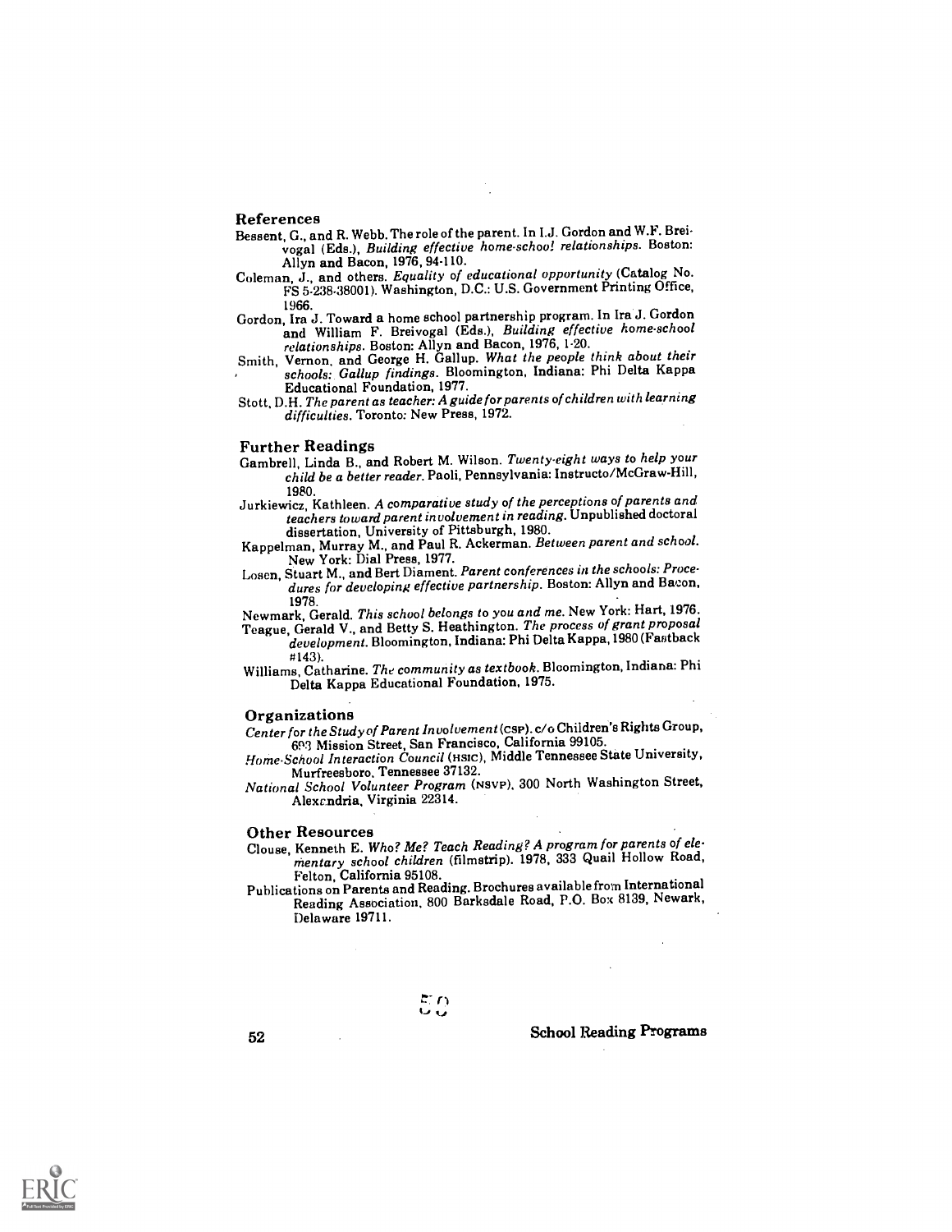## References

Bessent, G., and R. Webb. The role of the parent. In I.J. Gordon and W.F. Breivogal (Eds.), *Building effective home-school relationships*. Boston: Allyn and Bacon, 1976, 94-110.

Coleman, J., and others. *Equality of educational opportunity* (Catalog No. FS 5-238-38001). Washington, D.C.: U.S. Government Printing Office, 1966.

Gordon, Ira J. Toward a home school partnership program. In Ira J. Gordon and William F. Breivogal (Eds.), *Building effective home-school relationships*. Boston: Allyn and Bacon, 1976, 1-20.

Smith, Vernon, and George H. Gallup. *What the people think about their schools: Gallup findings*. Bloomington, Indiana: Phi Delta Kappa Educational Foundation, 1977.

Stott, D.H. *The parent as teacher: A guide for parents of children with learning difficulties*. Toronto: New Press, 1972.

## Further Readings

Gambrell, Linda B., and Robert M. Wilson. *Twenty-eight ways to help your child be a better reader*. Paoli, Pennsylvania: Instructo/McGraw-Hill, 1980.

Jurkiewicz, Kathleen. *A comparative study of the perceptions of parents and teachers toward parent involvement in reading*. Unpublished doctoral dissertation, University of Pittsburgh, 1980.

Kappelman, Murray M., and Paul R. Ackerman. *Between parent and school*. New York: Dial Press, 1977.

Losen, Stuart M., and Bert Diament. *Parent conferences in the schools: Procedures for developing effective partnership*. Boston: Allyn and Bacon, 1978.

Newmark, Gerald. *This school belongs to you and me*. New York: Hart, 1976.

Teague, Gerald V., and Betty S. Heathington. *The process of grant proposal development*. Bloomington, Indiana: Phi Delta Kappa, 1980 (Fastback #143).

Williams, Catharine. *The community as textbook*. Bloomington, Indiana: Phi Delta Kappa Educational Foundation, 1975.

## Organizations

*Center for the Study of Parent Involvement* (CSP). c/o Children's Rights Group, 693 Mission Street, San Francisco, California 99105.

*Home-School Interaction Council* (HSIC), Middle Tennessee State University, Murfreesboro, Tennessee 37132.

*National School Volunteer Program* (NSVP), 300 North Washington Street, Alexandria, Virginia 22314.

## Other Resources

Clouse, Kenneth E. *Who? Me? Teach Reading? A program for parents of elementary school children* (filmstrip). 1978, 333 Quail Hollow Road, Felton, California 95108.

Publications on Parents and Reading. Brochures available from International Reading Association, 800 Barksdale Road, P.O. Box 8139, Newark, Delaware 19711.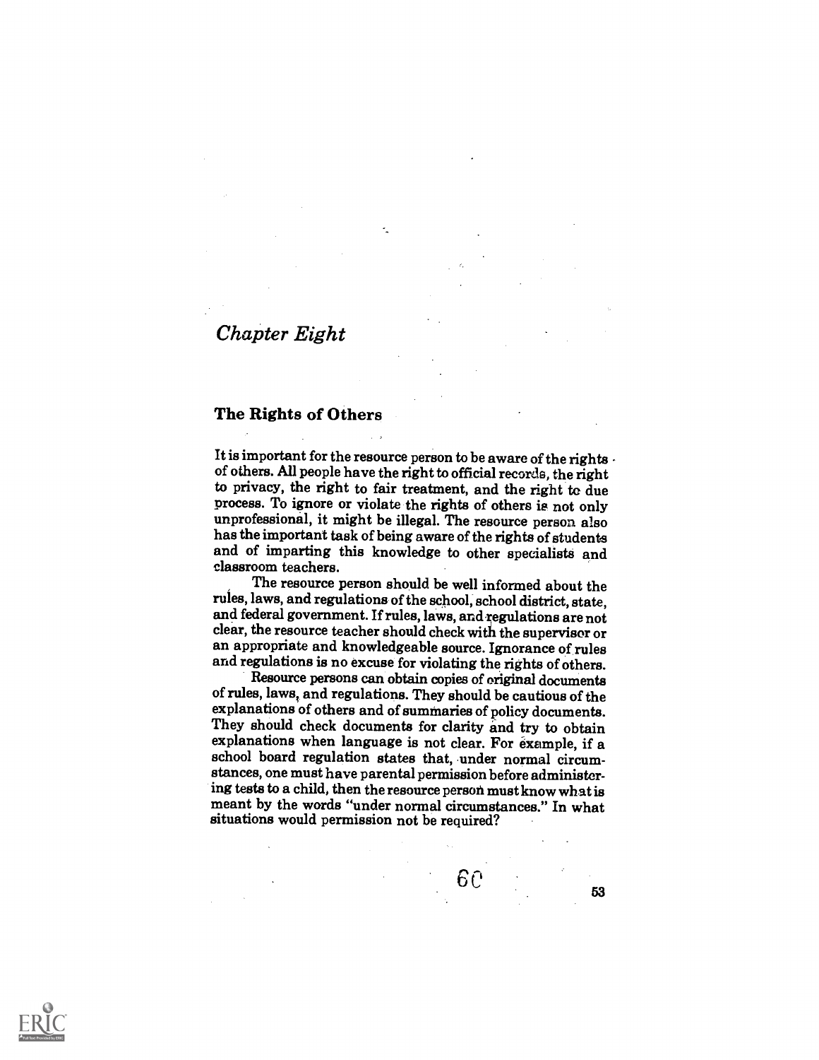*Chapter Eight*

## The Rights of Others

It is important for the resource person to be aware of the rights of others. All people have the right to official records, the right to privacy, the right to fair treatment, and the right to due process. To ignore or violate the rights of others is not only unprofessional, it might be illegal. The resource person also has the important task of being aware of the rights of students and of imparting this knowledge to other specialists and classroom teachers.

The resource person should be well informed about the rules, laws, and regulations of the school, school district, state, and federal government. If rules, laws, and regulations are not clear, the resource teacher should check with the supervisor or an appropriate and knowledgeable source. Ignorance of rules and regulations is no excuse for violating the rights of others.

Resource persons can obtain copies of original documents of rules, laws, and regulations. They should be cautious of the explanations of others and of summaries of policy documents. They should check documents for clarity and try to obtain explanations when language is not clear. For example, if a school board regulation states that, under normal circumstances, one must have parental permission before administering tests to a child, then the resource person must know what is meant by the words "under normal circumstances." In what situations would permission not be required?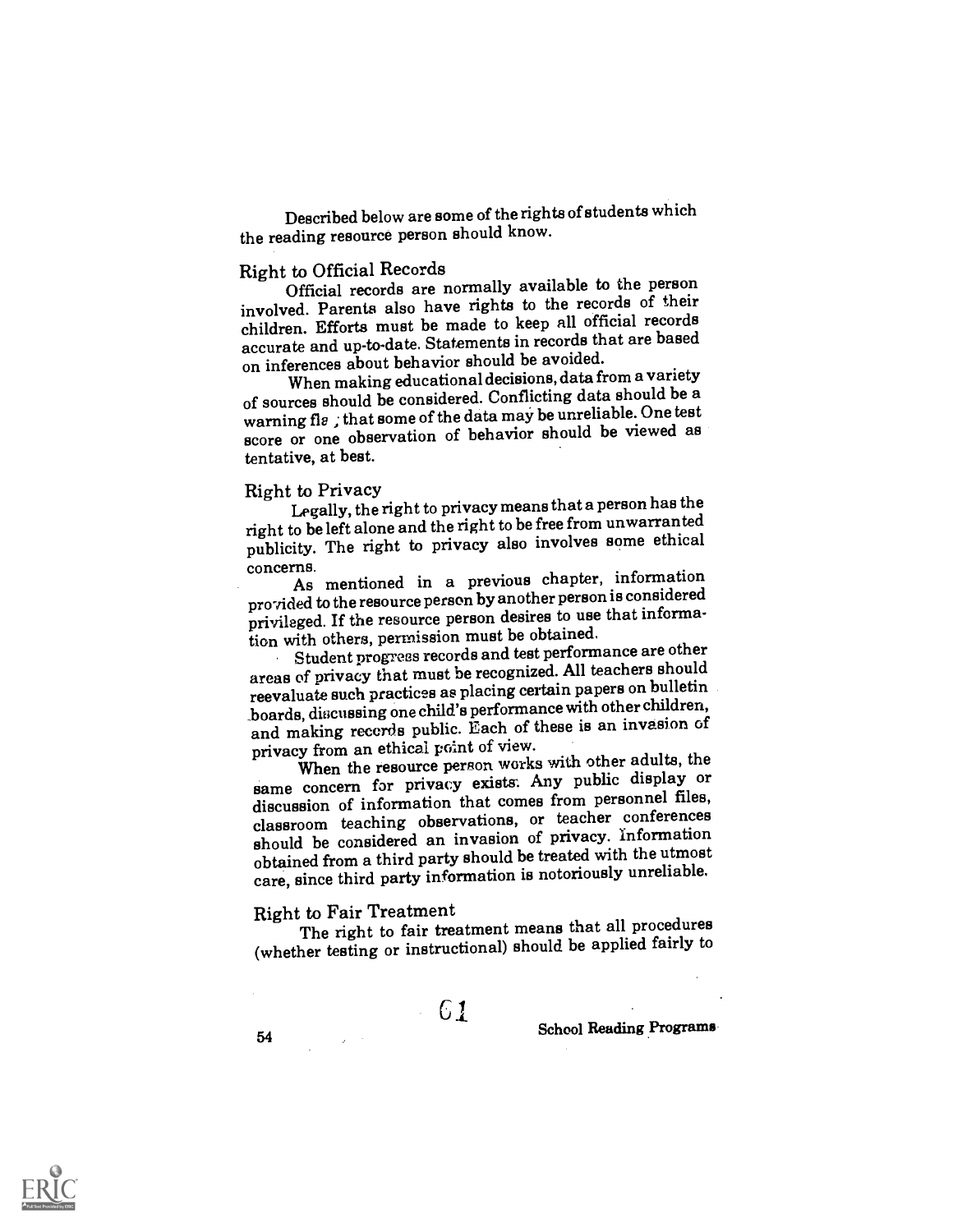Described below are some of the rights of students which the reading resource person should know.

## Right to Official Records

Official records are normally available to the person involved. Parents also have rights to the records of their children. Efforts must be made to keep all official records accurate and up-to-date. Statements in records that are based on inferences about behavior should be avoided.

When making educational decisions, data from a variety of sources should be considered. Conflicting data should be a warning fla ; that some of the data may be unreliable. One test score or one observation of behavior should be viewed as tentative, at best.

## Right to Privacy

Legally, the right to privacy means that a person has the right to be left alone and the right to be free from unwarranted publicity. The right to privacy also involves some ethical concerns.

As mentioned in a previous chapter, information provided to the resource person by another person is considered privileged. If the resource person desires to use that information with others, permission must be obtained.

Student progress records and test performance are other areas of privacy that must be recognized. All teachers should reevaluate such practices as placing certain papers on bulletin boards, discussing one child's performance with other children, and making records public. Each of these is an invasion of privacy from an ethical point of view.

When the resource person works with other adults, the same concern for privacy exists. Any public display or discussion of information that comes from personnel files, classroom teaching observations, or teacher conferences should be considered an invasion of privacy. Information obtained from a third party should be treated with the utmost care, since third party information is notoriously unreliable.

## Right to Fair Treatment

The right to fair treatment means that all procedures (whether testing or instructional) should be applied fairly to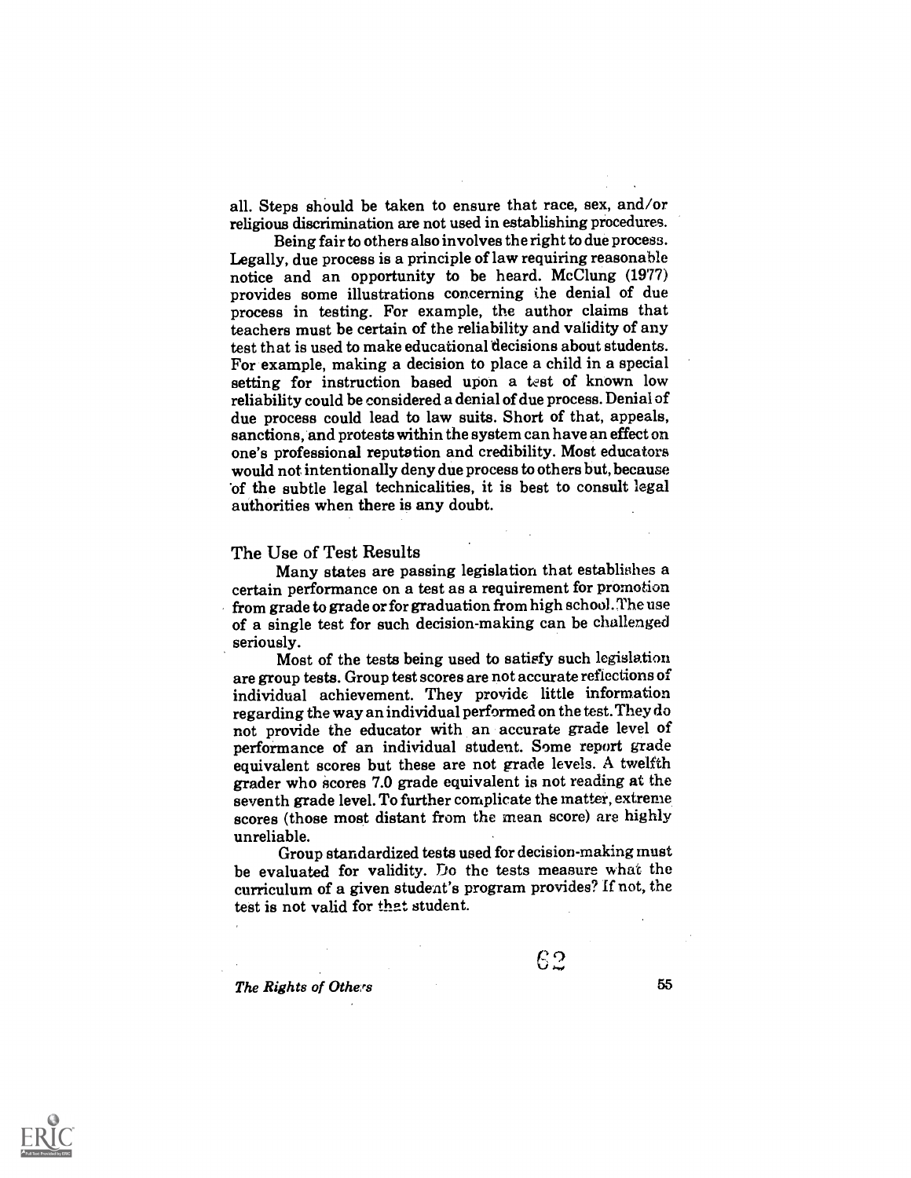all. Steps should be taken to ensure that race, sex, and/or religious discrimination are not used in establishing procedures.

Being fair to others also involves the right to due process. Legally, due process is a principle of law requiring reasonable notice and an opportunity to be heard. McClung (1977) provides some illustrations concerning the denial of due process in testing. For example, the author claims that teachers must be certain of the reliability and validity of any test that is used to make educational decisions about students. For example, making a decision to place a child in a special setting for instruction based upon a test of known low reliability could be considered a denial of due process. Denial of due process could lead to law suits. Short of that, appeals, sanctions, and protests within the system can have an effect on one's professional reputation and credibility. Most educators would not intentionally deny due process to others but, because of the subtle legal technicalities, it is best to consult legal authorities when there is any doubt.

## The Use of Test Results

Many states are passing legislation that establishes a certain performance on a test as a requirement for promotion from grade to grade or for graduation from high school. The use of a single test for such decision-making can be challenged seriously.

Most of the tests being used to satisfy such legislation are group tests. Group test scores are not accurate reflections of individual achievement. They provide little information regarding the way an individual performed on the test. They do not provide the educator with an accurate grade level of performance of an individual student. Some report grade equivalent scores but these are not grade levels. A twelfth grader who scores 7.0 grade equivalent is not reading at the seventh grade level. To further complicate the matter, extreme scores (those most distant from the mean score) are highly unreliable.

Group standardized tests used for decision-making must be evaluated for validity. Do the tests measure what the curriculum of a given student's program provides? If not, the test is not valid for that student.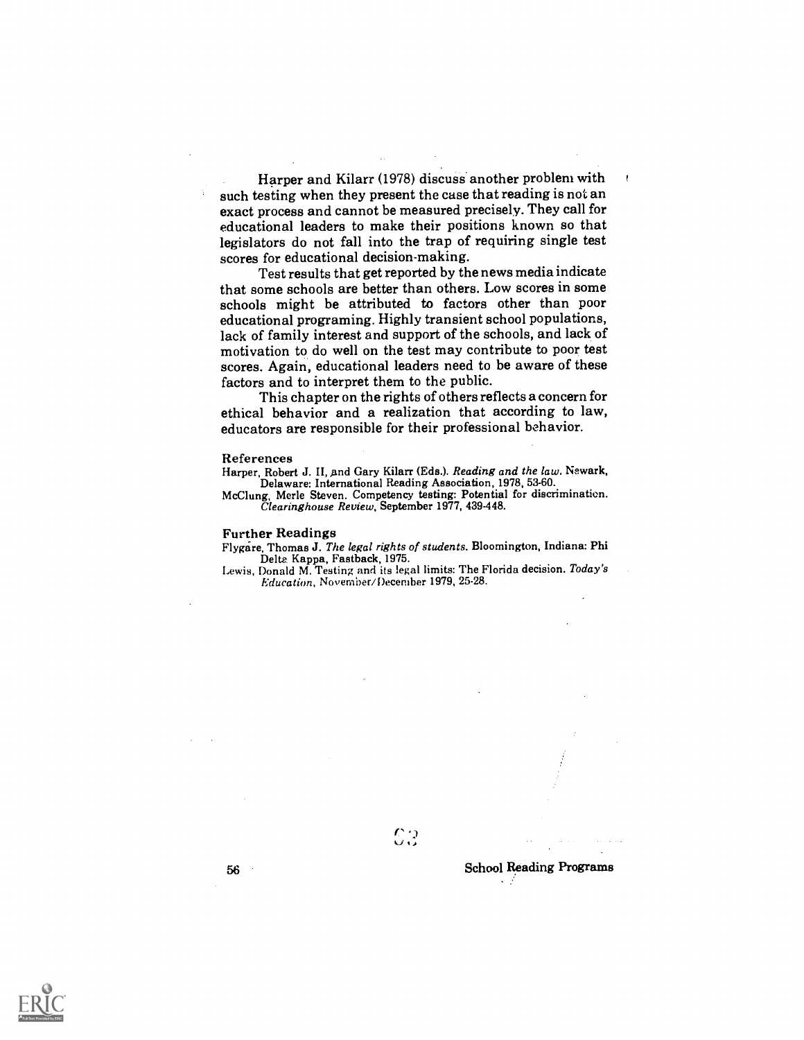Harper and Kilarr (1978) discuss another problem with such testing when they present the case that reading is not an exact process and cannot be measured precisely. They call for educational leaders to make their positions known so that legislators do not fall into the trap of requiring single test scores for educational decision-making.

Test results that get reported by the news media indicate that some schools are better than others. Low scores in some schools might be attributed to factors other than poor educational programing. Highly transient school populations, lack of family interest and support of the schools, and lack of motivation to do well on the test may contribute to poor test scores. Again, educational leaders need to be aware of these factors and to interpret them to the public.

This chapter on the rights of others reflects a concern for ethical behavior and a realization that according to law, educators are responsible for their professional behavior.

#### References

Harper, Robert J. II, and Gary Kilarr (Eds.). *Reading and the law.* Newark, Delaware: International Reading Association, 1978, 53-60.

McClung, Merle Steven. Competency testing: Potential for discrimination. *Clearinghouse Review*, September 1977, 439-448.

#### Further Readings

Flygare, Thomas J. *The legal rights of students.* Bloomington, Indiana: Phi Delta Kappa, Fastback, 1975.

Lewis, Donald M. Testing and its legal limits: The Florida decision. *Today's Education*, November/December 1979, 25-28.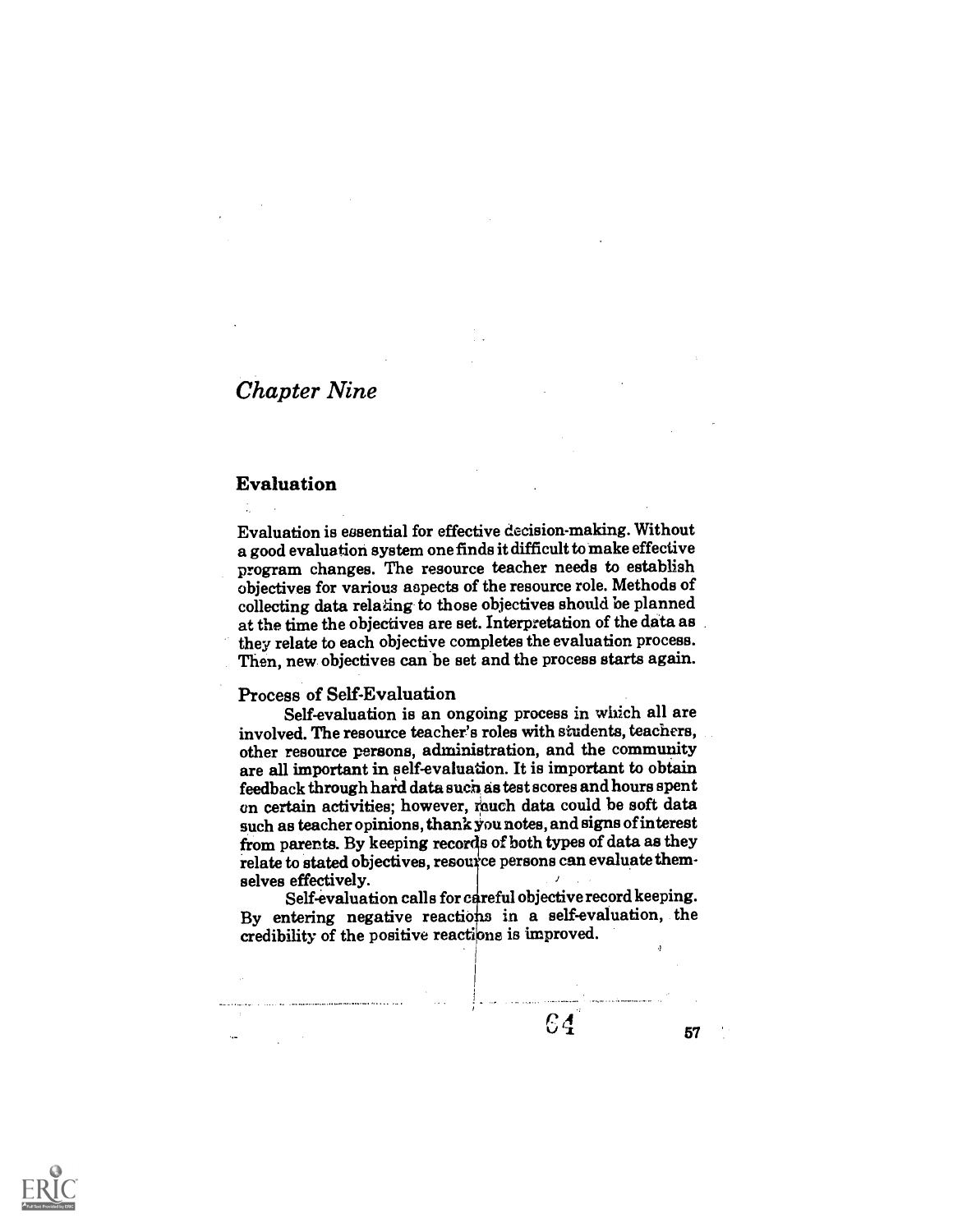# *Chapter Nine*

## Evaluation

Evaluation is essential for effective decision-making. Without a good evaluation system one finds it difficult to make effective program changes. The resource teacher needs to establish objectives for various aspects of the resource role. Methods of collecting data relating to those objectives should be planned at the time the objectives are set. Interpretation of the data as they relate to each objective completes the evaluation process. Then, new objectives can be set and the process starts again.

### Process of Self-Evaluation

Self-evaluation is an ongoing process in which all are involved. The resource teacher's roles with students, teachers, other resource persons, administration, and the community are all important in self-evaluation. It is important to obtain feedback through hard data such as test scores and hours spent on certain activities; however, much data could be soft data such as teacher opinions, thank you notes, and signs of interest from parents. By keeping records of both types of data as they relate to stated objectives, resource persons can evaluate themselves effectively.

Self-evaluation calls for careful objective record keeping. By entering negative reactions in a self-evaluation, the credibility of the positive reactions is improved.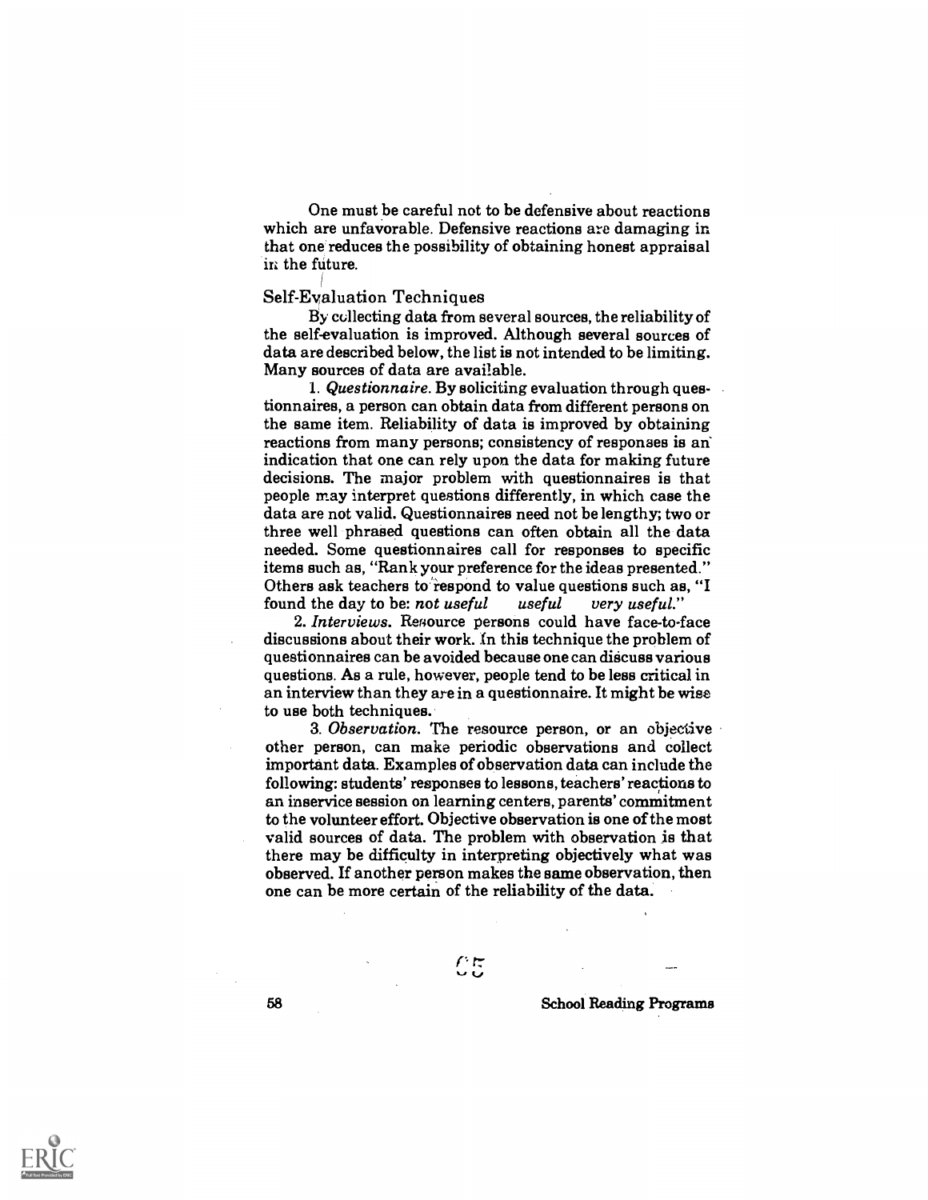One must be careful not to be defensive about reactions which are unfavorable. Defensive reactions are damaging in that one reduces the possibility of obtaining honest appraisal in the future.

## Self-Evaluation Techniques

By collecting data from several sources, the reliability of the self-evaluation is improved. Although several sources of data are described below, the list is not intended to be limiting. Many sources of data are available.

1. *Questionnaire.* By soliciting evaluation through questionnaires, a person can obtain data from different persons on the same item. Reliability of data is improved by obtaining reactions from many persons; consistency of responses is an indication that one can rely upon the data for making future decisions. The major problem with questionnaires is that people may interpret questions differently, in which case the data are not valid. Questionnaires need not be lengthy; two or three well phrased questions can often obtain all the data needed. Some questionnaires call for responses to specific items such as, "Rank your preference for the ideas presented." Others ask teachers to respond to value questions such as, "I found the day to be: *not useful* *useful* *very useful.*"

2. *Interviews.* Resource persons could have face-to-face discussions about their work. In this technique the problem of questionnaires can be avoided because one can discuss various questions. As a rule, however, people tend to be less critical in an interview than they are in a questionnaire. It might be wise to use both techniques.

3. *Observation.* The resource person, or an objective other person, can make periodic observations and collect important data. Examples of observation data can include the following: students' responses to lessons, teachers' reactions to an inservice session on learning centers, parents' commitment to the volunteer effort. Objective observation is one of the most valid sources of data. The problem with observation is that there may be difficulty in interpreting objectively what was observed. If another person makes the same observation, then one can be more certain of the reliability of the data.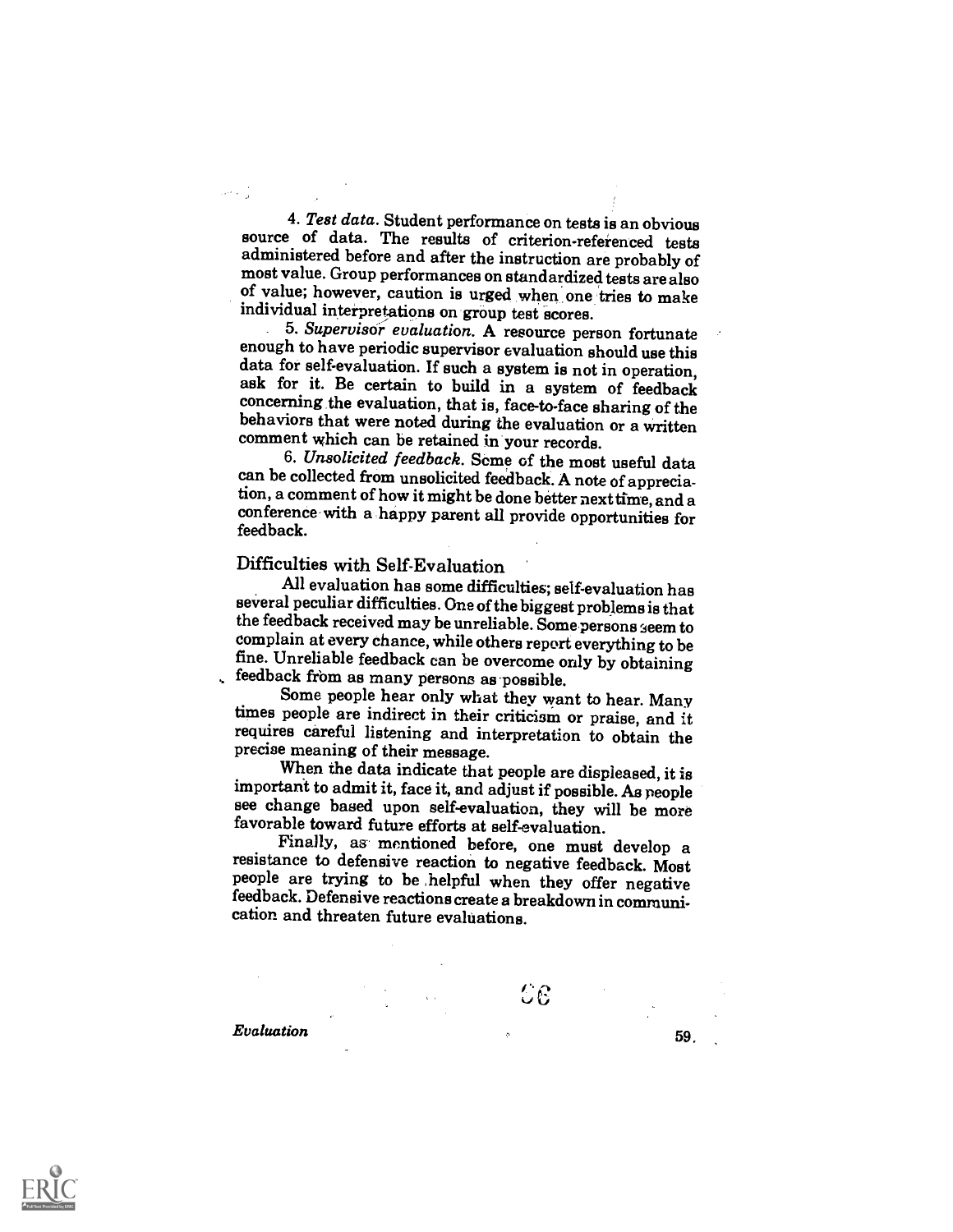4. *Test data.* Student performance on tests is an obvious source of data. The results of criterion-referenced tests administered before and after the instruction are probably of most value. Group performances on standardized tests are also of value; however, caution is urged when one tries to make individual interpretations on group test scores.

5. *Supervisor evaluation.* A resource person fortunate enough to have periodic supervisor evaluation should use this data for self-evaluation. If such a system is not in operation, ask for it. Be certain to build in a system of feedback concerning the evaluation, that is, face-to-face sharing of the behaviors that were noted during the evaluation or a written comment which can be retained in your records.

6. *Unsolicited feedback.* Some of the most useful data can be collected from unsolicited feedback. A note of appreciation, a comment of how it might be done better next time, and a conference with a happy parent all provide opportunities for feedback.

## Difficulties with Self-Evaluation

All evaluation has some difficulties; self-evaluation has several peculiar difficulties. One of the biggest problems is that the feedback received may be unreliable. Some persons seem to complain at every chance, while others report everything to be fine. Unreliable feedback can be overcome only by obtaining feedback from as many persons as possible.

Some people hear only what they want to hear. Many times people are indirect in their criticism or praise, and it requires careful listening and interpretation to obtain the precise meaning of their message.

When the data indicate that people are displeased, it is important to admit it, face it, and adjust if possible. As people see change based upon self-evaluation, they will be more favorable toward future efforts at self-evaluation.

Finally, as mentioned before, one must develop a resistance to defensive reaction to negative feedback. Most people are trying to be helpful when they offer negative feedback. Defensive reactions create a breakdown in communication and threaten future evaluations.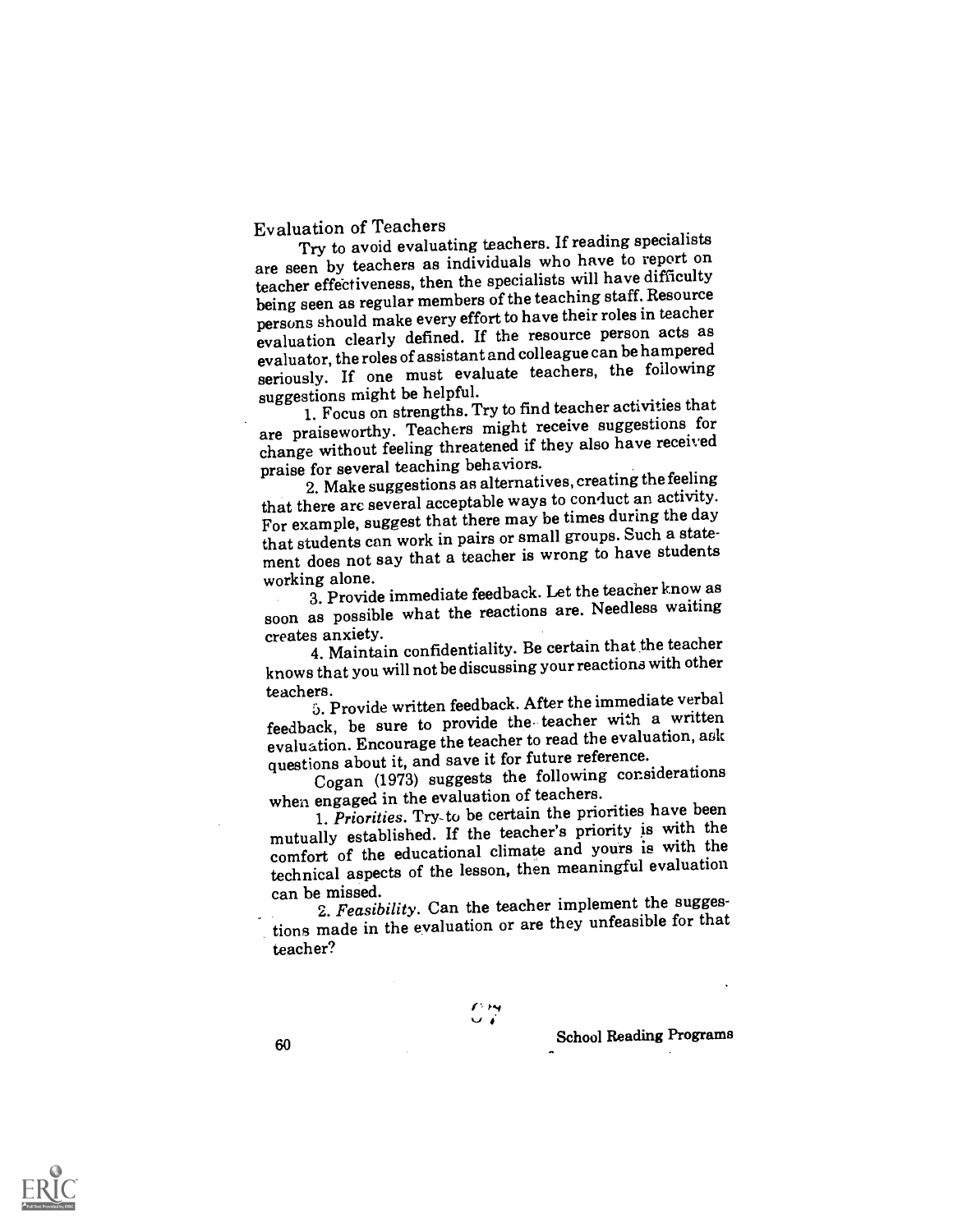## Evaluation of Teachers

Try to avoid evaluating teachers. If reading specialists are seen by teachers as individuals who have to report on teacher effectiveness, then the specialists will have difficulty being seen as regular members of the teaching staff. Resource persons should make every effort to have their roles in teacher evaluation clearly defined. If the resource person acts as evaluator, the roles of assistant and colleague can be hampered seriously. If one must evaluate teachers, the following suggestions might be helpful.

1. Focus on strengths. Try to find teacher activities that are praiseworthy. Teachers might receive suggestions for change without feeling threatened if they also have received praise for several teaching behaviors.

2. Make suggestions as alternatives, creating the feeling that there are several acceptable ways to conduct an activity. For example, suggest that there may be times during the day that students can work in pairs or small groups. Such a statement does not say that a teacher is wrong to have students working alone.

3. Provide immediate feedback. Let the teacher know as soon as possible what the reactions are. Needless waiting creates anxiety.

4. Maintain confidentiality. Be certain that the teacher knows that you will not be discussing your reactions with other teachers.

5. Provide written feedback. After the immediate verbal feedback, be sure to provide the teacher with a written evaluation. Encourage the teacher to read the evaluation, ask questions about it, and save it for future reference.

Cogan (1973) suggests the following considerations when engaged in the evaluation of teachers.

1. *Priorities.* Try to be certain the priorities have been mutually established. If the teacher's priority is with the comfort of the educational climate and yours is with the technical aspects of the lesson, then meaningful evaluation can be missed.

2. *Feasibility.* Can the teacher implement the suggestions made in the evaluation or are they unfeasible for that teacher?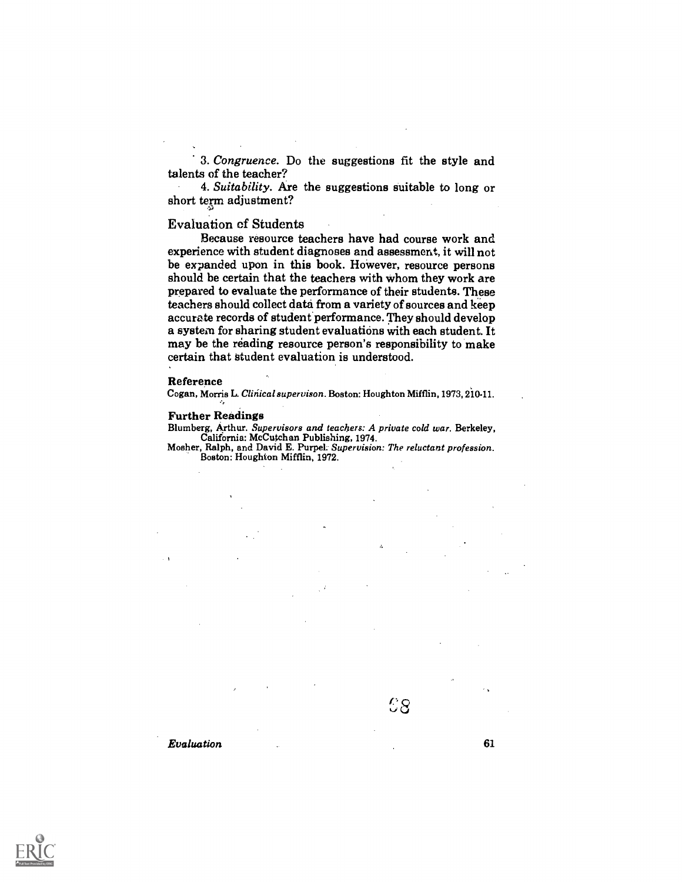3. *Congruence*. Do the suggestions fit the style and talents of the teacher?

4. *Suitability*. Are the suggestions suitable to long or short term adjustment?

## Evaluation of Students

Because resource teachers have had course work and experience with student diagnoses and assessment, it will not be expanded upon in this book. However, resource persons should be certain that the teachers with whom they work are prepared to evaluate the performance of their students. These teachers should collect data from a variety of sources and keep accurate records of student performance. They should develop a system for sharing student evaluations with each student. It may be the reading resource person's responsibility to make certain that student evaluation is understood.

### Reference

Cogan, Morris L. *Clinical supervison*. Boston: Houghton Mifflin, 1973, 210-11.

### Further Readings

Blumberg, Arthur. *Supervisors and teachers: A private cold war*. Berkeley, California: McCutchan Publishing, 1974.

Mosher, Ralph, and David E. Purpel. *Supervision: The reluctant profession*. Boston: Houghton Mifflin, 1972.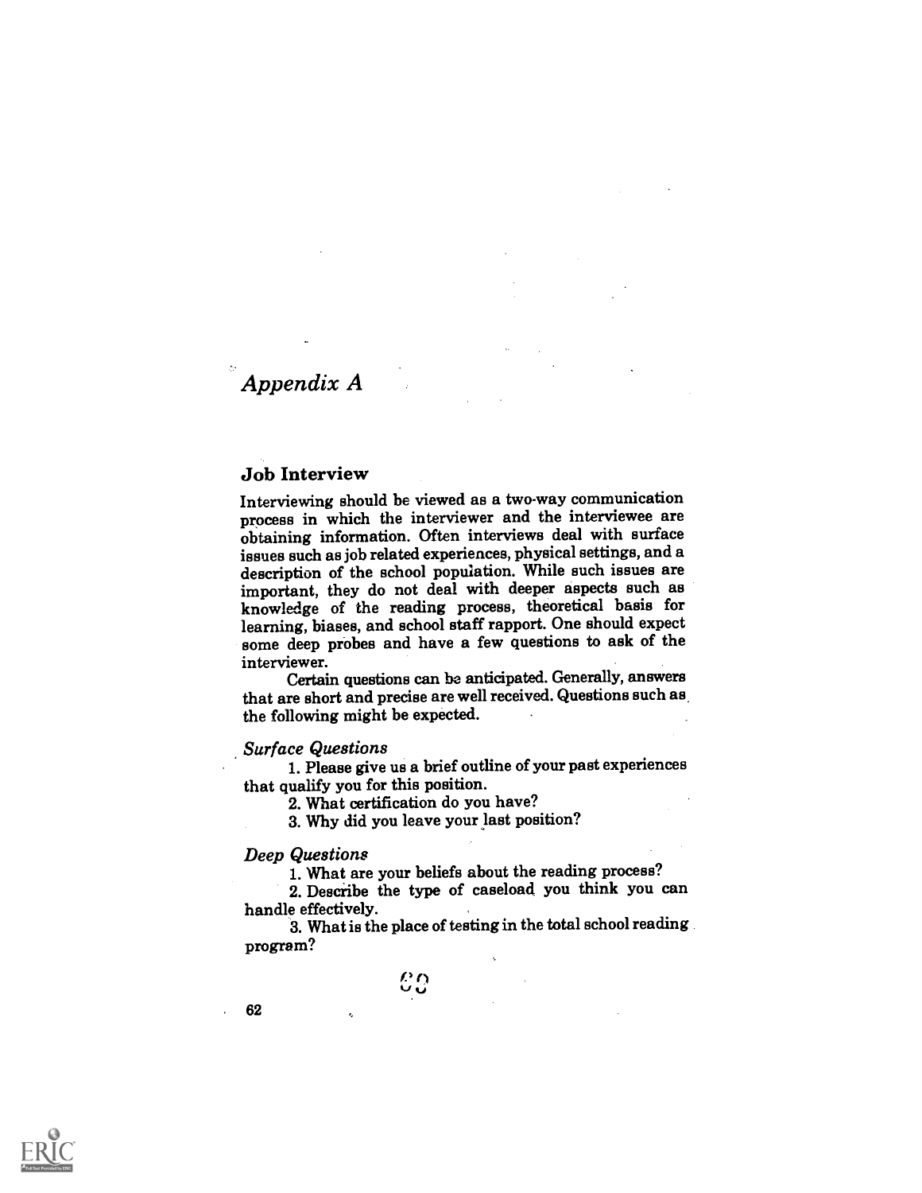# Appendix A

## Job Interview

Interviewing should be viewed as a two-way communication process in which the interviewer and the interviewee are obtaining information. Often interviews deal with surface issues such as job related experiences, physical settings, and a description of the school population. While such issues are important, they do not deal with deeper aspects such as knowledge of the reading process, theoretical basis for learning, biases, and school staff rapport. One should expect some deep probes and have a few questions to ask of the interviewer.

Certain questions can be anticipated. Generally, answers that are short and precise are well received. Questions such as the following might be expected.

*Surface Questions*

1. Please give us a brief outline of your past experiences that qualify you for this position.
2. What certification do you have?
3. Why did you leave your last position?

*Deep Questions*

1. What are your beliefs about the reading process?
2. Describe the type of caseload you think you can handle effectively.
3. What is the place of testing in the total school reading program?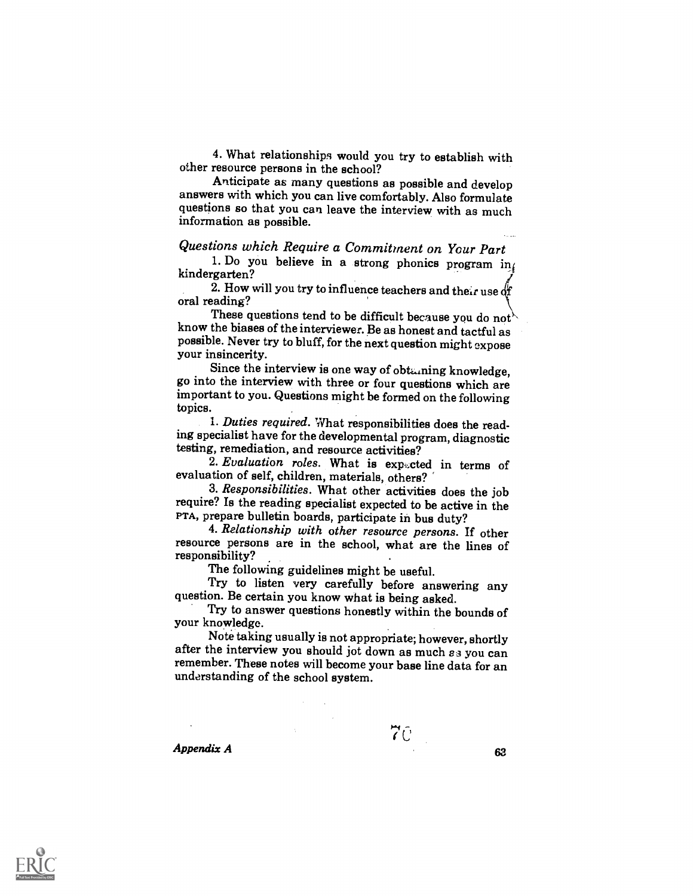4. What relationships would you try to establish with other resource persons in the school?

Anticipate as many questions as possible and develop answers with which you can live comfortably. Also formulate questions so that you can leave the interview with as much information as possible.

### *Questions which Require a Commitment on Your Part*

1. Do you believe in a strong phonics program in kindergarten?

2. How will you try to influence teachers and their use of oral reading?

These questions tend to be difficult because you do not know the biases of the interviewer. Be as honest and tactful as possible. Never try to bluff, for the next question might expose your insincerity.

Since the interview is one way of obtaining knowledge, go into the interview with three or four questions which are important to you. Questions might be formed on the following topics.

1. *Duties required.* What responsibilities does the reading specialist have for the developmental program, diagnostic testing, remediation, and resource activities?

2. *Evaluation roles.* What is expected in terms of evaluation of self, children, materials, others?

3. *Responsibilities.* What other activities does the job require? Is the reading specialist expected to be active in the PTA, prepare bulletin boards, participate in bus duty?

4. *Relationship with other resource persons.* If other resource persons are in the school, what are the lines of responsibility?

The following guidelines might be useful.

Try to listen very carefully before answering any question. Be certain you know what is being asked.

Try to answer questions honestly within the bounds of your knowledge.

Note taking usually is not appropriate; however, shortly after the interview you should jot down as much as you can remember. These notes will become your base line data for an understanding of the school system.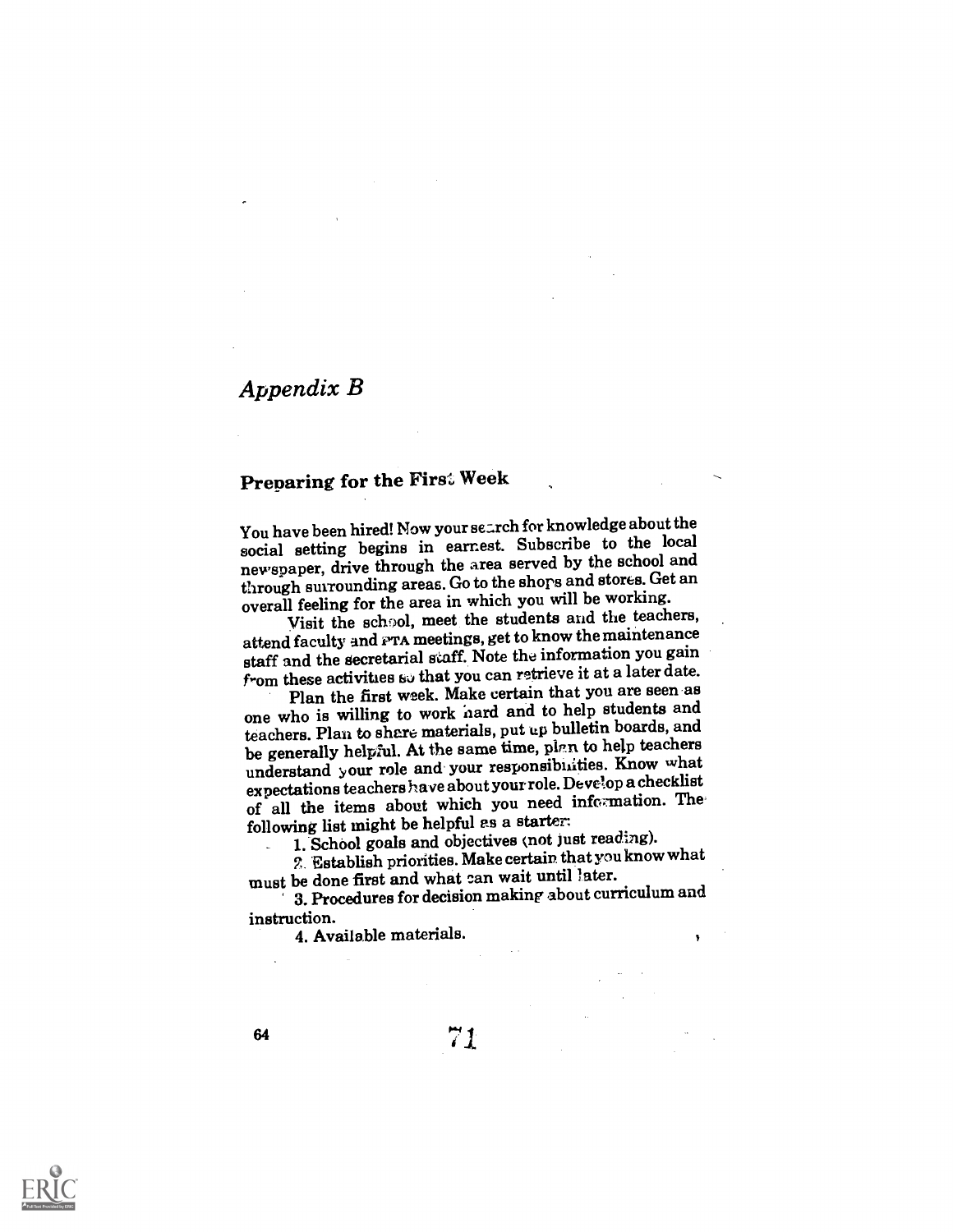# *Appendix B*

## Preparing for the First Week

You have been hired! Now your search for knowledge about the social setting begins in earnest. Subscribe to the local newspaper, drive through the area served by the school and through surrounding areas. Go to the shops and stores. Get an overall feeling for the area in which you will be working.

Visit the school, meet the students and the teachers, attend faculty and PTA meetings, get to know the maintenance staff and the secretarial staff. Note the information you gain from these activities so that you can retrieve it at a later date.

Plan the first week. Make certain that you are seen as one who is willing to work hard and to help students and teachers. Plan to share materials, put up bulletin boards, and be generally helpful. At the same time, plan to help teachers understand your role and your responsibilities. Know what expectations teachers have about your role. Develop a checklist of all the items about which you need information. The following list might be helpful as a starter:

1. School goals and objectives (not just reading).
2. Establish priorities. Make certain that you know what must be done first and what can wait until later.
3. Procedures for decision making about curriculum and instruction.
4. Available materials.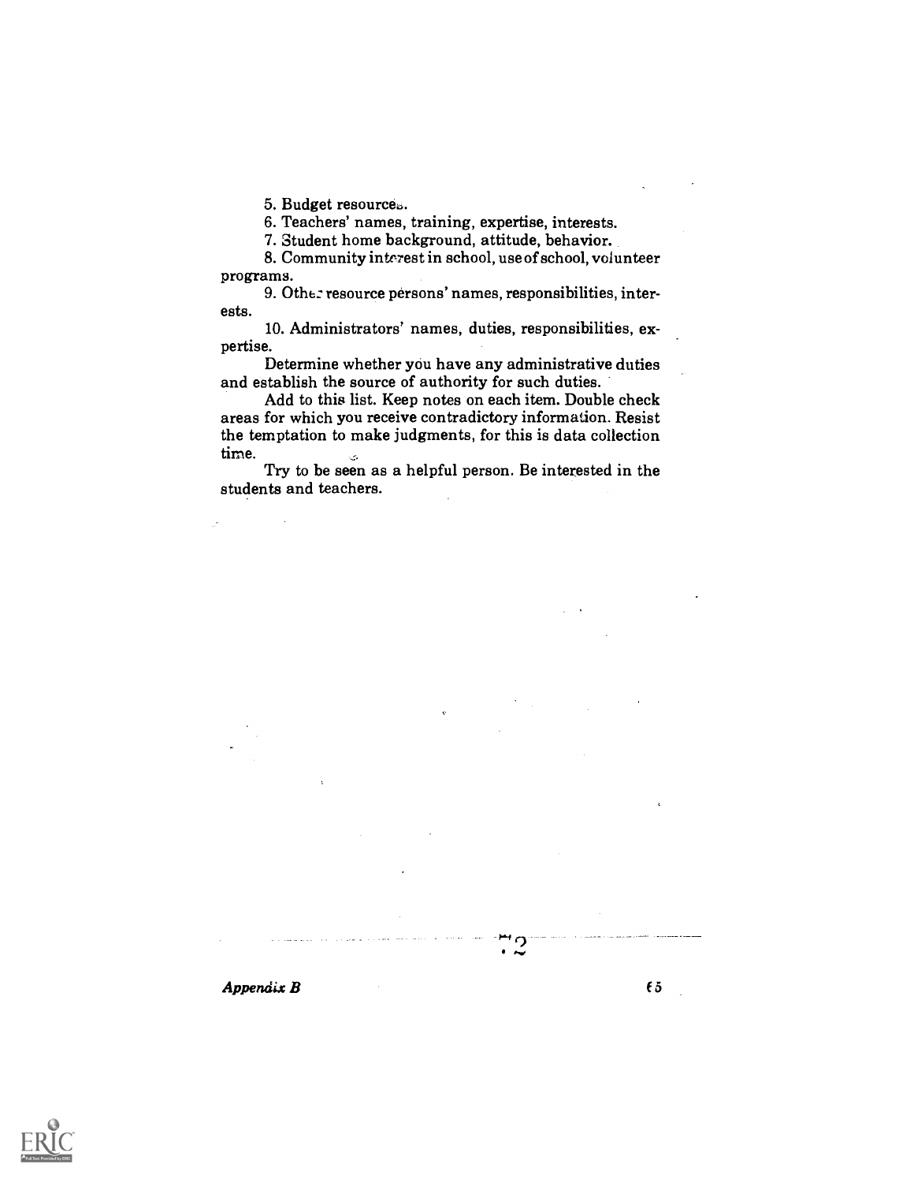5. Budget resources.

6. Teachers' names, training, expertise, interests.

7. Student home background, attitude, behavior.

8. Community interest in school, use of school, volunteer programs.

9. Other resource persons' names, responsibilities, interests.

10. Administrators' names, duties, responsibilities, expertise.

Determine whether you have any administrative duties and establish the source of authority for such duties.

Add to this list. Keep notes on each item. Double check areas for which you receive contradictory information. Resist the temptation to make judgments, for this is data collection time.

Try to be seen as a helpful person. Be interested in the students and teachers.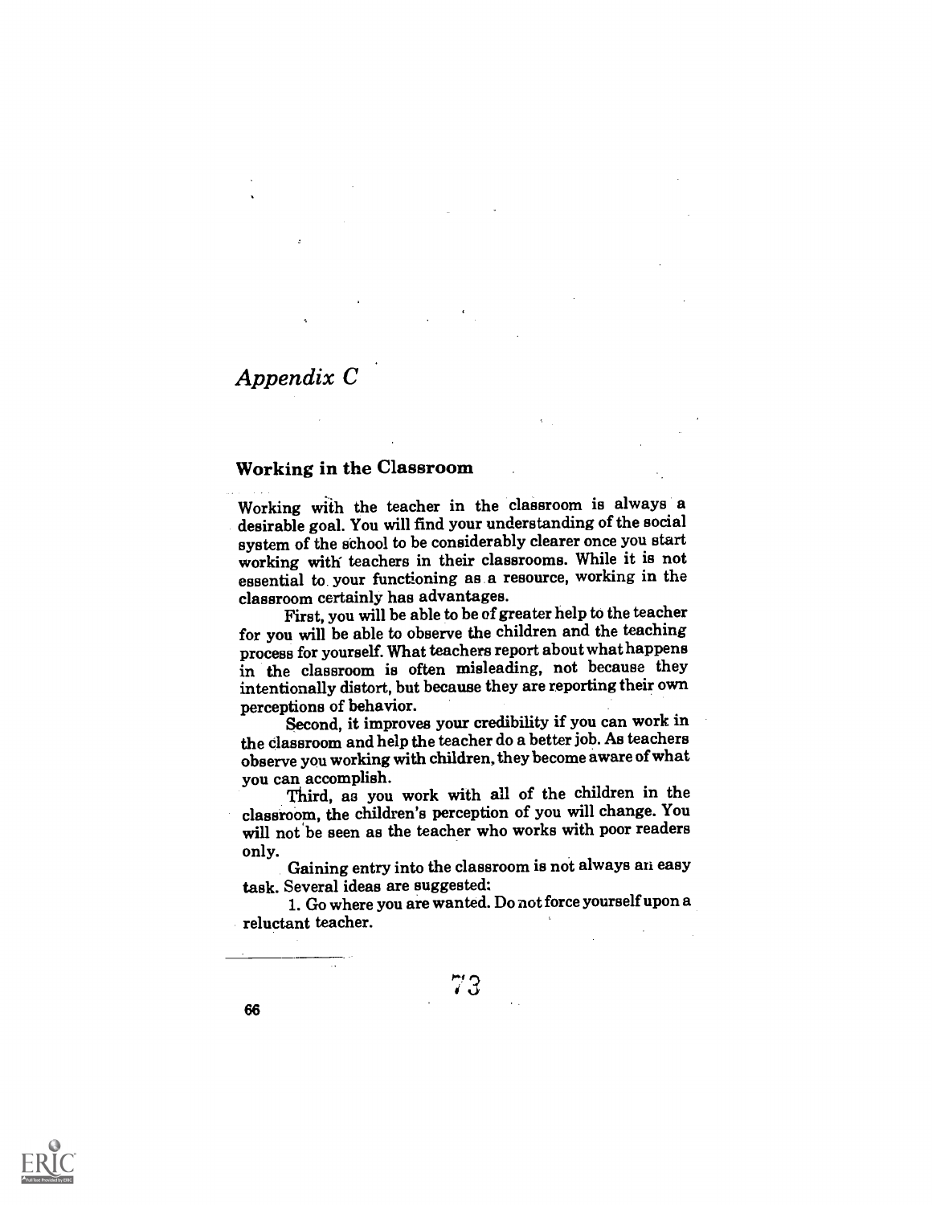# *Appendix C*

## Working in the Classroom

Working with the teacher in the classroom is always a desirable goal. You will find your understanding of the social system of the school to be considerably clearer once you start working with teachers in their classrooms. While it is not essential to your functioning as a resource, working in the classroom certainly has advantages.

First, you will be able to be of greater help to the teacher for you will be able to observe the children and the teaching process for yourself. What teachers report about what happens in the classroom is often misleading, not because they intentionally distort, but because they are reporting their own perceptions of behavior.

Second, it improves your credibility if you can work in the classroom and help the teacher do a better job. As teachers observe you working with children, they become aware of what you can accomplish.

Third, as you work with all of the children in the classroom, the children's perception of you will change. You will not be seen as the teacher who works with poor readers only.

Gaining entry into the classroom is not always an easy task. Several ideas are suggested:

1. Go where you are wanted. Do not force yourself upon a reluctant teacher.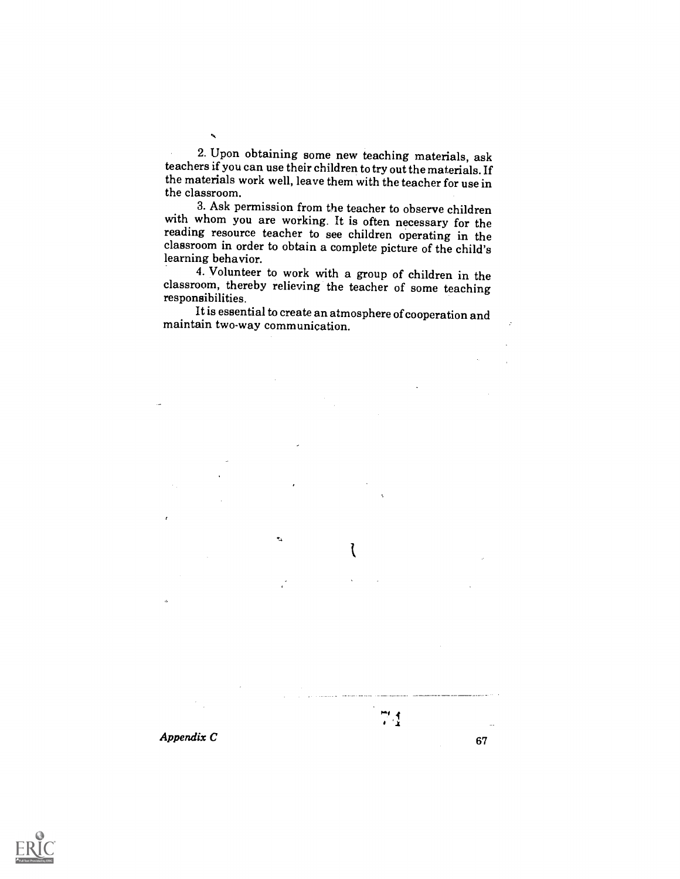2. Upon obtaining some new teaching materials, ask teachers if you can use their children to try out the materials. If the materials work well, leave them with the teacher for use in the classroom.

3. Ask permission from the teacher to observe children with whom you are working. It is often necessary for the reading resource teacher to see children operating in the classroom in order to obtain a complete picture of the child's learning behavior.

4. Volunteer to work with a group of children in the classroom, thereby relieving the teacher of some teaching responsibilities.

It is essential to create an atmosphere of cooperation and maintain two-way communication.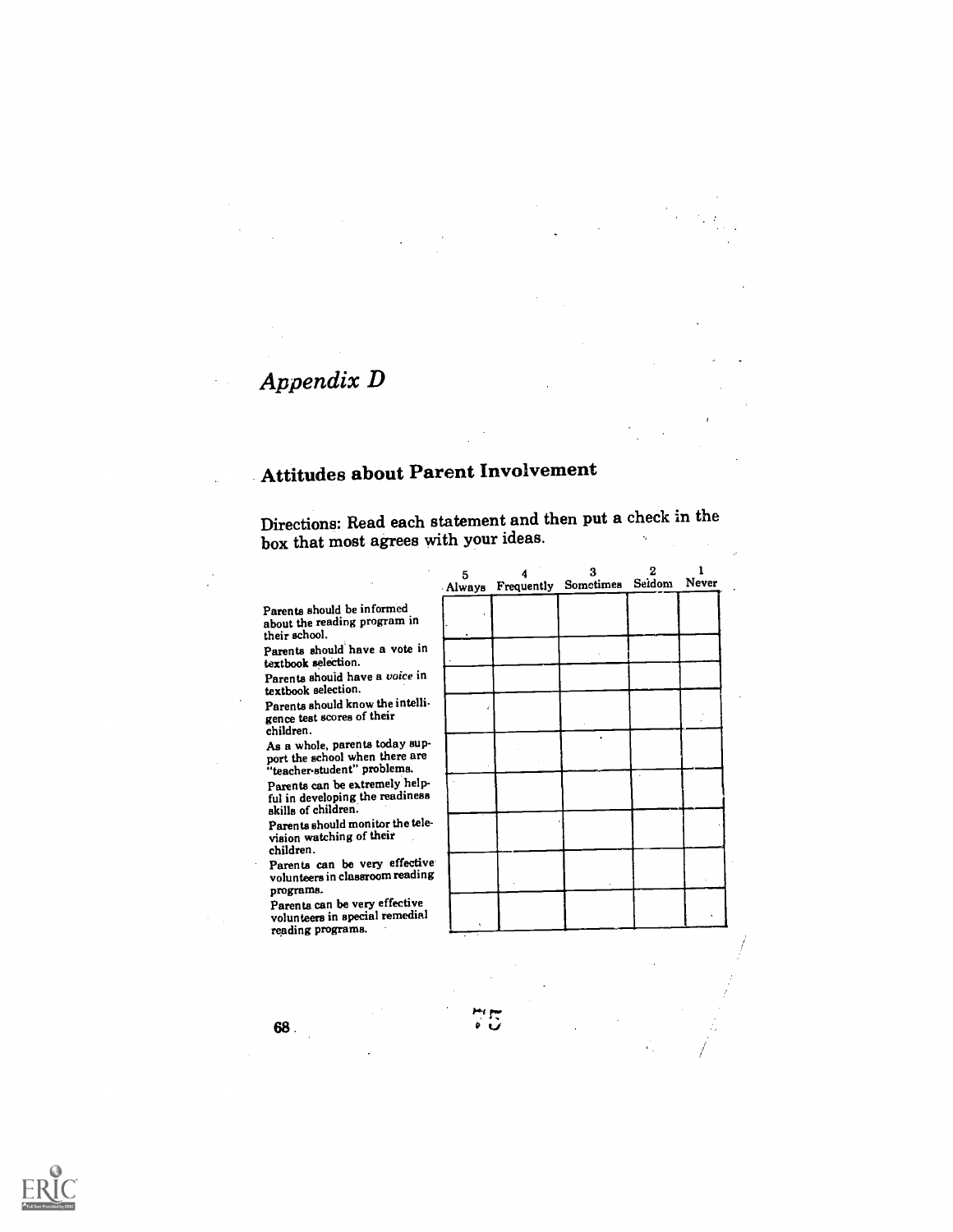# *Appendix D*

## Attitudes about Parent Involvement

Directions: Read each statement and then put a check in the box that most agrees with your ideas.

| | 5 Always | 4 Frequently | 3 Sometimes | 2 Seldom | 1 Never |
|---|---|---|---|---|---|
| Parents should be informed about the reading program in their school. | | | | | |
| Parents should have a vote in textbook selection. | | | | | |
| Parents should have a *voice* in textbook selection. | | | | | |
| Parents should know the intelligence test scores of their children. | | | | | |
| As a whole, parents today support the school when there are "teacher-student" problems. | | | | | |
| Parents can be extremely helpful in developing the readiness skills of children. | | | | | |
| Parents should monitor the television watching of their children. | | | | | |
| Parents can be very effective volunteers in classroom reading programs. | | | | | |
| Parents can be very effective volunteers in special remedial reading programs. | | | | | |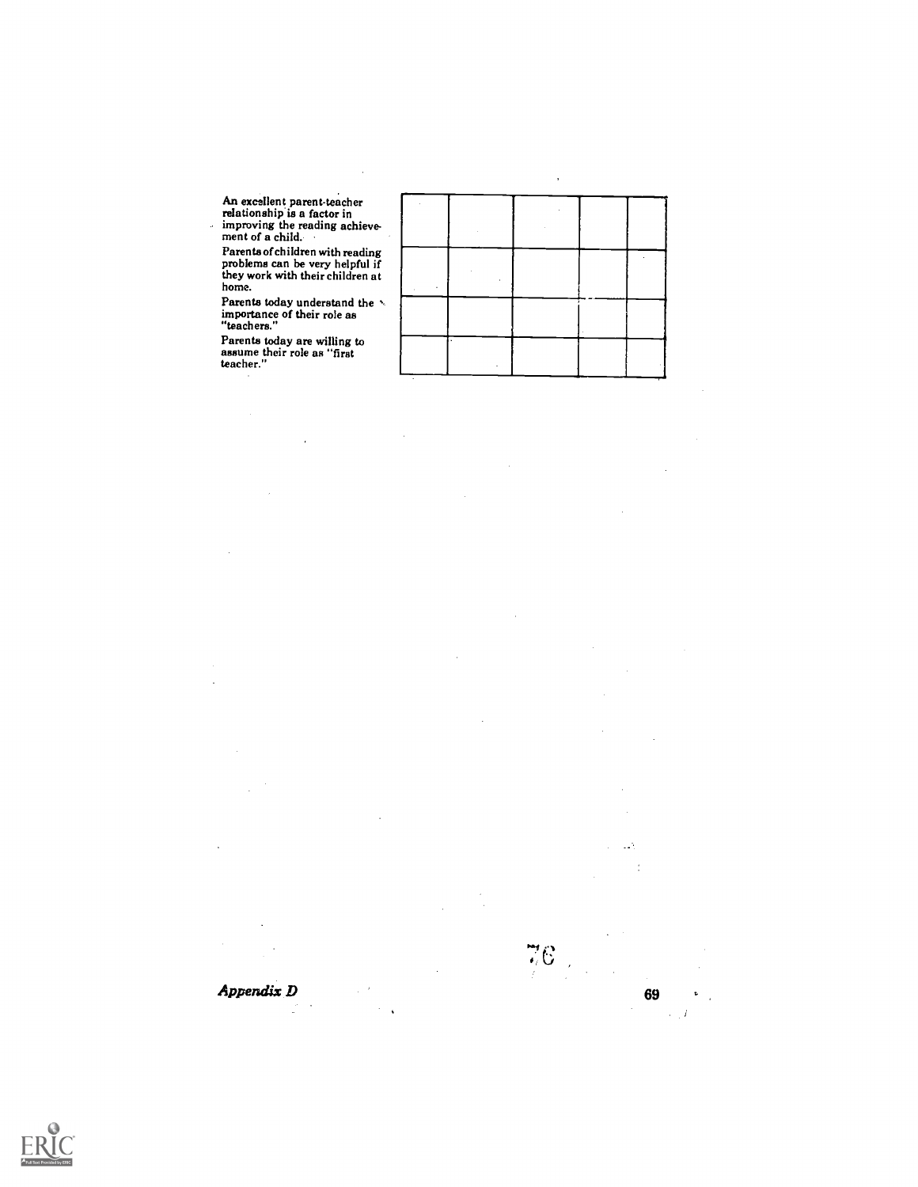| | | | | | |
|---|---|---|---|---|---|
| An excellent parent-teacher relationship is a factor in improving the reading achievement of a child. | | | | | |
| Parents of children with reading problems can be very helpful if they work with their children at home. | | | | | |
| Parents today understand the importance of their role as "teachers." | | | | | |
| Parents today are willing to assume their role as "first teacher." | | | | | |

*Appendix D*